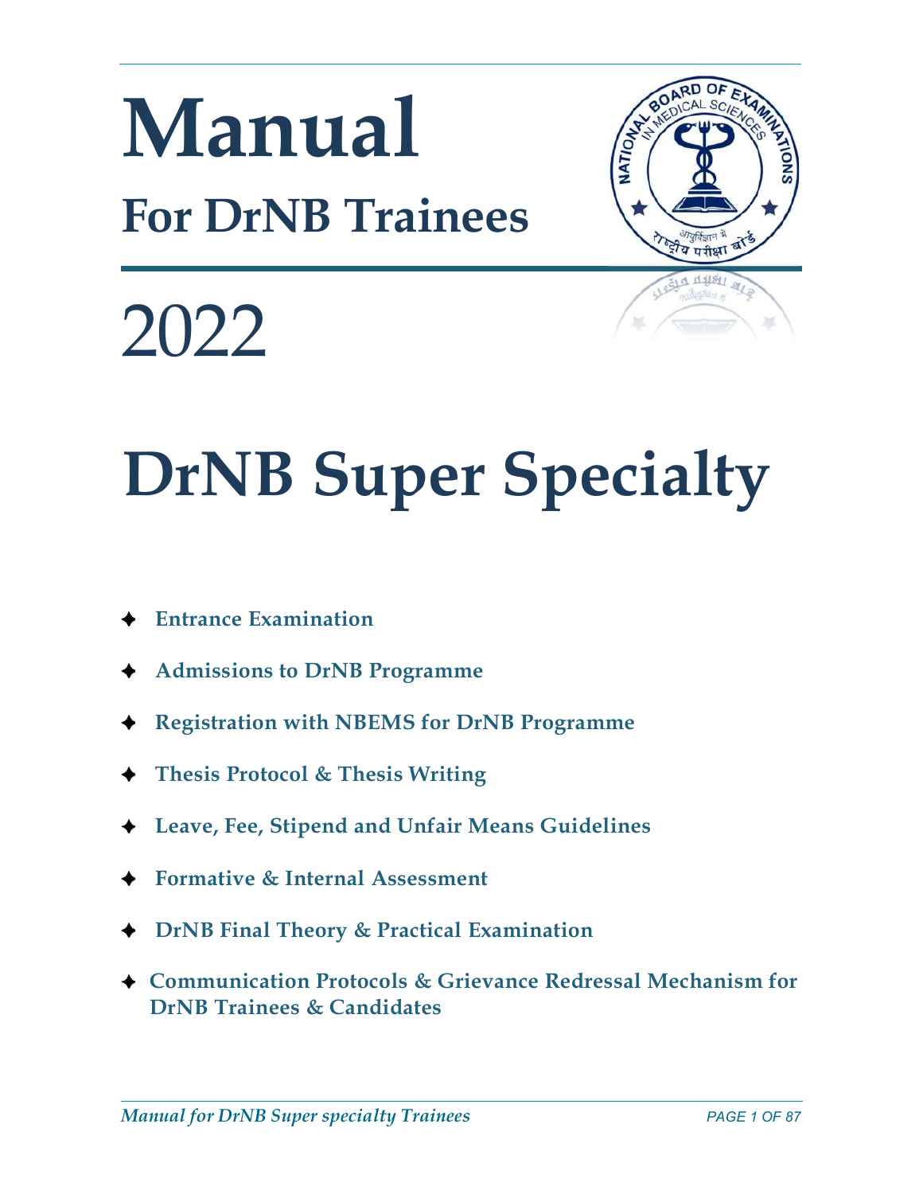# Manual

## For DrNB Trainees

# 2022

# DrNB Super Specialty

- **Entrance Examination**
- **Admissions to DrNB Programme**
- **Registration with NBEMS for DrNB Programme**
- **Thesis Protocol & Thesis Writing**
- **Leave, Fee, Stipend and Unfair Means Guidelines**
- **Formative & Internal Assessment**
- **DrNB Final Theory & Practical Examination**
- **Communication Protocols & Grievance Redressal Mechanism for DrNB Trainees & Candidates**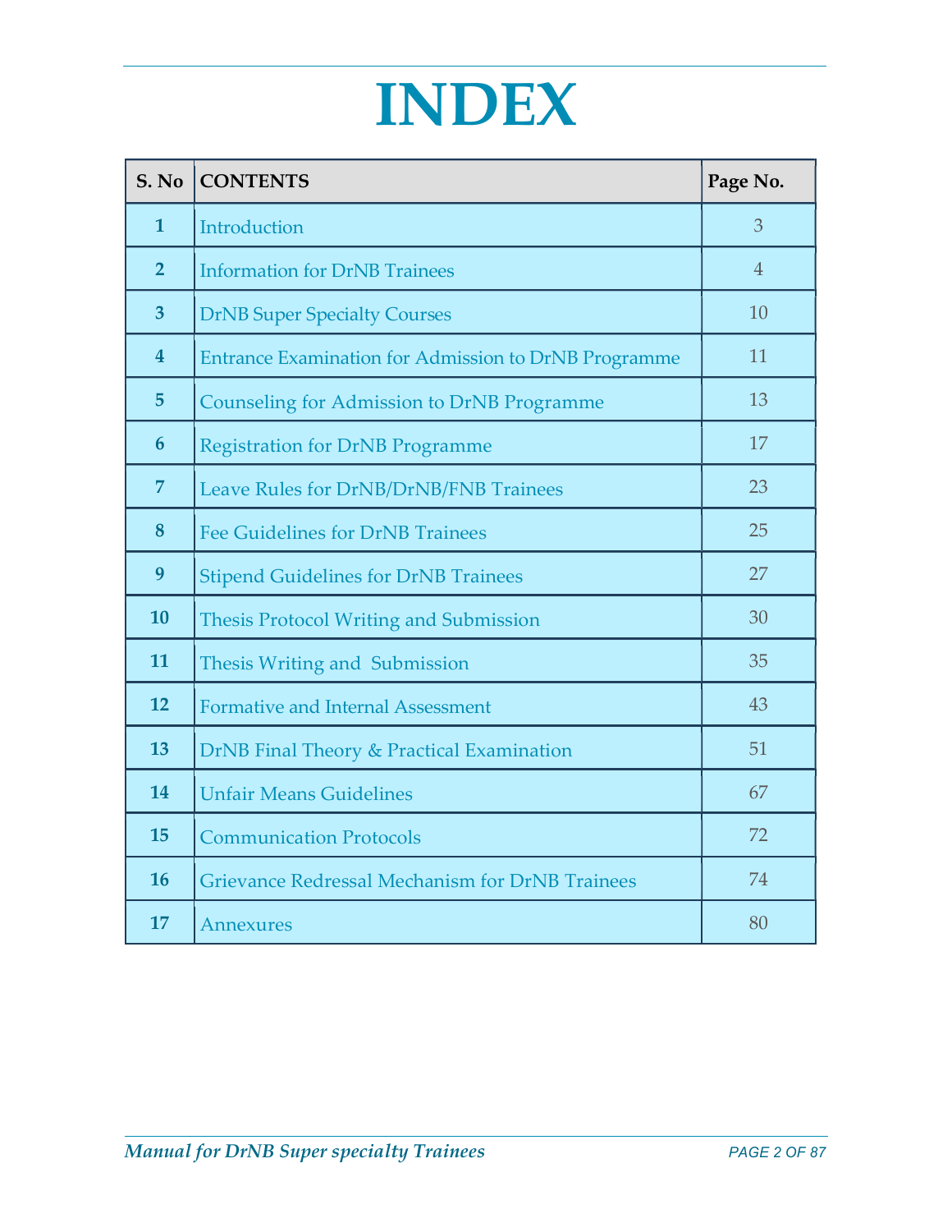# INDEX

| S. No | CONTENTS | Page No. |
|---|---|---|
| 1 | Introduction | 3 |
| 2 | Information for DrNB Trainees | 4 |
| 3 | DrNB Super Specialty Courses | 10 |
| 4 | Entrance Examination for Admission to DrNB Programme | 11 |
| 5 | Counseling for Admission to DrNB Programme | 13 |
| 6 | Registration for DrNB Programme | 17 |
| 7 | Leave Rules for DrNB/DrNB/FNB Trainees | 23 |
| 8 | Fee Guidelines for DrNB Trainees | 25 |
| 9 | Stipend Guidelines for DrNB Trainees | 27 |
| 10 | Thesis Protocol Writing and Submission | 30 |
| 11 | Thesis Writing and Submission | 35 |
| 12 | Formative and Internal Assessment | 43 |
| 13 | DrNB Final Theory & Practical Examination | 51 |
| 14 | Unfair Means Guidelines | 67 |
| 15 | Communication Protocols | 72 |
| 16 | Grievance Redressal Mechanism for DrNB Trainees | 74 |
| 17 | Annexures | 80 |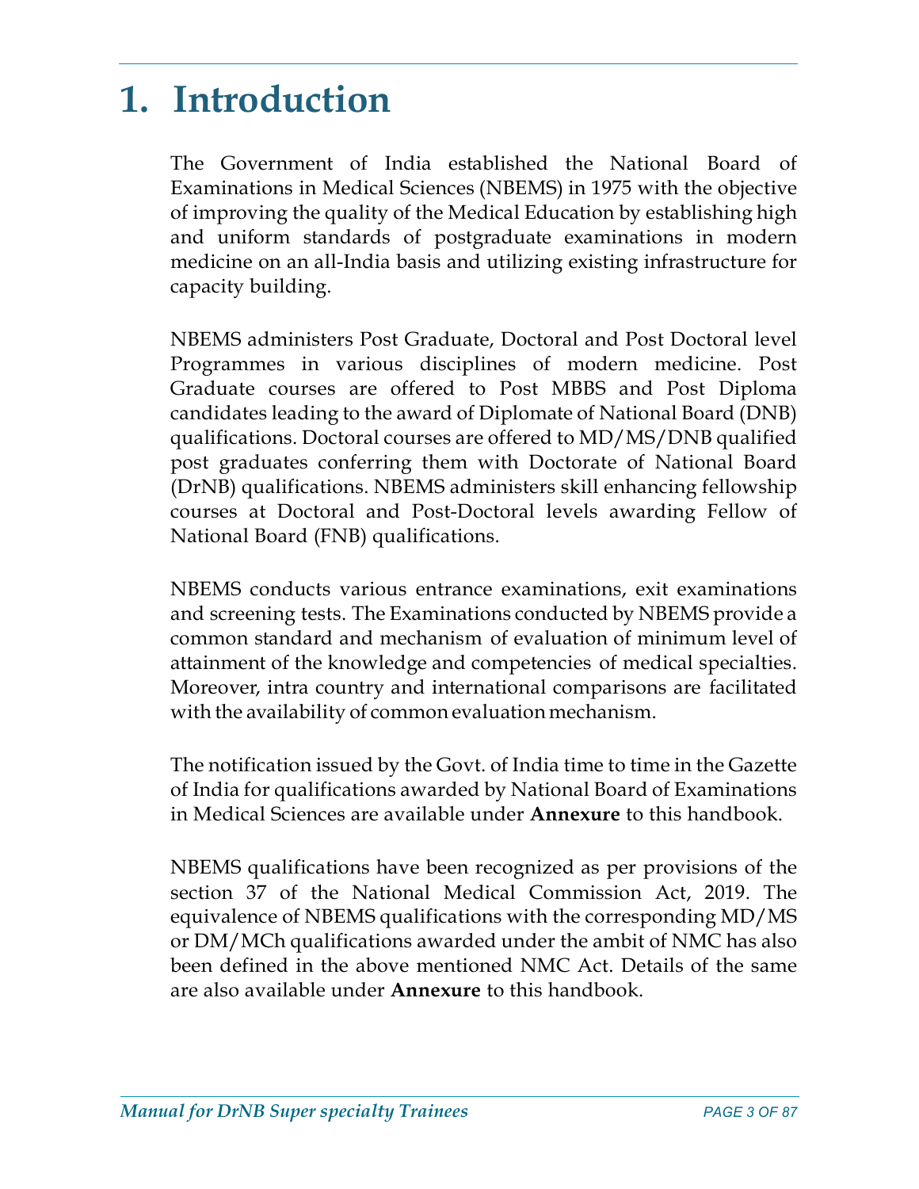# 1. Introduction

The Government of India established the National Board of Examinations in Medical Sciences (NBEMS) in 1975 with the objective of improving the quality of the Medical Education by establishing high and uniform standards of postgraduate examinations in modern medicine on an all-India basis and utilizing existing infrastructure for capacity building.

NBEMS administers Post Graduate, Doctoral and Post Doctoral level Programmes in various disciplines of modern medicine. Post Graduate courses are offered to Post MBBS and Post Diploma candidates leading to the award of Diplomate of National Board (DNB) qualifications. Doctoral courses are offered to MD/MS/DNB qualified post graduates conferring them with Doctorate of National Board (DrNB) qualifications. NBEMS administers skill enhancing fellowship courses at Doctoral and Post-Doctoral levels awarding Fellow of National Board (FNB) qualifications.

NBEMS conducts various entrance examinations, exit examinations and screening tests. The Examinations conducted by NBEMS provide a common standard and mechanism of evaluation of minimum level of attainment of the knowledge and competencies of medical specialties. Moreover, intra country and international comparisons are facilitated with the availability of common evaluation mechanism.

The notification issued by the Govt. of India time to time in the Gazette of India for qualifications awarded by National Board of Examinations in Medical Sciences are available under **Annexure** to this handbook.

NBEMS qualifications have been recognized as per provisions of the section 37 of the National Medical Commission Act, 2019. The equivalence of NBEMS qualifications with the corresponding MD/MS or DM/MCh qualifications awarded under the ambit of NMC has also been defined in the above mentioned NMC Act. Details of the same are also available under **Annexure** to this handbook.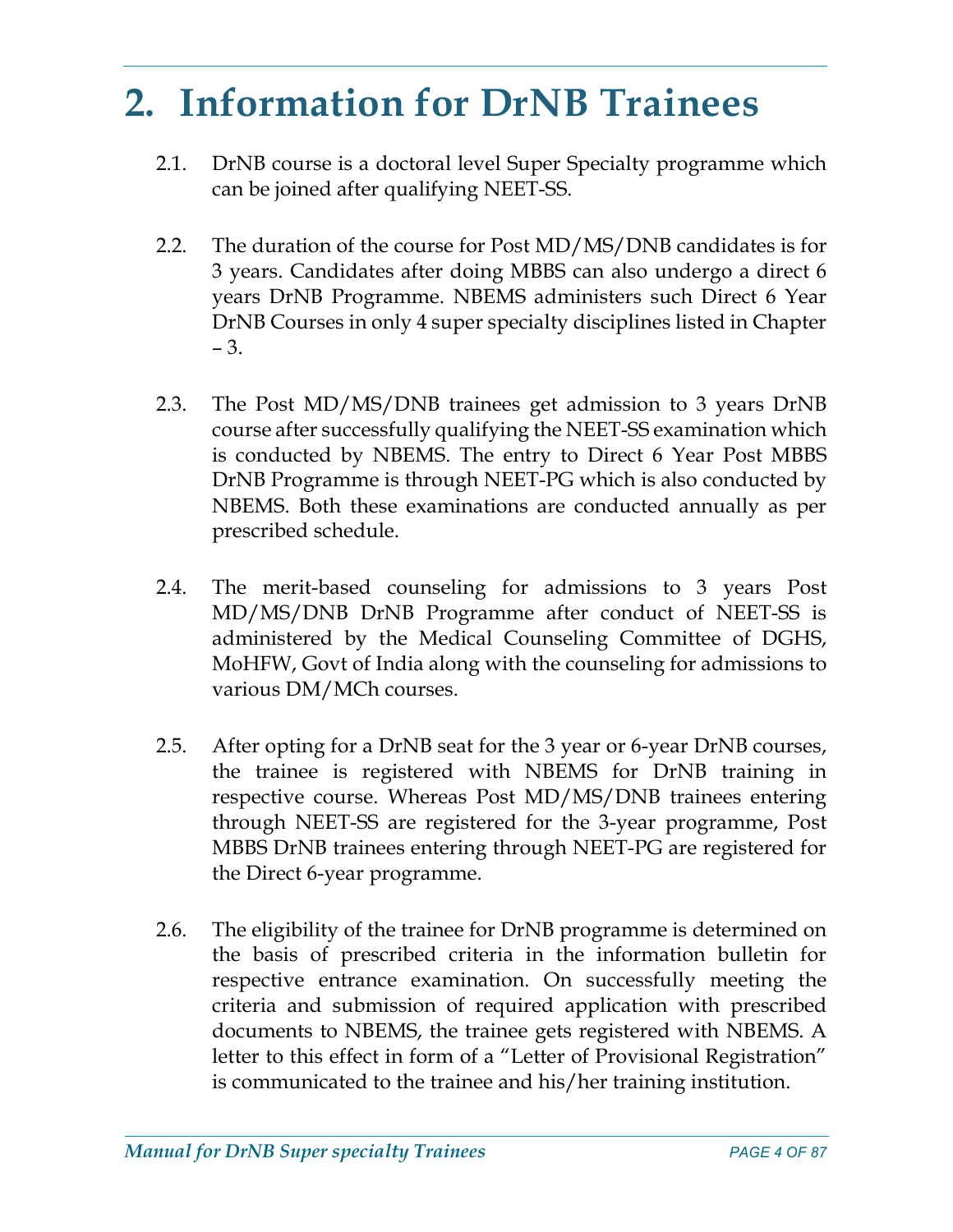# 2. Information for DrNB Trainees

2.1. DrNB course is a doctoral level Super Specialty programme which can be joined after qualifying NEET-SS.

2.2. The duration of the course for Post MD/MS/DNB candidates is for 3 years. Candidates after doing MBBS can also undergo a direct 6 years DrNB Programme. NBEMS administers such Direct 6 Year DrNB Courses in only 4 super specialty disciplines listed in Chapter – 3.

2.3. The Post MD/MS/DNB trainees get admission to 3 years DrNB course after successfully qualifying the NEET-SS examination which is conducted by NBEMS. The entry to Direct 6 Year Post MBBS DrNB Programme is through NEET-PG which is also conducted by NBEMS. Both these examinations are conducted annually as per prescribed schedule.

2.4. The merit-based counseling for admissions to 3 years Post MD/MS/DNB DrNB Programme after conduct of NEET-SS is administered by the Medical Counseling Committee of DGHS, MoHFW, Govt of India along with the counseling for admissions to various DM/MCh courses.

2.5. After opting for a DrNB seat for the 3 year or 6-year DrNB courses, the trainee is registered with NBEMS for DrNB training in respective course. Whereas Post MD/MS/DNB trainees entering through NEET-SS are registered for the 3-year programme, Post MBBS DrNB trainees entering through NEET-PG are registered for the Direct 6-year programme.

2.6. The eligibility of the trainee for DrNB programme is determined on the basis of prescribed criteria in the information bulletin for respective entrance examination. On successfully meeting the criteria and submission of required application with prescribed documents to NBEMS, the trainee gets registered with NBEMS. A letter to this effect in form of a "Letter of Provisional Registration" is communicated to the trainee and his/her training institution.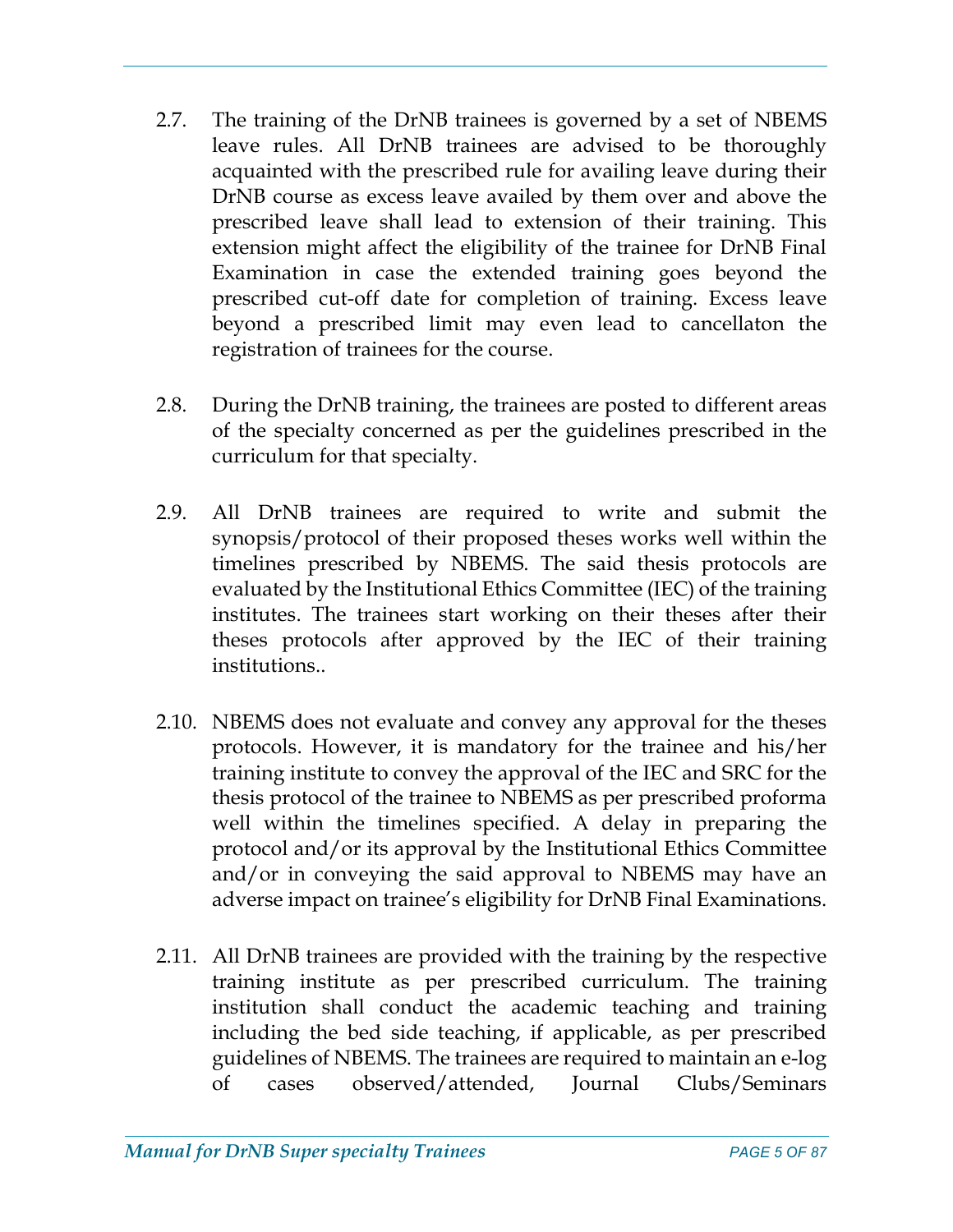2.7. The training of the DrNB trainees is governed by a set of NBEMS leave rules. All DrNB trainees are advised to be thoroughly acquainted with the prescribed rule for availing leave during their DrNB course as excess leave availed by them over and above the prescribed leave shall lead to extension of their training. This extension might affect the eligibility of the trainee for DrNB Final Examination in case the extended training goes beyond the prescribed cut-off date for completion of training. Excess leave beyond a prescribed limit may even lead to cancellaton the registration of trainees for the course.

2.8. During the DrNB training, the trainees are posted to different areas of the specialty concerned as per the guidelines prescribed in the curriculum for that specialty.

2.9. All DrNB trainees are required to write and submit the synopsis/protocol of their proposed theses works well within the timelines prescribed by NBEMS. The said thesis protocols are evaluated by the Institutional Ethics Committee (IEC) of the training institutes. The trainees start working on their theses after their theses protocols after approved by the IEC of their training institutions..

2.10. NBEMS does not evaluate and convey any approval for the theses protocols. However, it is mandatory for the trainee and his/her training institute to convey the approval of the IEC and SRC for the thesis protocol of the trainee to NBEMS as per prescribed proforma well within the timelines specified. A delay in preparing the protocol and/or its approval by the Institutional Ethics Committee and/or in conveying the said approval to NBEMS may have an adverse impact on trainee's eligibility for DrNB Final Examinations.

2.11. All DrNB trainees are provided with the training by the respective training institute as per prescribed curriculum. The training institution shall conduct the academic teaching and training including the bed side teaching, if applicable, as per prescribed guidelines of NBEMS. The trainees are required to maintain an e-log of cases observed/attended, Journal Clubs/Seminars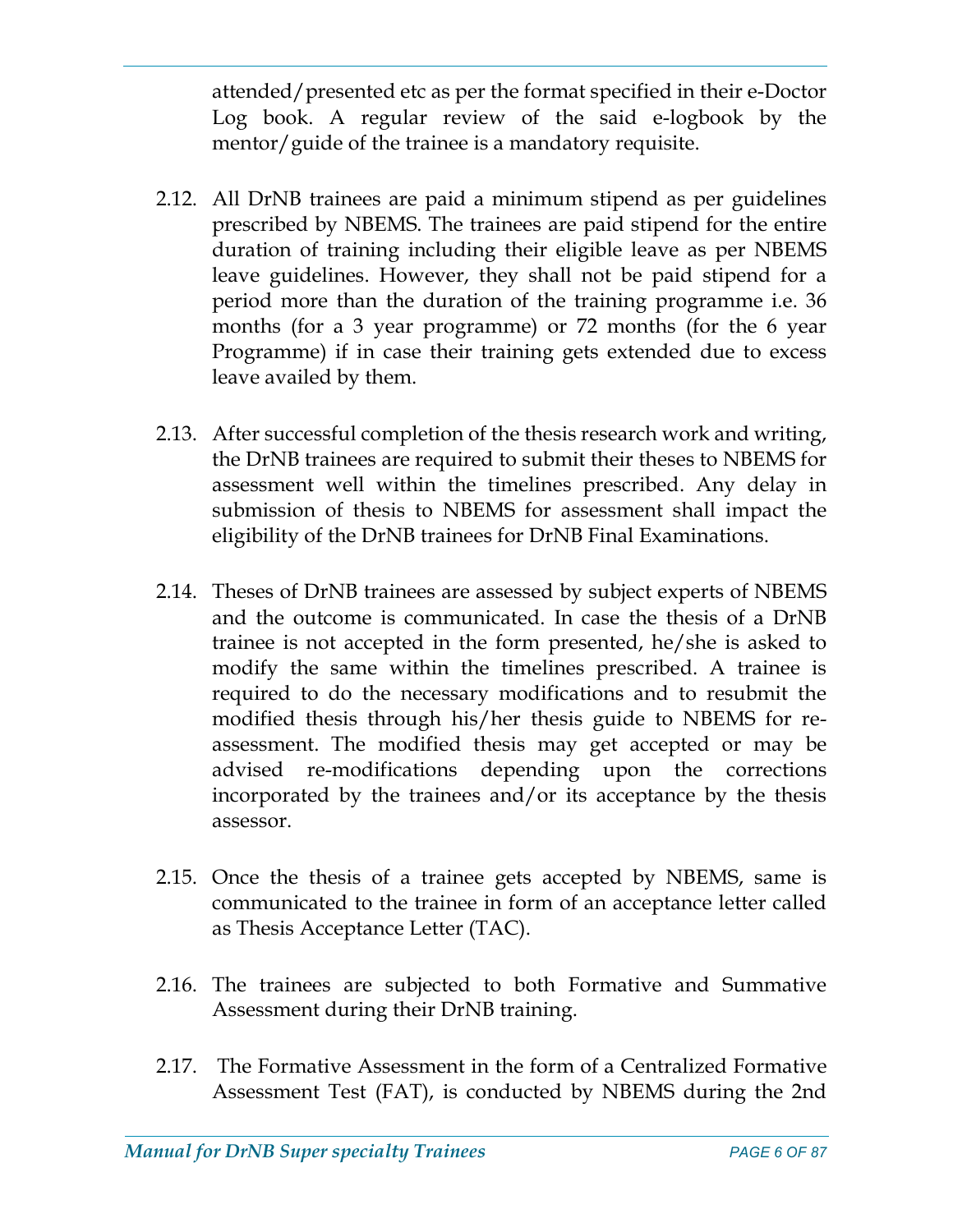attended/presented etc as per the format specified in their e-Doctor Log book. A regular review of the said e-logbook by the mentor/guide of the trainee is a mandatory requisite.

2.12. All DrNB trainees are paid a minimum stipend as per guidelines prescribed by NBEMS. The trainees are paid stipend for the entire duration of training including their eligible leave as per NBEMS leave guidelines. However, they shall not be paid stipend for a period more than the duration of the training programme i.e. 36 months (for a 3 year programme) or 72 months (for the 6 year Programme) if in case their training gets extended due to excess leave availed by them.

2.13. After successful completion of the thesis research work and writing, the DrNB trainees are required to submit their theses to NBEMS for assessment well within the timelines prescribed. Any delay in submission of thesis to NBEMS for assessment shall impact the eligibility of the DrNB trainees for DrNB Final Examinations.

2.14. Theses of DrNB trainees are assessed by subject experts of NBEMS and the outcome is communicated. In case the thesis of a DrNB trainee is not accepted in the form presented, he/she is asked to modify the same within the timelines prescribed. A trainee is required to do the necessary modifications and to resubmit the modified thesis through his/her thesis guide to NBEMS for re-assessment. The modified thesis may get accepted or may be advised re-modifications depending upon the corrections incorporated by the trainees and/or its acceptance by the thesis assessor.

2.15. Once the thesis of a trainee gets accepted by NBEMS, same is communicated to the trainee in form of an acceptance letter called as Thesis Acceptance Letter (TAC).

2.16. The trainees are subjected to both Formative and Summative Assessment during their DrNB training.

2.17. The Formative Assessment in the form of a Centralized Formative Assessment Test (FAT), is conducted by NBEMS during the 2nd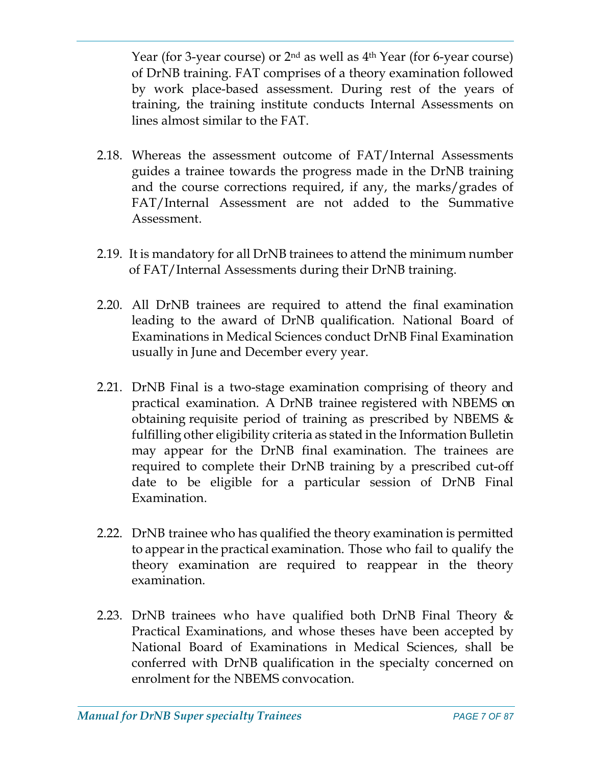Year (for 3-year course) or 2nd as well as 4th Year (for 6-year course) of DrNB training. FAT comprises of a theory examination followed by work place-based assessment. During rest of the years of training, the training institute conducts Internal Assessments on lines almost similar to the FAT.

2.18. Whereas the assessment outcome of FAT/Internal Assessments guides a trainee towards the progress made in the DrNB training and the course corrections required, if any, the marks/grades of FAT/Internal Assessment are not added to the Summative Assessment.

2.19. It is mandatory for all DrNB trainees to attend the minimum number of FAT/Internal Assessments during their DrNB training.

2.20. All DrNB trainees are required to attend the final examination leading to the award of DrNB qualification. National Board of Examinations in Medical Sciences conduct DrNB Final Examination usually in June and December every year.

2.21. DrNB Final is a two-stage examination comprising of theory and practical examination. A DrNB trainee registered with NBEMS on obtaining requisite period of training as prescribed by NBEMS & fulfilling other eligibility criteria as stated in the Information Bulletin may appear for the DrNB final examination. The trainees are required to complete their DrNB training by a prescribed cut-off date to be eligible for a particular session of DrNB Final Examination.

2.22. DrNB trainee who has qualified the theory examination is permitted to appear in the practical examination. Those who fail to qualify the theory examination are required to reappear in the theory examination.

2.23. DrNB trainees who have qualified both DrNB Final Theory & Practical Examinations, and whose theses have been accepted by National Board of Examinations in Medical Sciences, shall be conferred with DrNB qualification in the specialty concerned on enrolment for the NBEMS convocation.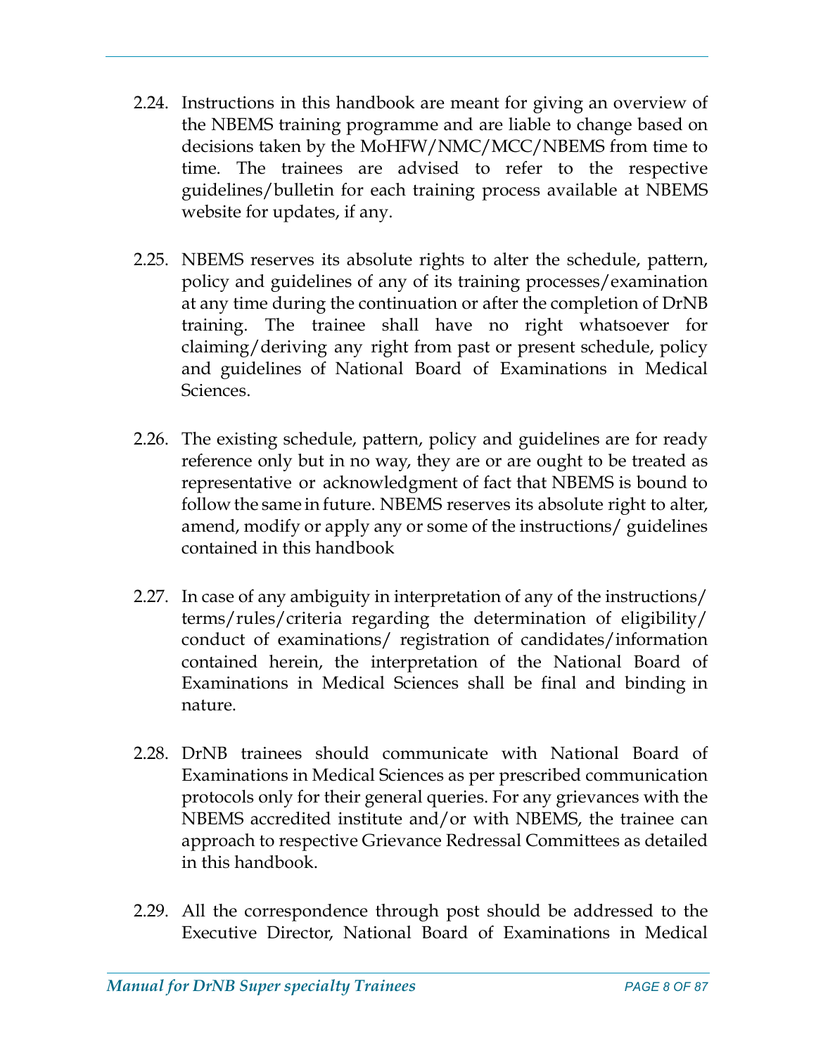2.24. Instructions in this handbook are meant for giving an overview of the NBEMS training programme and are liable to change based on decisions taken by the MoHFW/NMC/MCC/NBEMS from time to time. The trainees are advised to refer to the respective guidelines/bulletin for each training process available at NBEMS website for updates, if any.

2.25. NBEMS reserves its absolute rights to alter the schedule, pattern, policy and guidelines of any of its training processes/examination at any time during the continuation or after the completion of DrNB training. The trainee shall have no right whatsoever for claiming/deriving any right from past or present schedule, policy and guidelines of National Board of Examinations in Medical Sciences.

2.26. The existing schedule, pattern, policy and guidelines are for ready reference only but in no way, they are or are ought to be treated as representative or acknowledgment of fact that NBEMS is bound to follow the same in future. NBEMS reserves its absolute right to alter, amend, modify or apply any or some of the instructions/ guidelines contained in this handbook

2.27. In case of any ambiguity in interpretation of any of the instructions/ terms/rules/criteria regarding the determination of eligibility/ conduct of examinations/ registration of candidates/information contained herein, the interpretation of the National Board of Examinations in Medical Sciences shall be final and binding in nature.

2.28. DrNB trainees should communicate with National Board of Examinations in Medical Sciences as per prescribed communication protocols only for their general queries. For any grievances with the NBEMS accredited institute and/or with NBEMS, the trainee can approach to respective Grievance Redressal Committees as detailed in this handbook.

2.29. All the correspondence through post should be addressed to the Executive Director, National Board of Examinations in Medical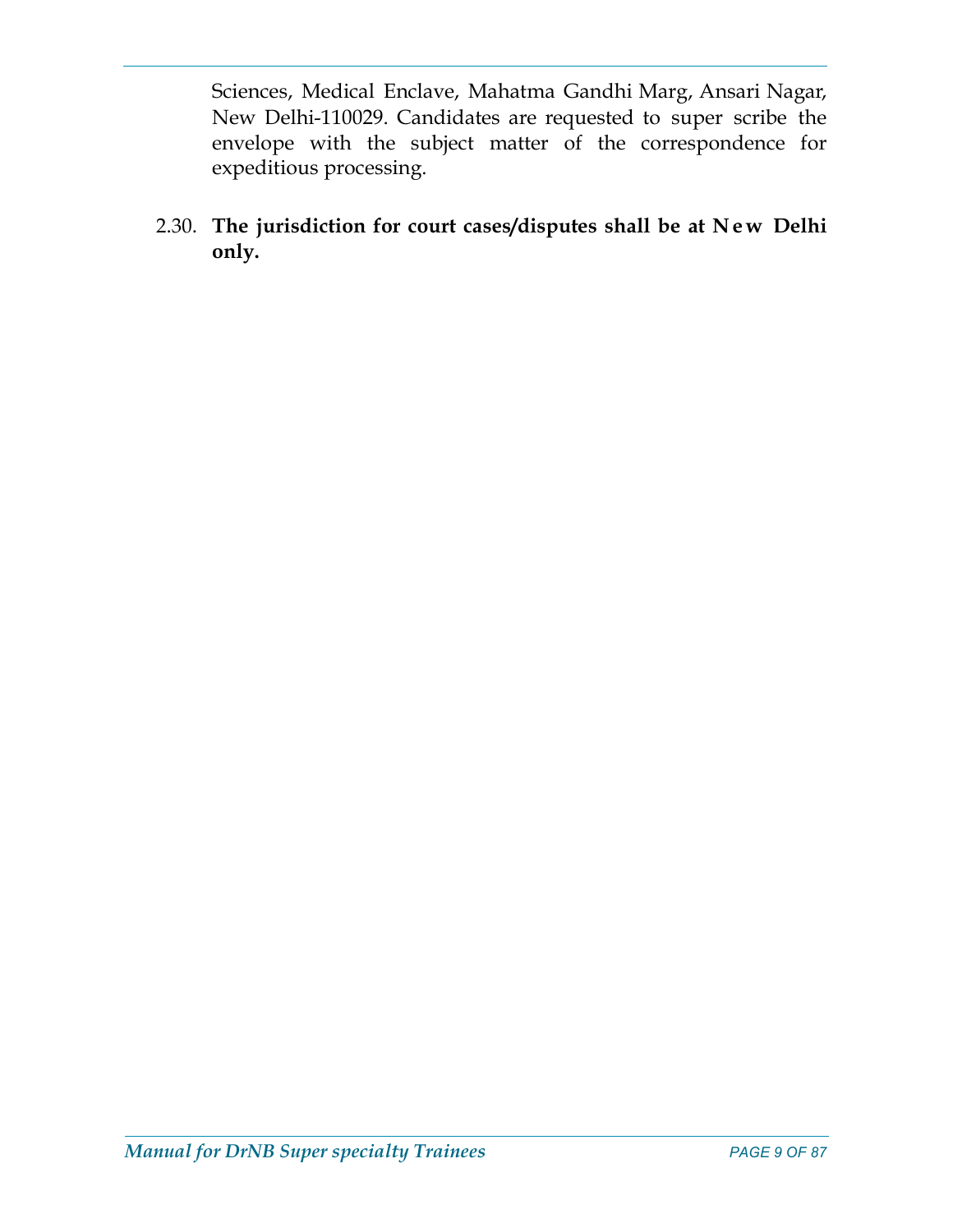Sciences, Medical Enclave, Mahatma Gandhi Marg, Ansari Nagar, New Delhi-110029. Candidates are requested to super scribe the envelope with the subject matter of the correspondence for expeditious processing.

2.30. **The jurisdiction for court cases/disputes shall be at New Delhi only.**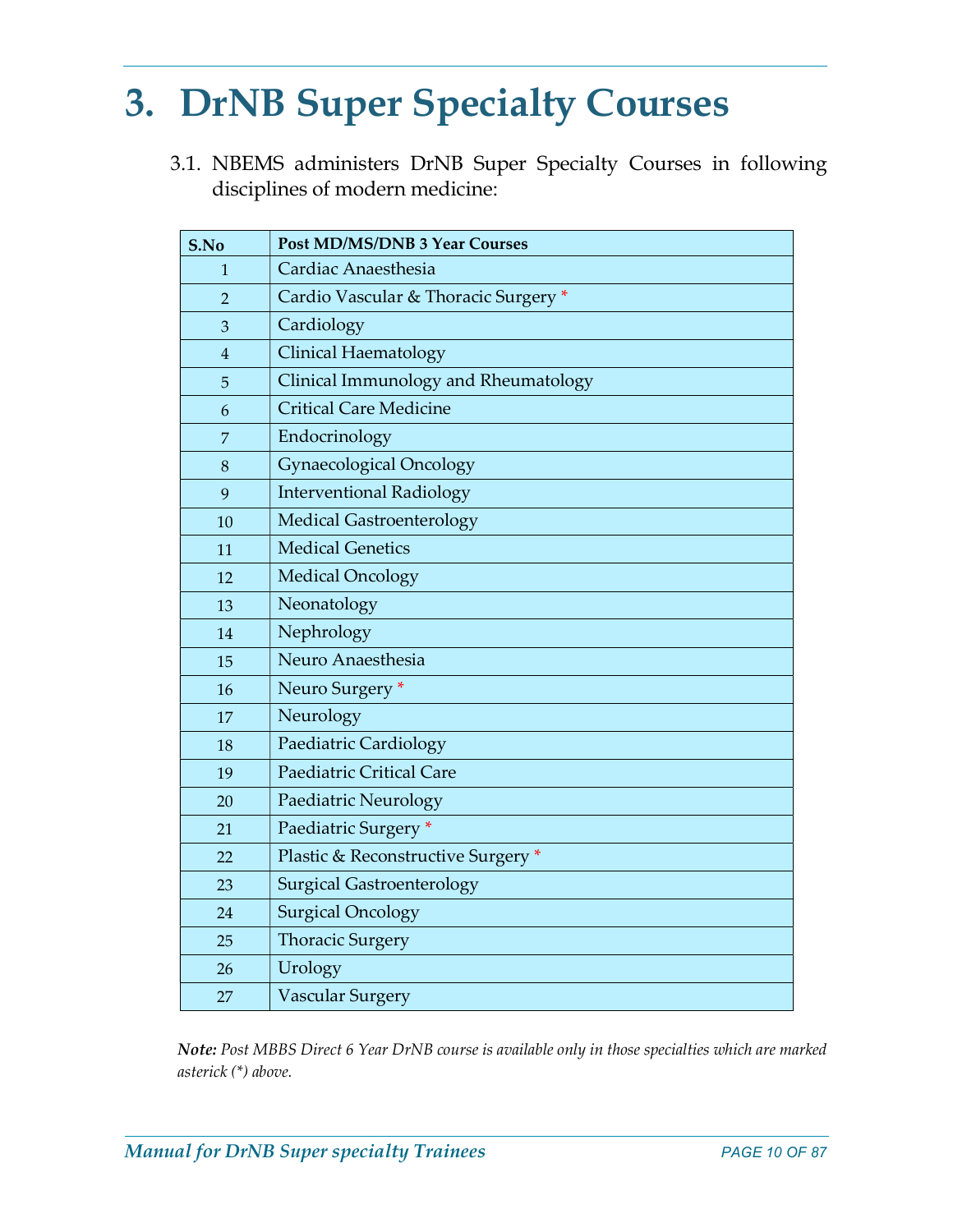# 3. DrNB Super Specialty Courses

3.1. NBEMS administers DrNB Super Specialty Courses in following disciplines of modern medicine:

| S.No | Post MD/MS/DNB 3 Year Courses |
|---|---|
| 1 | Cardiac Anaesthesia |
| 2 | Cardio Vascular & Thoracic Surgery * |
| 3 | Cardiology |
| 4 | Clinical Haematology |
| 5 | Clinical Immunology and Rheumatology |
| 6 | Critical Care Medicine |
| 7 | Endocrinology |
| 8 | Gynaecological Oncology |
| 9 | Interventional Radiology |
| 10 | Medical Gastroenterology |
| 11 | Medical Genetics |
| 12 | Medical Oncology |
| 13 | Neonatology |
| 14 | Nephrology |
| 15 | Neuro Anaesthesia |
| 16 | Neuro Surgery * |
| 17 | Neurology |
| 18 | Paediatric Cardiology |
| 19 | Paediatric Critical Care |
| 20 | Paediatric Neurology |
| 21 | Paediatric Surgery * |
| 22 | Plastic & Reconstructive Surgery * |
| 23 | Surgical Gastroenterology |
| 24 | Surgical Oncology |
| 25 | Thoracic Surgery |
| 26 | Urology |
| 27 | Vascular Surgery |

***Note:*** *Post MBBS Direct 6 Year DrNB course is available only in those specialties which are marked asterick (*) above.*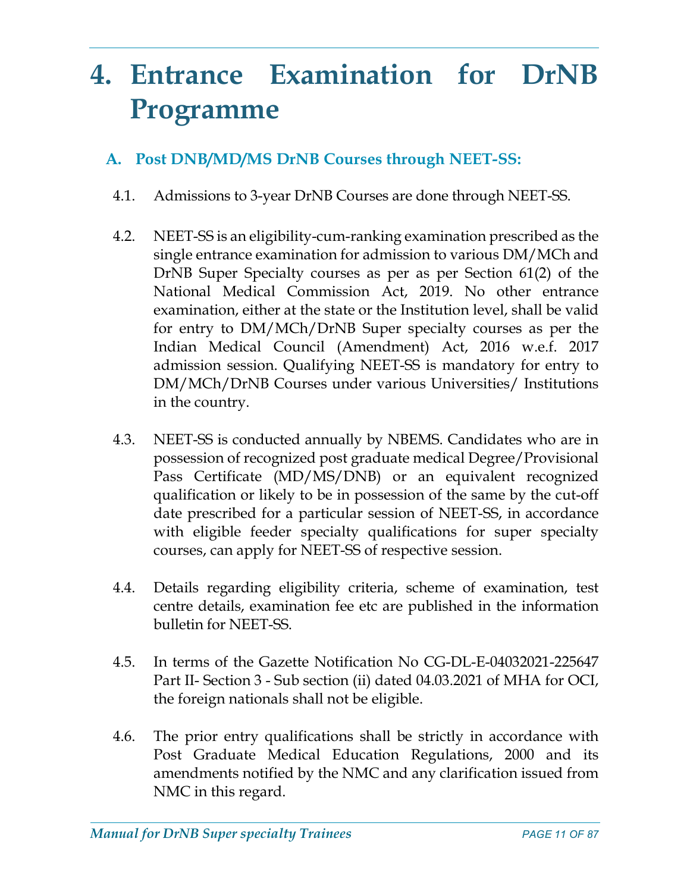# 4. Entrance Examination for DrNB Programme

## A. Post DNB/MD/MS DrNB Courses through NEET-SS:

4.1. Admissions to 3-year DrNB Courses are done through NEET-SS.

4.2. NEET-SS is an eligibility-cum-ranking examination prescribed as the single entrance examination for admission to various DM/MCh and DrNB Super Specialty courses as per as per Section 61(2) of the National Medical Commission Act, 2019. No other entrance examination, either at the state or the Institution level, shall be valid for entry to DM/MCh/DrNB Super specialty courses as per the Indian Medical Council (Amendment) Act, 2016 w.e.f. 2017 admission session. Qualifying NEET-SS is mandatory for entry to DM/MCh/DrNB Courses under various Universities/ Institutions in the country.

4.3. NEET-SS is conducted annually by NBEMS. Candidates who are in possession of recognized post graduate medical Degree/Provisional Pass Certificate (MD/MS/DNB) or an equivalent recognized qualification or likely to be in possession of the same by the cut-off date prescribed for a particular session of NEET-SS, in accordance with eligible feeder specialty qualifications for super specialty courses, can apply for NEET-SS of respective session.

4.4. Details regarding eligibility criteria, scheme of examination, test centre details, examination fee etc are published in the information bulletin for NEET-SS.

4.5. In terms of the Gazette Notification No CG-DL-E-04032021-225647 Part II- Section 3 - Sub section (ii) dated 04.03.2021 of MHA for OCI, the foreign nationals shall not be eligible.

4.6. The prior entry qualifications shall be strictly in accordance with Post Graduate Medical Education Regulations, 2000 and its amendments notified by the NMC and any clarification issued from NMC in this regard.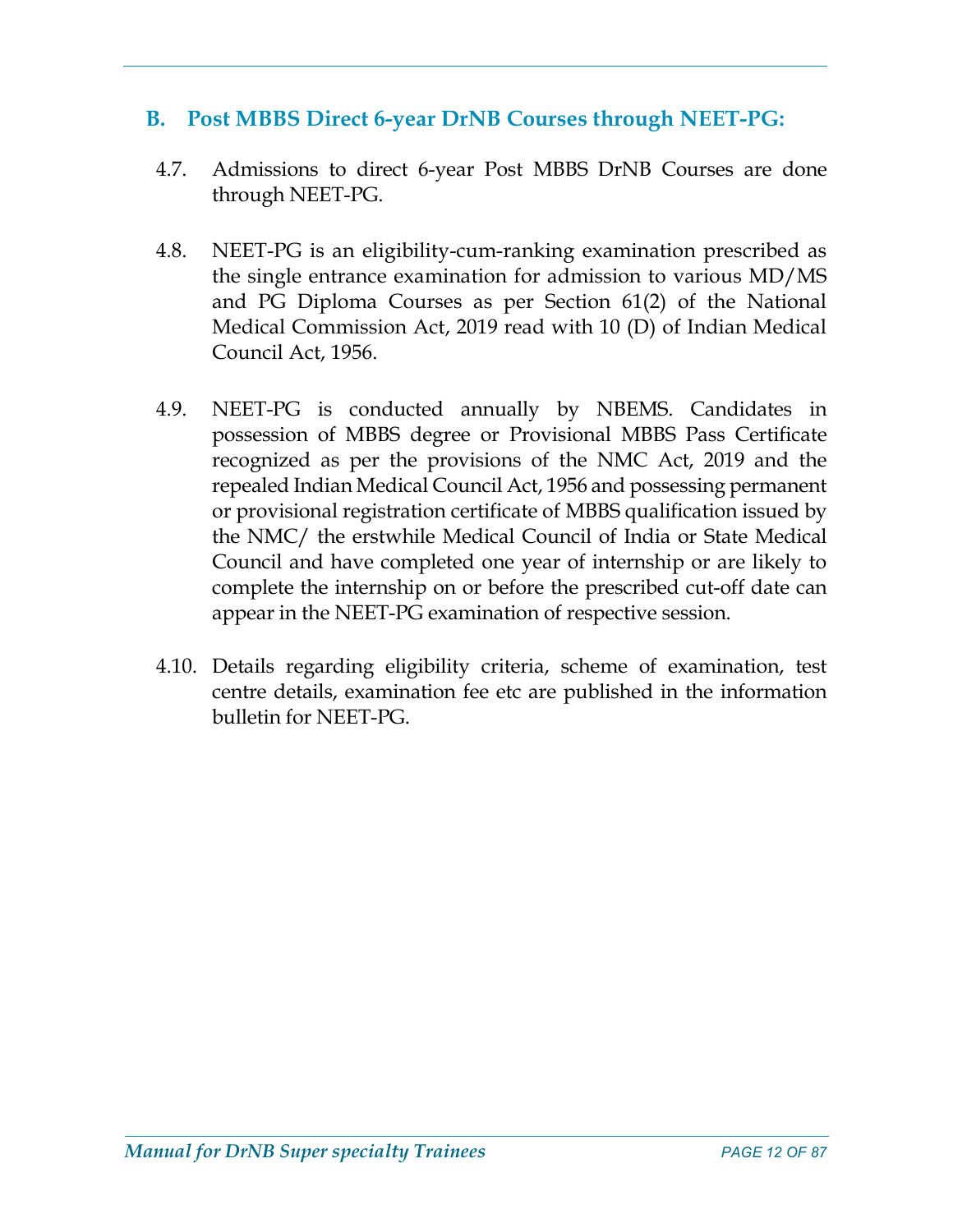## B. Post MBBS Direct 6-year DrNB Courses through NEET-PG:

4.7. Admissions to direct 6-year Post MBBS DrNB Courses are done through NEET-PG.

4.8. NEET-PG is an eligibility-cum-ranking examination prescribed as the single entrance examination for admission to various MD/MS and PG Diploma Courses as per Section 61(2) of the National Medical Commission Act, 2019 read with 10 (D) of Indian Medical Council Act, 1956.

4.9. NEET-PG is conducted annually by NBEMS. Candidates in possession of MBBS degree or Provisional MBBS Pass Certificate recognized as per the provisions of the NMC Act, 2019 and the repealed Indian Medical Council Act, 1956 and possessing permanent or provisional registration certificate of MBBS qualification issued by the NMC/ the erstwhile Medical Council of India or State Medical Council and have completed one year of internship or are likely to complete the internship on or before the prescribed cut-off date can appear in the NEET-PG examination of respective session.

4.10. Details regarding eligibility criteria, scheme of examination, test centre details, examination fee etc are published in the information bulletin for NEET-PG.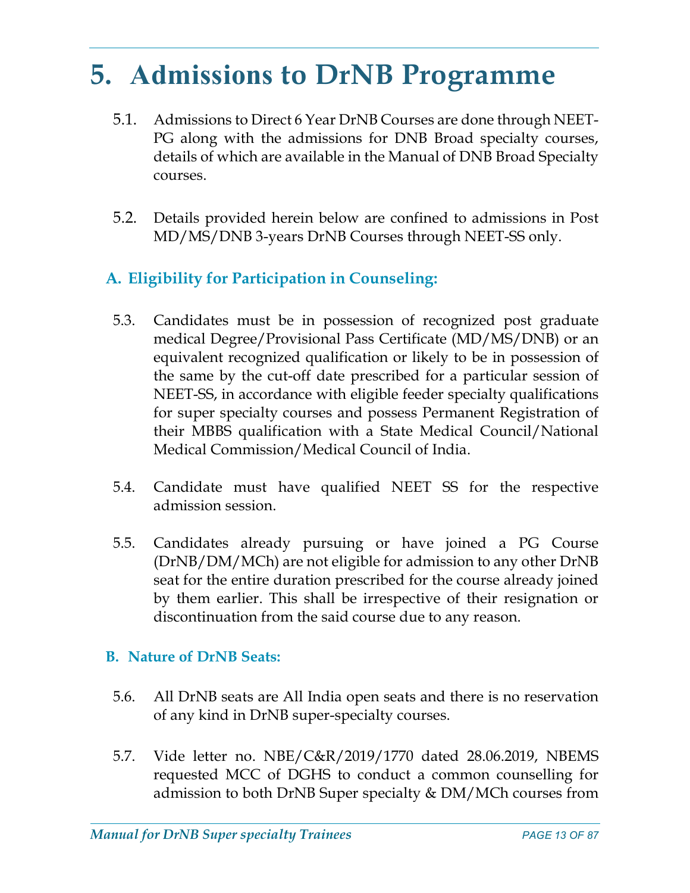# 5. Admissions to DrNB Programme

5.1. Admissions to Direct 6 Year DrNB Courses are done through NEET-PG along with the admissions for DNB Broad specialty courses, details of which are available in the Manual of DNB Broad Specialty courses.

5.2. Details provided herein below are confined to admissions in Post MD/MS/DNB 3-years DrNB Courses through NEET-SS only.

### A. Eligibility for Participation in Counseling:

5.3. Candidates must be in possession of recognized post graduate medical Degree/Provisional Pass Certificate (MD/MS/DNB) or an equivalent recognized qualification or likely to be in possession of the same by the cut-off date prescribed for a particular session of NEET-SS, in accordance with eligible feeder specialty qualifications for super specialty courses and possess Permanent Registration of their MBBS qualification with a State Medical Council/National Medical Commission/Medical Council of India.

5.4. Candidate must have qualified NEET SS for the respective admission session.

5.5. Candidates already pursuing or have joined a PG Course (DrNB/DM/MCh) are not eligible for admission to any other DrNB seat for the entire duration prescribed for the course already joined by them earlier. This shall be irrespective of their resignation or discontinuation from the said course due to any reason.

### B. Nature of DrNB Seats:

5.6. All DrNB seats are All India open seats and there is no reservation of any kind in DrNB super-specialty courses.

5.7. Vide letter no. NBE/C&R/2019/1770 dated 28.06.2019, NBEMS requested MCC of DGHS to conduct a common counselling for admission to both DrNB Super specialty & DM/MCh courses from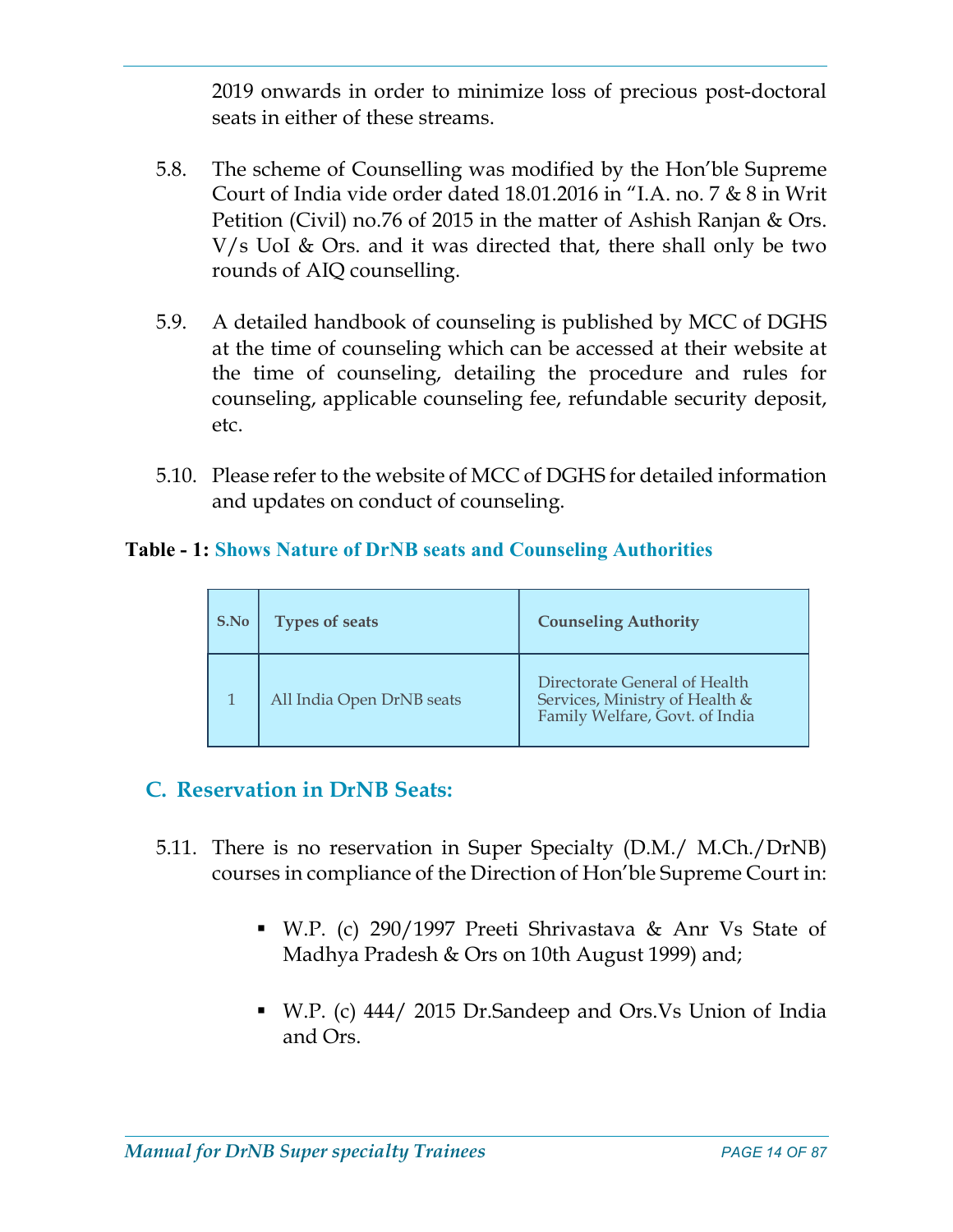2019 onwards in order to minimize loss of precious post-doctoral seats in either of these streams.

5.8. The scheme of Counselling was modified by the Hon'ble Supreme Court of India vide order dated 18.01.2016 in "I.A. no. 7 & 8 in Writ Petition (Civil) no.76 of 2015 in the matter of Ashish Ranjan & Ors. V/s UoI & Ors. and it was directed that, there shall only be two rounds of AIQ counselling.

5.9. A detailed handbook of counseling is published by MCC of DGHS at the time of counseling which can be accessed at their website at the time of counseling, detailing the procedure and rules for counseling, applicable counseling fee, refundable security deposit, etc.

5.10. Please refer to the website of MCC of DGHS for detailed information and updates on conduct of counseling.

**Table - 1: Shows Nature of DrNB seats and Counseling Authorities**

| S.No | Types of seats | Counseling Authority |
|---|---|---|
| 1 | All India Open DrNB seats | Directorate General of Health Services, Ministry of Health & Family Welfare, Govt. of India |

## C. Reservation in DrNB Seats:

5.11. There is no reservation in Super Specialty (D.M./ M.Ch./DrNB) courses in compliance of the Direction of Hon'ble Supreme Court in:

- W.P. (c) 290/1997 Preeti Shrivastava & Anr Vs State of Madhya Pradesh & Ors on 10th August 1999) and;
- W.P. (c) 444/ 2015 Dr.Sandeep and Ors.Vs Union of India and Ors.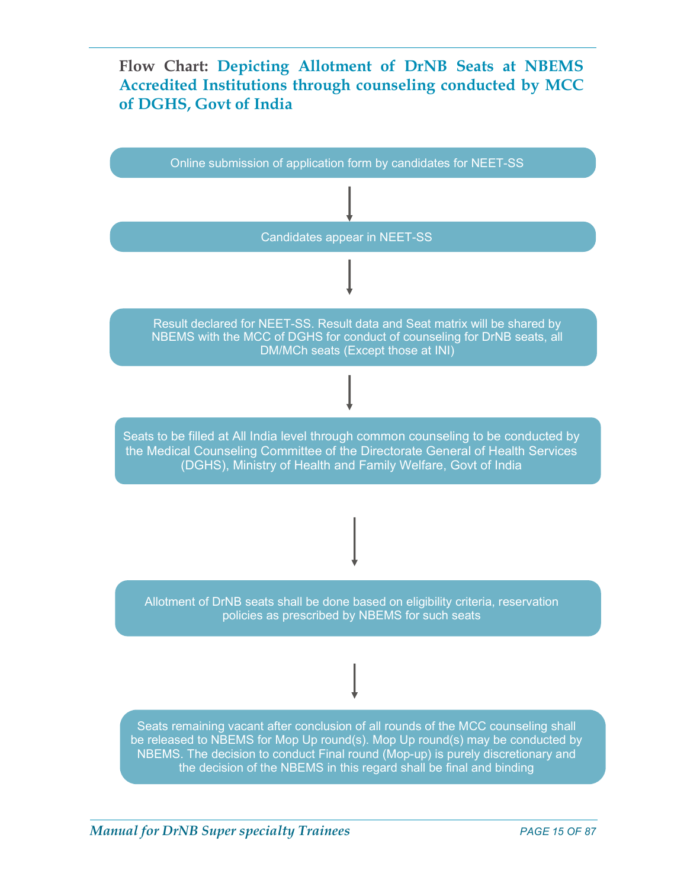## Flow Chart: Depicting Allotment of DrNB Seats at NBEMS Accredited Institutions through counseling conducted by MCC of DGHS, Govt of India

Online submission of application form by candidates for NEET-SS

↓

Candidates appear in NEET-SS

↓

Result declared for NEET-SS. Result data and Seat matrix will be shared by NBEMS with the MCC of DGHS for conduct of counseling for DrNB seats, all DM/MCh seats (Except those at INI)

↓

Seats to be filled at All India level through common counseling to be conducted by the Medical Counseling Committee of the Directorate General of Health Services (DGHS), Ministry of Health and Family Welfare, Govt of India

↓

Allotment of DrNB seats shall be done based on eligibility criteria, reservation policies as prescribed by NBEMS for such seats

↓

Seats remaining vacant after conclusion of all rounds of the MCC counseling shall be released to NBEMS for Mop Up round(s). Mop Up round(s) may be conducted by NBEMS. The decision to conduct Final round (Mop-up) is purely discretionary and the decision of the NBEMS in this regard shall be final and binding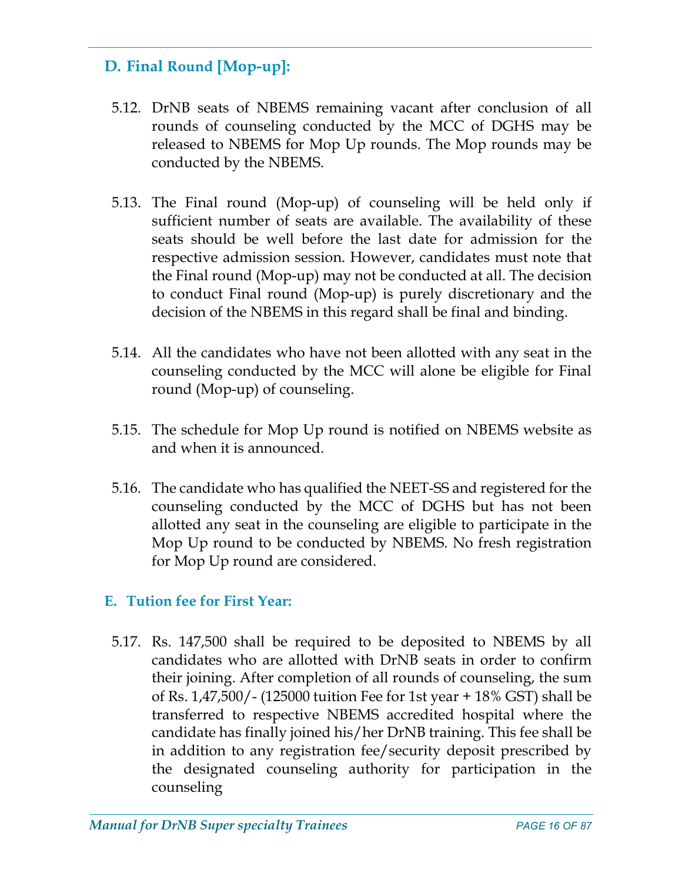## D. Final Round [Mop-up]:

5.12. DrNB seats of NBEMS remaining vacant after conclusion of all rounds of counseling conducted by the MCC of DGHS may be released to NBEMS for Mop Up rounds. The Mop rounds may be conducted by the NBEMS.

5.13. The Final round (Mop-up) of counseling will be held only if sufficient number of seats are available. The availability of these seats should be well before the last date for admission for the respective admission session. However, candidates must note that the Final round (Mop-up) may not be conducted at all. The decision to conduct Final round (Mop-up) is purely discretionary and the decision of the NBEMS in this regard shall be final and binding.

5.14. All the candidates who have not been allotted with any seat in the counseling conducted by the MCC will alone be eligible for Final round (Mop-up) of counseling.

5.15. The schedule for Mop Up round is notified on NBEMS website as and when it is announced.

5.16. The candidate who has qualified the NEET-SS and registered for the counseling conducted by the MCC of DGHS but has not been allotted any seat in the counseling are eligible to participate in the Mop Up round to be conducted by NBEMS. No fresh registration for Mop Up round are considered.

## E. Tution fee for First Year:

5.17. Rs. 147,500 shall be required to be deposited to NBEMS by all candidates who are allotted with DrNB seats in order to confirm their joining. After completion of all rounds of counseling, the sum of Rs. 1,47,500/- (125000 tuition Fee for 1st year + 18% GST) shall be transferred to respective NBEMS accredited hospital where the candidate has finally joined his/her DrNB training. This fee shall be in addition to any registration fee/security deposit prescribed by the designated counseling authority for participation in the counseling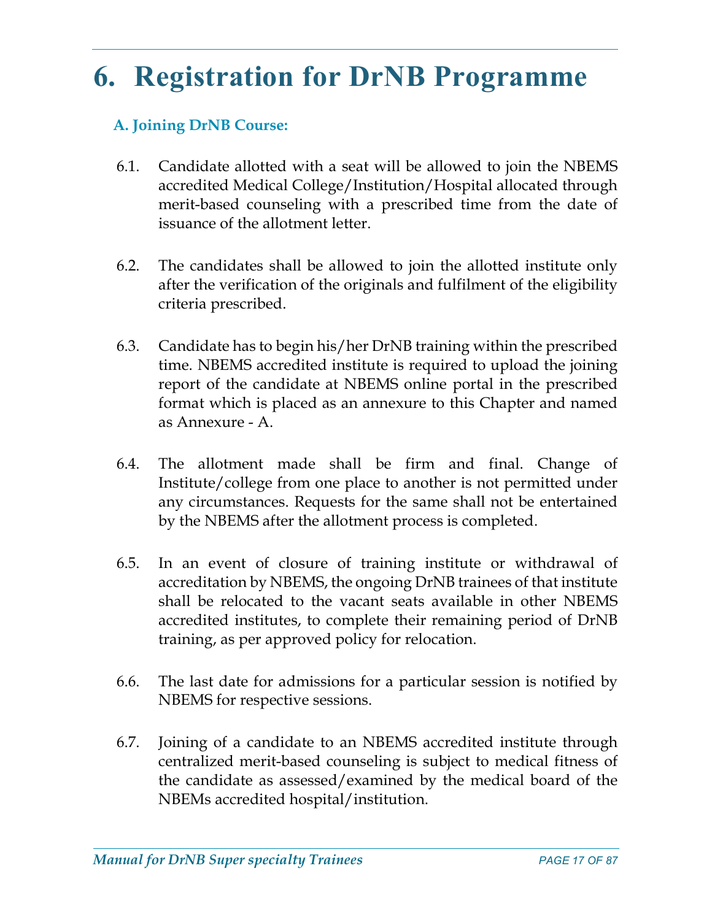# 6. Registration for DrNB Programme

## A. Joining DrNB Course:

6.1. Candidate allotted with a seat will be allowed to join the NBEMS accredited Medical College/Institution/Hospital allocated through merit-based counseling with a prescribed time from the date of issuance of the allotment letter.

6.2. The candidates shall be allowed to join the allotted institute only after the verification of the originals and fulfilment of the eligibility criteria prescribed.

6.3. Candidate has to begin his/her DrNB training within the prescribed time. NBEMS accredited institute is required to upload the joining report of the candidate at NBEMS online portal in the prescribed format which is placed as an annexure to this Chapter and named as Annexure - A.

6.4. The allotment made shall be firm and final. Change of Institute/college from one place to another is not permitted under any circumstances. Requests for the same shall not be entertained by the NBEMS after the allotment process is completed.

6.5. In an event of closure of training institute or withdrawal of accreditation by NBEMS, the ongoing DrNB trainees of that institute shall be relocated to the vacant seats available in other NBEMS accredited institutes, to complete their remaining period of DrNB training, as per approved policy for relocation.

6.6. The last date for admissions for a particular session is notified by NBEMS for respective sessions.

6.7. Joining of a candidate to an NBEMS accredited institute through centralized merit-based counseling is subject to medical fitness of the candidate as assessed/examined by the medical board of the NBEMs accredited hospital/institution.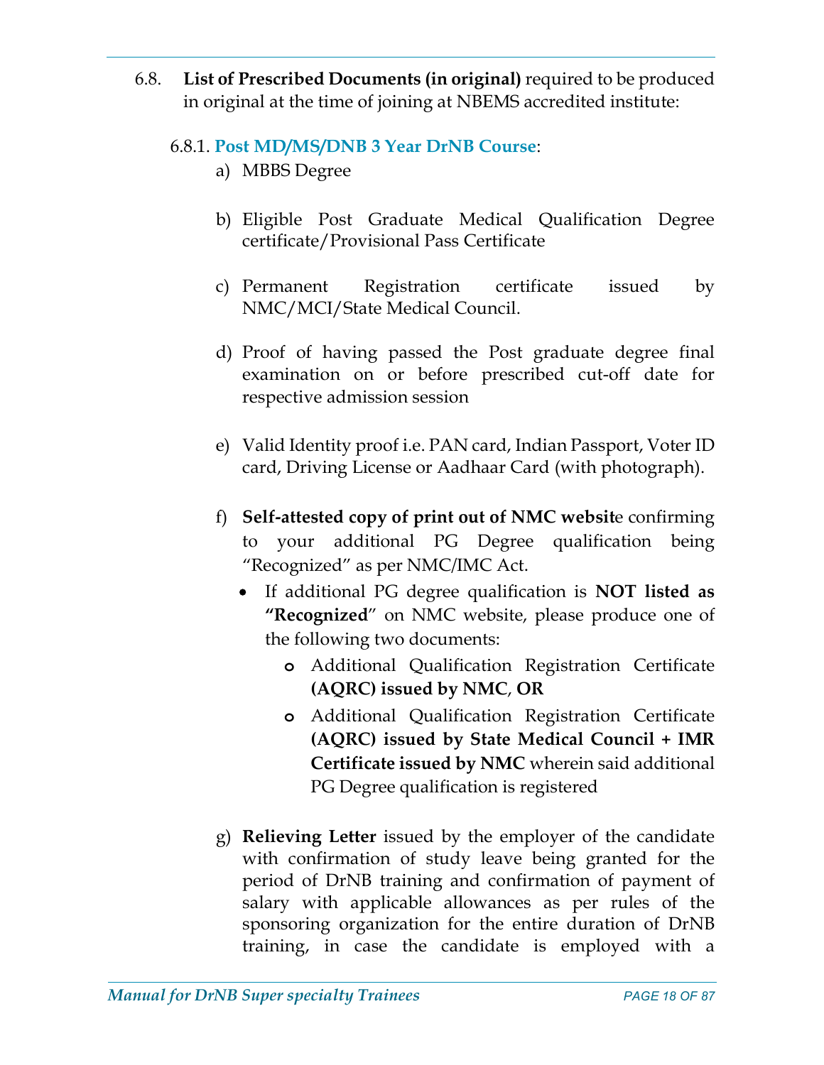6.8. **List of Prescribed Documents (in original)** required to be produced in original at the time of joining at NBEMS accredited institute:

6.8.1. **Post MD/MS/DNB 3 Year DrNB Course**:

a) MBBS Degree

b) Eligible Post Graduate Medical Qualification Degree certificate/Provisional Pass Certificate

c) Permanent Registration certificate issued by NMC/MCI/State Medical Council.

d) Proof of having passed the Post graduate degree final examination on or before prescribed cut-off date for respective admission session

e) Valid Identity proof i.e. PAN card, Indian Passport, Voter ID card, Driving License or Aadhaar Card (with photograph).

f) **Self-attested copy of print out of NMC websit**e confirming to your additional PG Degree qualification being "Recognized" as per NMC/IMC Act.

- If additional PG degree qualification is **NOT listed as "Recognized**" on NMC website, please produce one of the following two documents:
  - Additional Qualification Registration Certificate **(AQRC) issued by NMC**, **OR**
  - Additional Qualification Registration Certificate **(AQRC) issued by State Medical Council + IMR Certificate issued by NMC** wherein said additional PG Degree qualification is registered

g) **Relieving Letter** issued by the employer of the candidate with confirmation of study leave being granted for the period of DrNB training and confirmation of payment of salary with applicable allowances as per rules of the sponsoring organization for the entire duration of DrNB training, in case the candidate is employed with a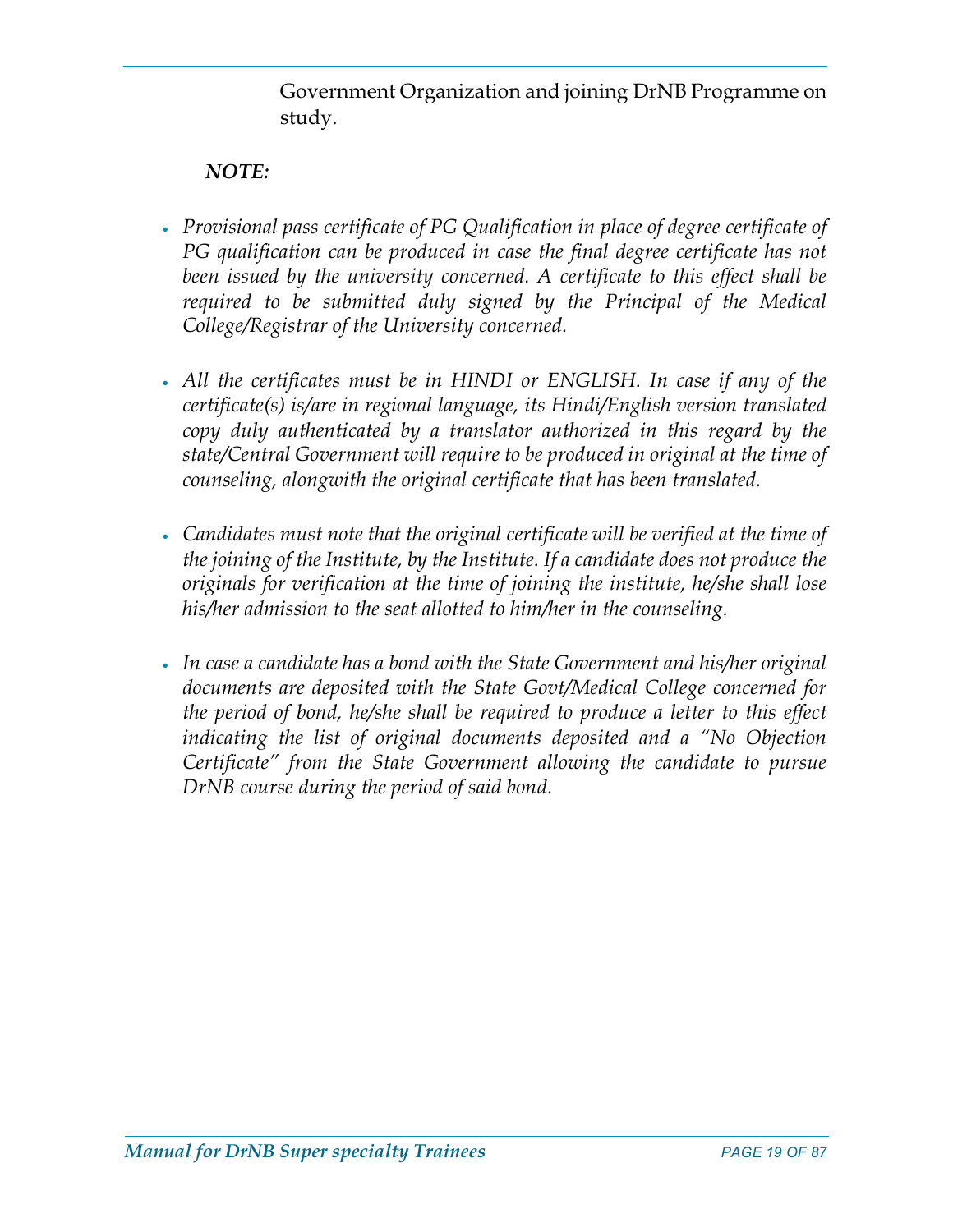Government Organization and joining DrNB Programme on study.

***NOTE:***

- *Provisional pass certificate of PG Qualification in place of degree certificate of PG qualification can be produced in case the final degree certificate has not been issued by the university concerned. A certificate to this effect shall be required to be submitted duly signed by the Principal of the Medical College/Registrar of the University concerned.*

- *All the certificates must be in HINDI or ENGLISH. In case if any of the certificate(s) is/are in regional language, its Hindi/English version translated copy duly authenticated by a translator authorized in this regard by the state/Central Government will require to be produced in original at the time of counseling, alongwith the original certificate that has been translated.*

- *Candidates must note that the original certificate will be verified at the time of the joining of the Institute, by the Institute. If a candidate does not produce the originals for verification at the time of joining the institute, he/she shall lose his/her admission to the seat allotted to him/her in the counseling.*

- *In case a candidate has a bond with the State Government and his/her original documents are deposited with the State Govt/Medical College concerned for the period of bond, he/she shall be required to produce a letter to this effect indicating the list of original documents deposited and a "No Objection Certificate" from the State Government allowing the candidate to pursue DrNB course during the period of said bond.*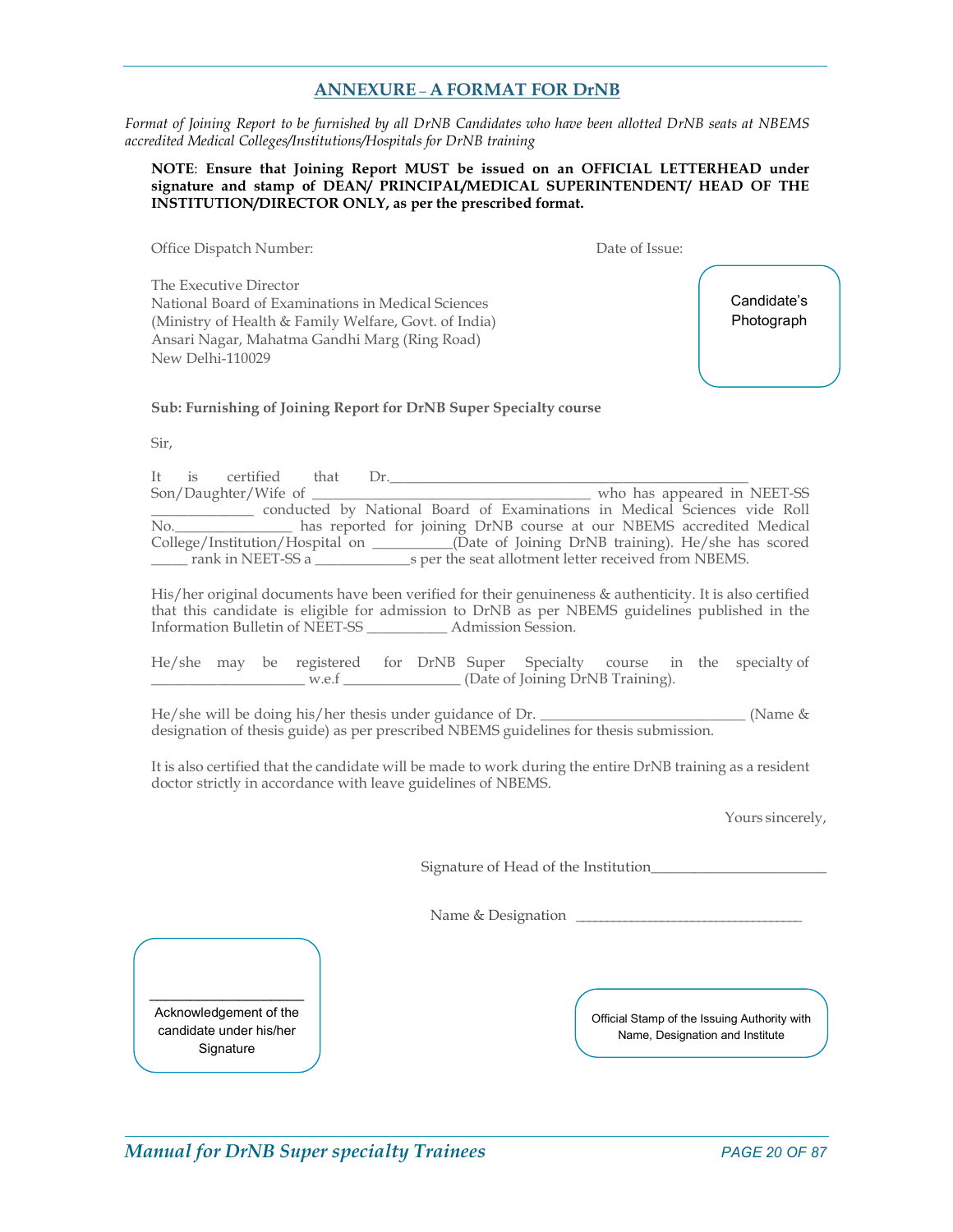## ANNEXURE – A FORMAT FOR DrNB

*Format of Joining Report to be furnished by all DrNB Candidates who have been allotted DrNB seats at NBEMS accredited Medical Colleges/Institutions/Hospitals for DrNB training*

**NOTE: Ensure that Joining Report MUST be issued on an OFFICIAL LETTERHEAD under signature and stamp of DEAN/ PRINCIPAL/MEDICAL SUPERINTENDENT/ HEAD OF THE INSTITUTION/DIRECTOR ONLY, as per the prescribed format.**

Office Dispatch Number: Date of Issue:

Candidate's Photograph

The Executive Director
National Board of Examinations in Medical Sciences
(Ministry of Health & Family Welfare, Govt. of India)
Ansari Nagar, Mahatma Gandhi Marg (Ring Road)
New Delhi-110029

**Sub: Furnishing of Joining Report for DrNB Super Specialty course**

Sir,

It is certified that Dr.________________________________________________ Son/Daughter/Wife of ______________________________________ who has appeared in NEET-SS ______________ conducted by National Board of Examinations in Medical Sciences vide Roll No.________________ has reported for joining DrNB course at our NBEMS accredited Medical College/Institution/Hospital on ___________(Date of Joining DrNB training). He/she has scored _____ rank in NEET-SS a _____________s per the seat allotment letter received from NBEMS.

His/her original documents have been verified for their genuineness & authenticity. It is also certified that this candidate is eligible for admission to DrNB as per NBEMS guidelines published in the Information Bulletin of NEET-SS ___________ Admission Session.

He/she may be registered for DrNB Super Specialty course in the specialty of _____________________ w.e.f ________________ (Date of Joining DrNB Training).

He/she will be doing his/her thesis under guidance of Dr. ____________________________ (Name & designation of thesis guide) as per prescribed NBEMS guidelines for thesis submission.

It is also certified that the candidate will be made to work during the entire DrNB training as a resident doctor strictly in accordance with leave guidelines of NBEMS.

Yours sincerely,

Signature of Head of the Institution________________________

Name & Designation ________________________________

Acknowledgement of the candidate under his/her Signature

Official Stamp of the Issuing Authority with Name, Designation and Institute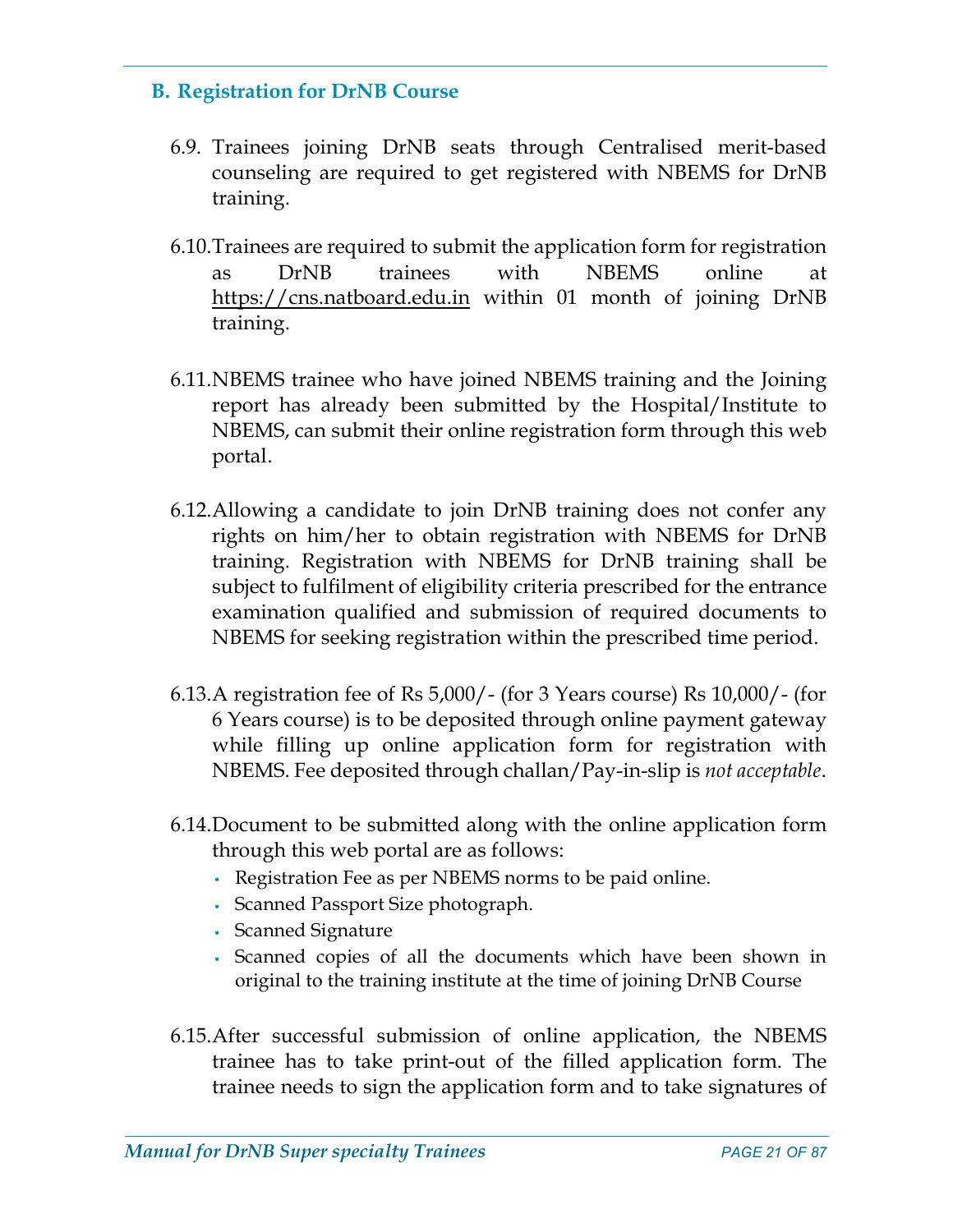## B. Registration for DrNB Course

6.9. Trainees joining DrNB seats through Centralised merit-based counseling are required to get registered with NBEMS for DrNB training.

6.10. Trainees are required to submit the application form for registration as DrNB trainees with NBEMS online at https://cns.natboard.edu.in within 01 month of joining DrNB training.

6.11. NBEMS trainee who have joined NBEMS training and the Joining report has already been submitted by the Hospital/Institute to NBEMS, can submit their online registration form through this web portal.

6.12. Allowing a candidate to join DrNB training does not confer any rights on him/her to obtain registration with NBEMS for DrNB training. Registration with NBEMS for DrNB training shall be subject to fulfilment of eligibility criteria prescribed for the entrance examination qualified and submission of required documents to NBEMS for seeking registration within the prescribed time period.

6.13. A registration fee of Rs 5,000/- (for 3 Years course) Rs 10,000/- (for 6 Years course) is to be deposited through online payment gateway while filling up online application form for registration with NBEMS. Fee deposited through challan/Pay-in-slip is *not acceptable*.

6.14. Document to be submitted along with the online application form through this web portal are as follows:

- Registration Fee as per NBEMS norms to be paid online.
- Scanned Passport Size photograph.
- Scanned Signature
- Scanned copies of all the documents which have been shown in original to the training institute at the time of joining DrNB Course

6.15. After successful submission of online application, the NBEMS trainee has to take print-out of the filled application form. The trainee needs to sign the application form and to take signatures of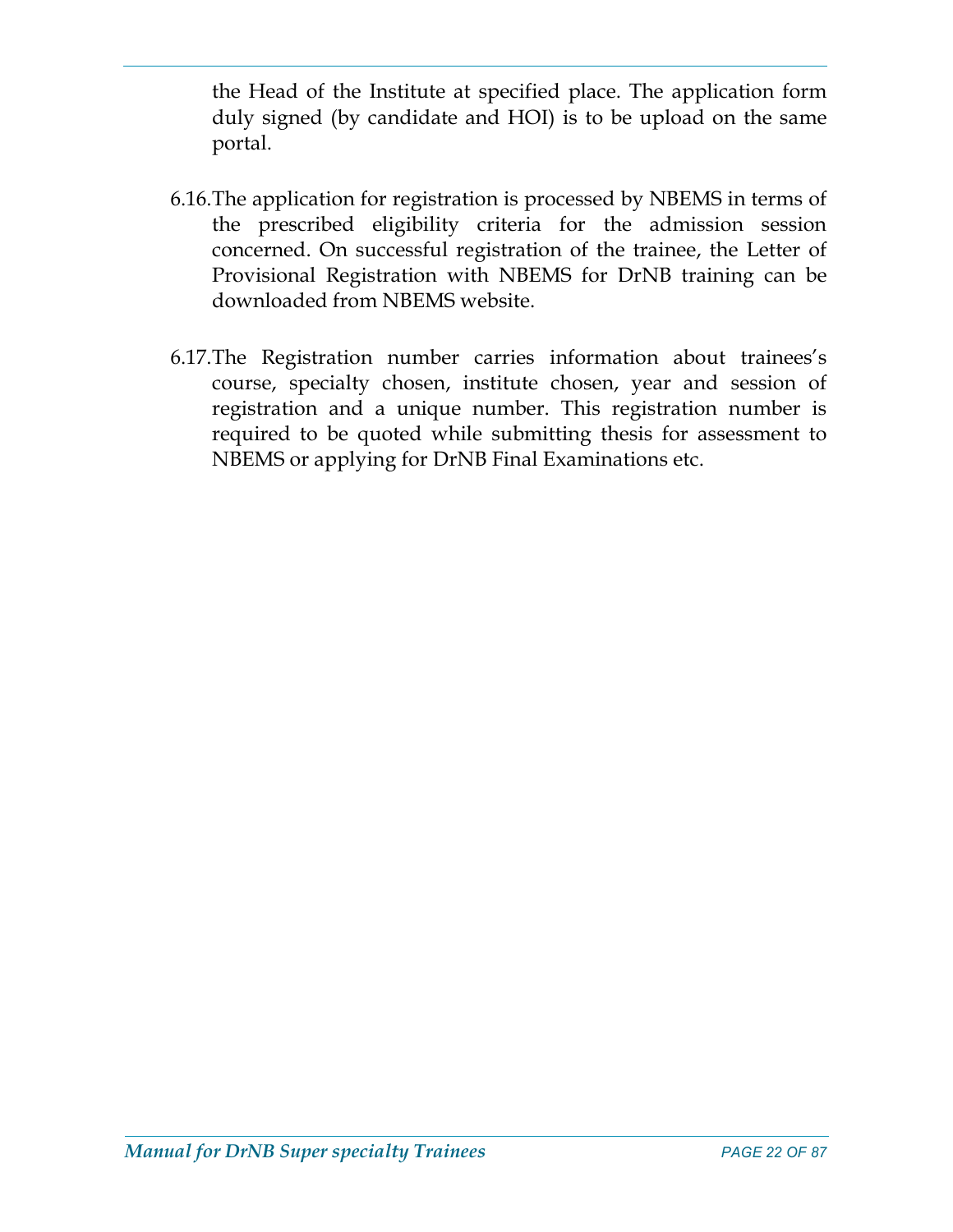the Head of the Institute at specified place. The application form duly signed (by candidate and HOI) is to be upload on the same portal.

6.16.The application for registration is processed by NBEMS in terms of the prescribed eligibility criteria for the admission session concerned. On successful registration of the trainee, the Letter of Provisional Registration with NBEMS for DrNB training can be downloaded from NBEMS website.

6.17.The Registration number carries information about trainees's course, specialty chosen, institute chosen, year and session of registration and a unique number. This registration number is required to be quoted while submitting thesis for assessment to NBEMS or applying for DrNB Final Examinations etc.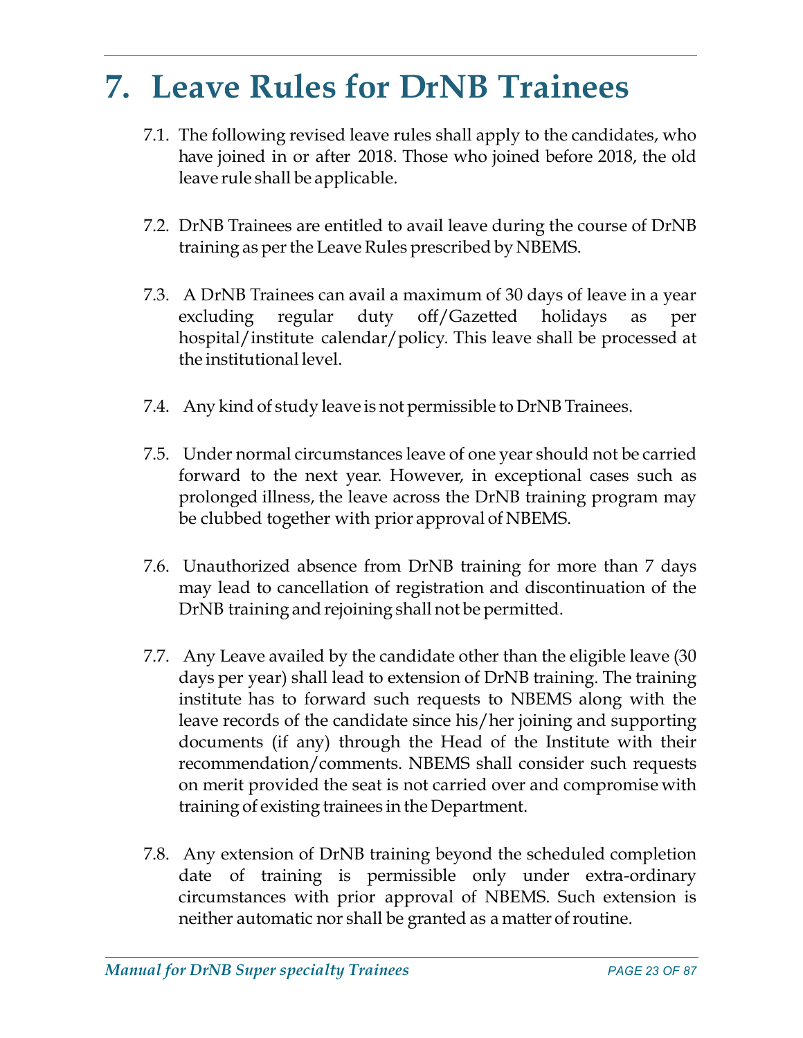# 7. Leave Rules for DrNB Trainees

7.1. The following revised leave rules shall apply to the candidates, who have joined in or after 2018. Those who joined before 2018, the old leave rule shall be applicable.

7.2. DrNB Trainees are entitled to avail leave during the course of DrNB training as per the Leave Rules prescribed by NBEMS.

7.3. A DrNB Trainees can avail a maximum of 30 days of leave in a year excluding regular duty off/Gazetted holidays as per hospital/institute calendar/policy. This leave shall be processed at the institutional level.

7.4. Any kind of study leave is not permissible to DrNB Trainees.

7.5. Under normal circumstances leave of one year should not be carried forward to the next year. However, in exceptional cases such as prolonged illness, the leave across the DrNB training program may be clubbed together with prior approval of NBEMS.

7.6. Unauthorized absence from DrNB training for more than 7 days may lead to cancellation of registration and discontinuation of the DrNB training and rejoining shall not be permitted.

7.7. Any Leave availed by the candidate other than the eligible leave (30 days per year) shall lead to extension of DrNB training. The training institute has to forward such requests to NBEMS along with the leave records of the candidate since his/her joining and supporting documents (if any) through the Head of the Institute with their recommendation/comments. NBEMS shall consider such requests on merit provided the seat is not carried over and compromise with training of existing trainees in the Department.

7.8. Any extension of DrNB training beyond the scheduled completion date of training is permissible only under extra-ordinary circumstances with prior approval of NBEMS. Such extension is neither automatic nor shall be granted as a matter of routine.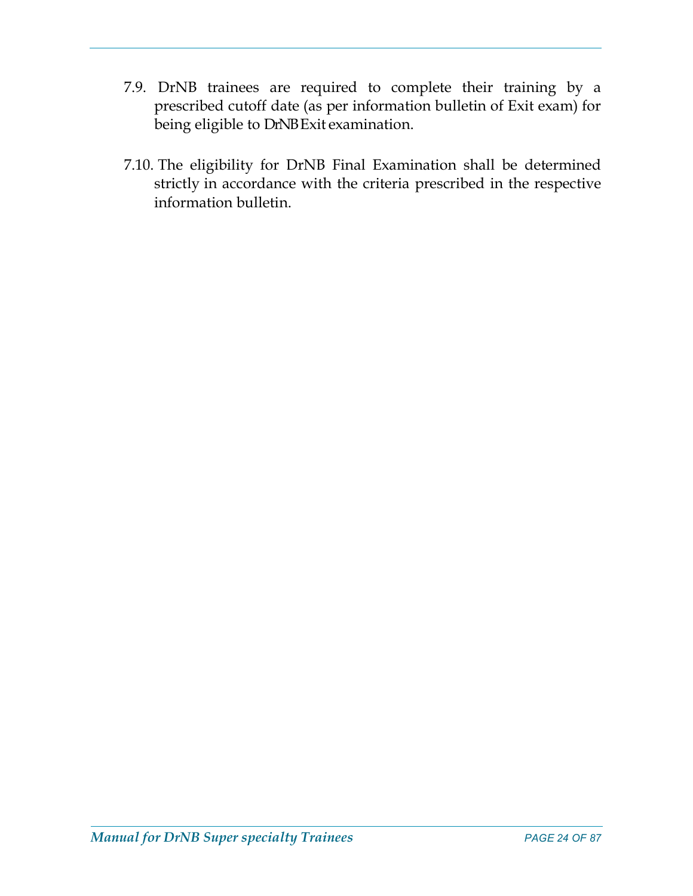7.9. DrNB trainees are required to complete their training by a prescribed cutoff date (as per information bulletin of Exit exam) for being eligible to DrNB Exit examination.

7.10. The eligibility for DrNB Final Examination shall be determined strictly in accordance with the criteria prescribed in the respective information bulletin.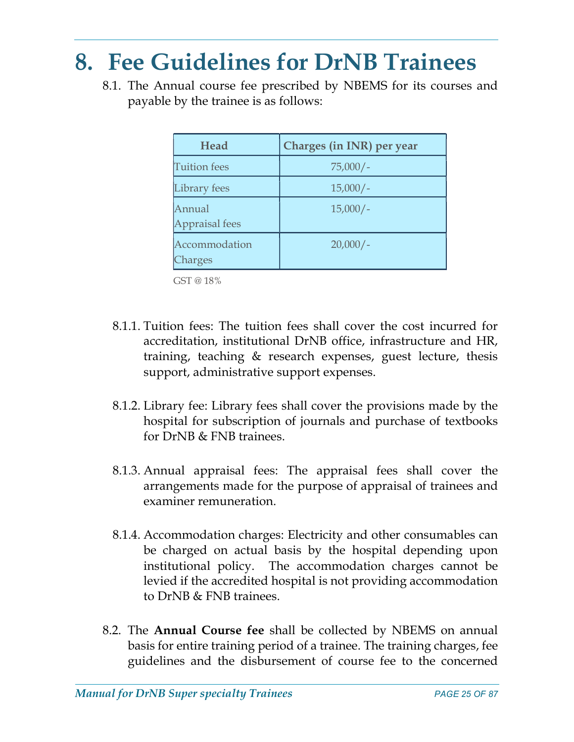# 8. Fee Guidelines for DrNB Trainees

8.1. The Annual course fee prescribed by NBEMS for its courses and payable by the trainee is as follows:

| Head | Charges (in INR) per year |
|---|---|
| Tuition fees | 75,000/- |
| Library fees | 15,000/- |
| Annual Appraisal fees | 15,000/- |
| Accommodation Charges | 20,000/- |

GST @ 18%

8.1.1. Tuition fees: The tuition fees shall cover the cost incurred for accreditation, institutional DrNB office, infrastructure and HR, training, teaching & research expenses, guest lecture, thesis support, administrative support expenses.

8.1.2. Library fee: Library fees shall cover the provisions made by the hospital for subscription of journals and purchase of textbooks for DrNB & FNB trainees.

8.1.3. Annual appraisal fees: The appraisal fees shall cover the arrangements made for the purpose of appraisal of trainees and examiner remuneration.

8.1.4. Accommodation charges: Electricity and other consumables can be charged on actual basis by the hospital depending upon institutional policy. The accommodation charges cannot be levied if the accredited hospital is not providing accommodation to DrNB & FNB trainees.

8.2. The **Annual Course fee** shall be collected by NBEMS on annual basis for entire training period of a trainee. The training charges, fee guidelines and the disbursement of course fee to the concerned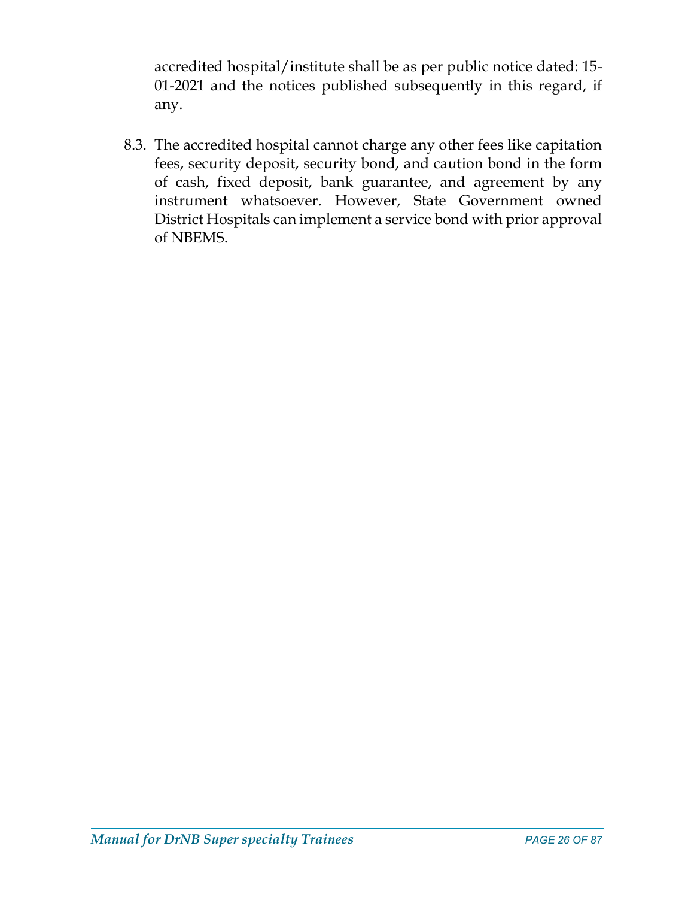accredited hospital/institute shall be as per public notice dated: 15-01-2021 and the notices published subsequently in this regard, if any.

8.3. The accredited hospital cannot charge any other fees like capitation fees, security deposit, security bond, and caution bond in the form of cash, fixed deposit, bank guarantee, and agreement by any instrument whatsoever. However, State Government owned District Hospitals can implement a service bond with prior approval of NBEMS.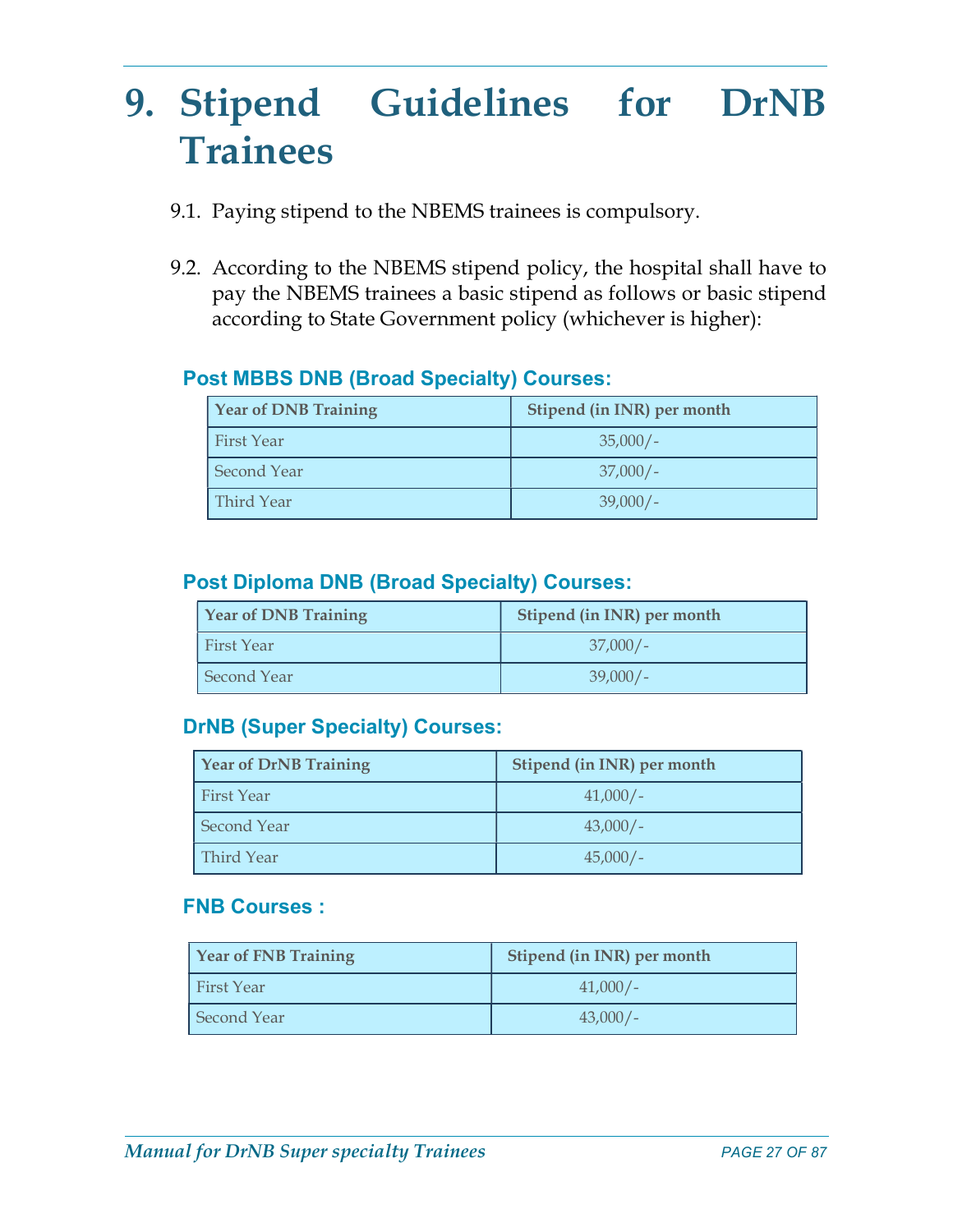# 9. Stipend Guidelines for DrNB Trainees

9.1. Paying stipend to the NBEMS trainees is compulsory.

9.2. According to the NBEMS stipend policy, the hospital shall have to pay the NBEMS trainees a basic stipend as follows or basic stipend according to State Government policy (whichever is higher):

### Post MBBS DNB (Broad Specialty) Courses:

| Year of DNB Training | Stipend (in INR) per month |
| --- | --- |
| First Year | 35,000/- |
| Second Year | 37,000/- |
| Third Year | 39,000/- |

### Post Diploma DNB (Broad Specialty) Courses:

| Year of DNB Training | Stipend (in INR) per month |
| --- | --- |
| First Year | 37,000/- |
| Second Year | 39,000/- |

### DrNB (Super Specialty) Courses:

| Year of DrNB Training | Stipend (in INR) per month |
| --- | --- |
| First Year | 41,000/- |
| Second Year | 43,000/- |
| Third Year | 45,000/- |

### FNB Courses :

| Year of FNB Training | Stipend (in INR) per month |
| --- | --- |
| First Year | 41,000/- |
| Second Year | 43,000/- |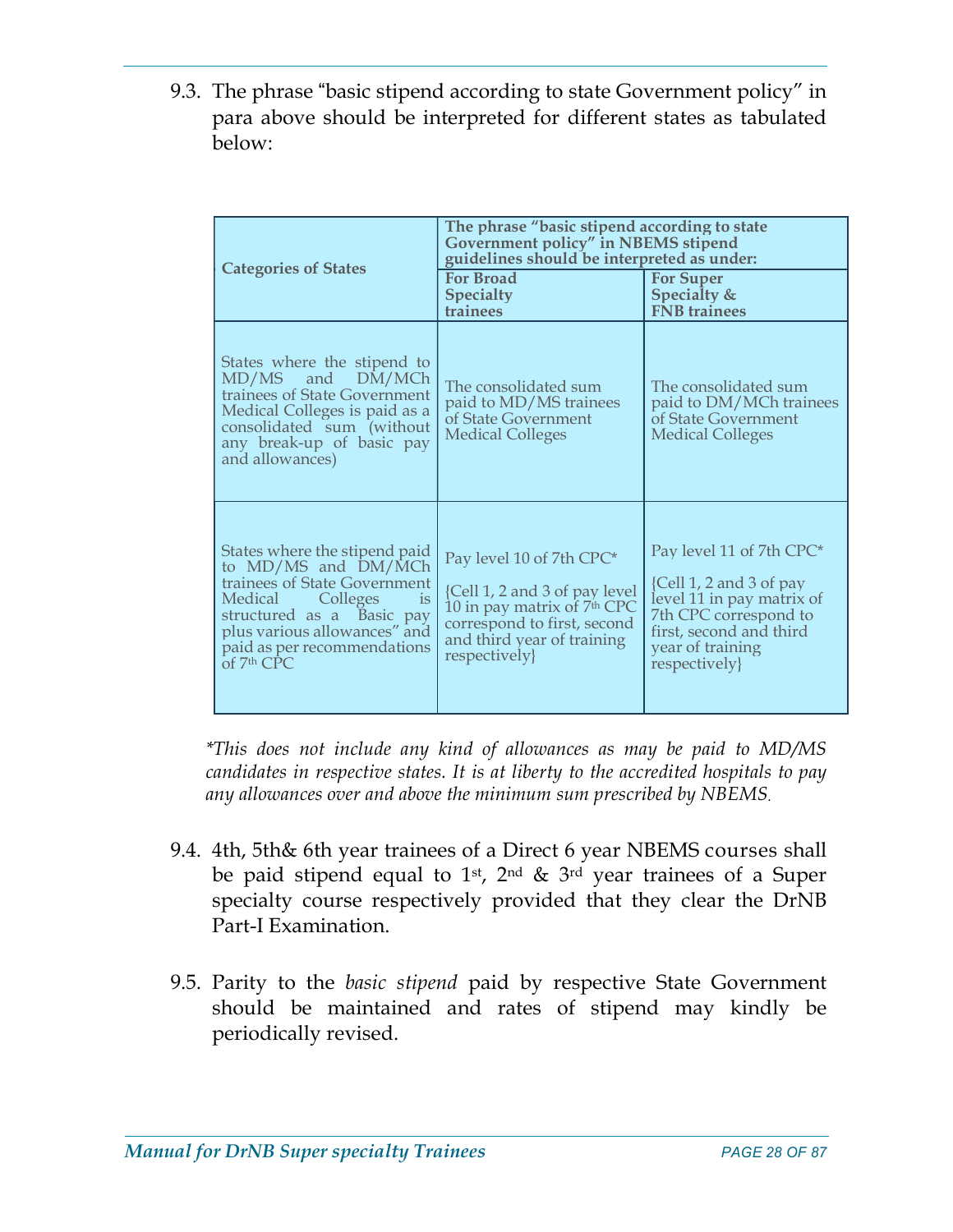9.3. The phrase "basic stipend according to state Government policy" in para above should be interpreted for different states as tabulated below:

| Categories of States | The phrase "basic stipend according to state Government policy" in NBEMS stipend guidelines should be interpreted as under: | |
|---|---|---|
| | For Broad Specialty trainees | For Super Specialty & FNB trainees |
| States where the stipend to MD/MS and DM/MCh trainees of State Government Medical Colleges is paid as a consolidated sum (without any break-up of basic pay and allowances) | The consolidated sum paid to MD/MS trainees of State Government Medical Colleges | The consolidated sum paid to DM/MCh trainees of State Government Medical Colleges |
| States where the stipend paid to MD/MS and DM/MCh trainees of State Government Medical Colleges is structured as a Basic pay plus various allowances" and paid as per recommendations of 7th CPC | Pay level 10 of 7th CPC* <br><br> {Cell 1, 2 and 3 of pay level 10 in pay matrix of 7th CPC correspond to first, second and third year of training respectively} | Pay level 11 of 7th CPC* <br><br> {Cell 1, 2 and 3 of pay level 11 in pay matrix of 7th CPC correspond to first, second and third year of training respectively} |

*\*This does not include any kind of allowances as may be paid to MD/MS candidates in respective states. It is at liberty to the accredited hospitals to pay any allowances over and above the minimum sum prescribed by NBEMS.*

9.4. 4th, 5th& 6th year trainees of a Direct 6 year NBEMS courses shall be paid stipend equal to 1st, 2nd & 3rd year trainees of a Super specialty course respectively provided that they clear the DrNB Part-I Examination.

9.5. Parity to the *basic stipend* paid by respective State Government should be maintained and rates of stipend may kindly be periodically revised.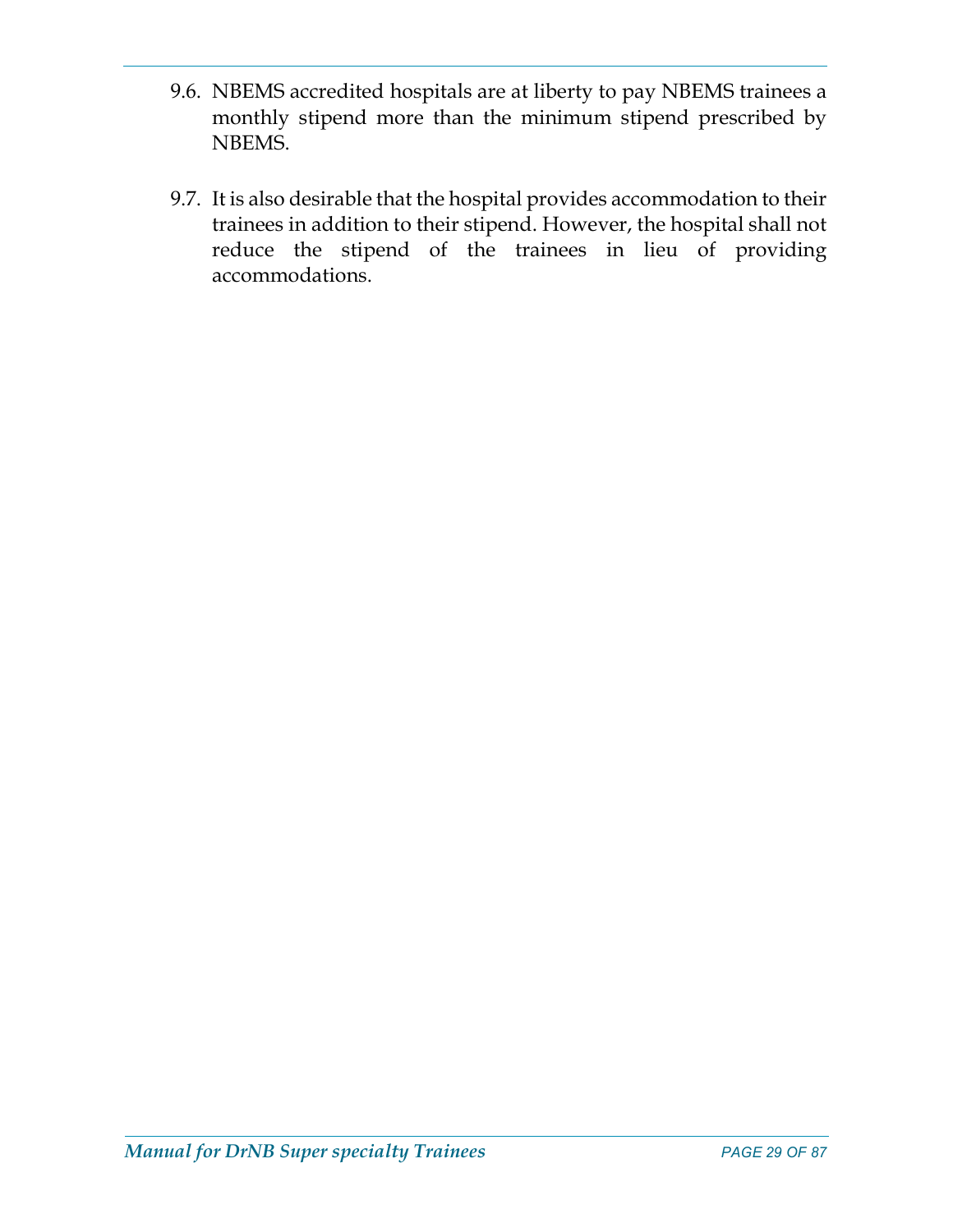9.6. NBEMS accredited hospitals are at liberty to pay NBEMS trainees a monthly stipend more than the minimum stipend prescribed by NBEMS.

9.7. It is also desirable that the hospital provides accommodation to their trainees in addition to their stipend. However, the hospital shall not reduce the stipend of the trainees in lieu of providing accommodations.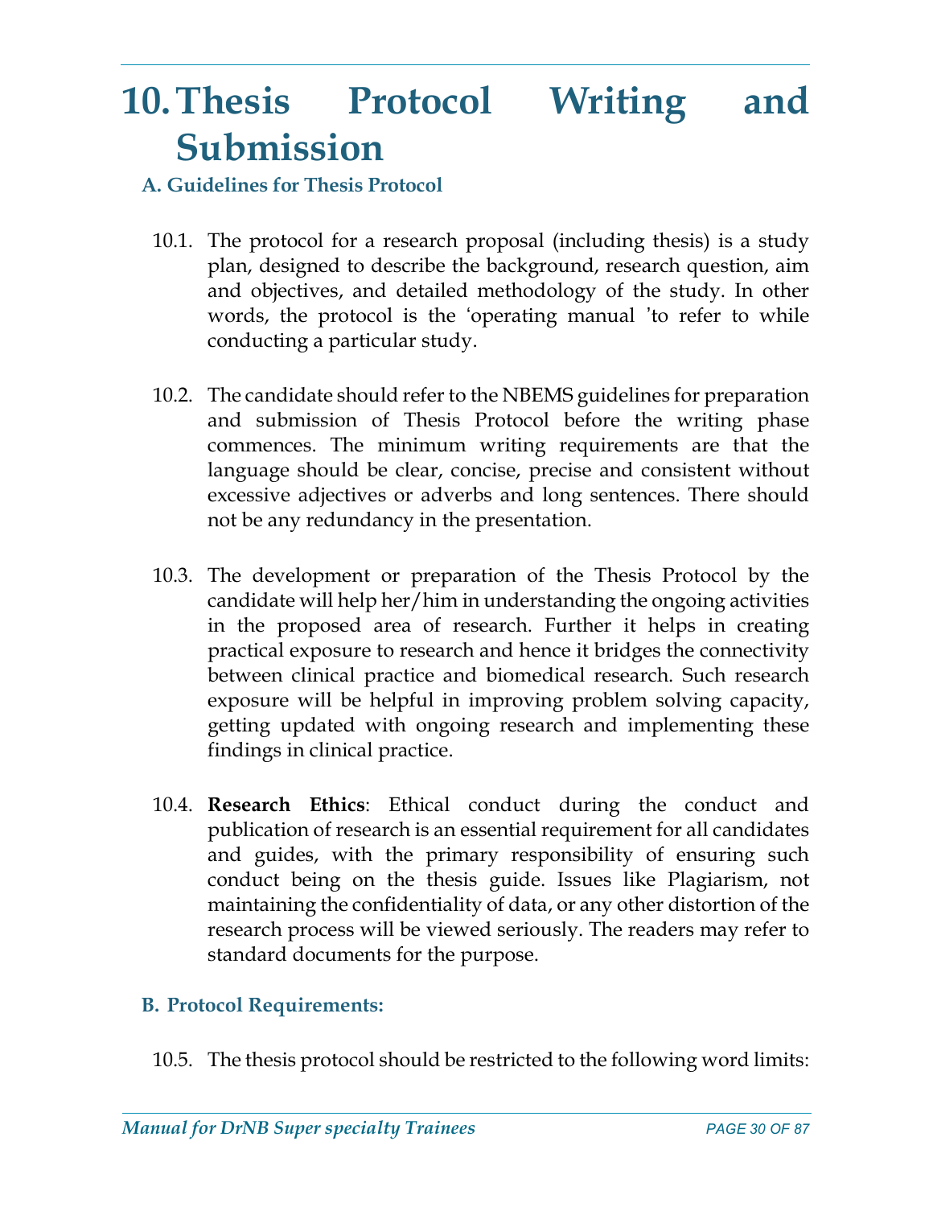# 10. Thesis Protocol Writing and Submission

### A. Guidelines for Thesis Protocol

10.1. The protocol for a research proposal (including thesis) is a study plan, designed to describe the background, research question, aim and objectives, and detailed methodology of the study. In other words, the protocol is the 'operating manual 'to refer to while conducting a particular study.

10.2. The candidate should refer to the NBEMS guidelines for preparation and submission of Thesis Protocol before the writing phase commences. The minimum writing requirements are that the language should be clear, concise, precise and consistent without excessive adjectives or adverbs and long sentences. There should not be any redundancy in the presentation.

10.3. The development or preparation of the Thesis Protocol by the candidate will help her/him in understanding the ongoing activities in the proposed area of research. Further it helps in creating practical exposure to research and hence it bridges the connectivity between clinical practice and biomedical research. Such research exposure will be helpful in improving problem solving capacity, getting updated with ongoing research and implementing these findings in clinical practice.

10.4. **Research Ethics**: Ethical conduct during the conduct and publication of research is an essential requirement for all candidates and guides, with the primary responsibility of ensuring such conduct being on the thesis guide. Issues like Plagiarism, not maintaining the confidentiality of data, or any other distortion of the research process will be viewed seriously. The readers may refer to standard documents for the purpose.

### B. Protocol Requirements:

10.5. The thesis protocol should be restricted to the following word limits: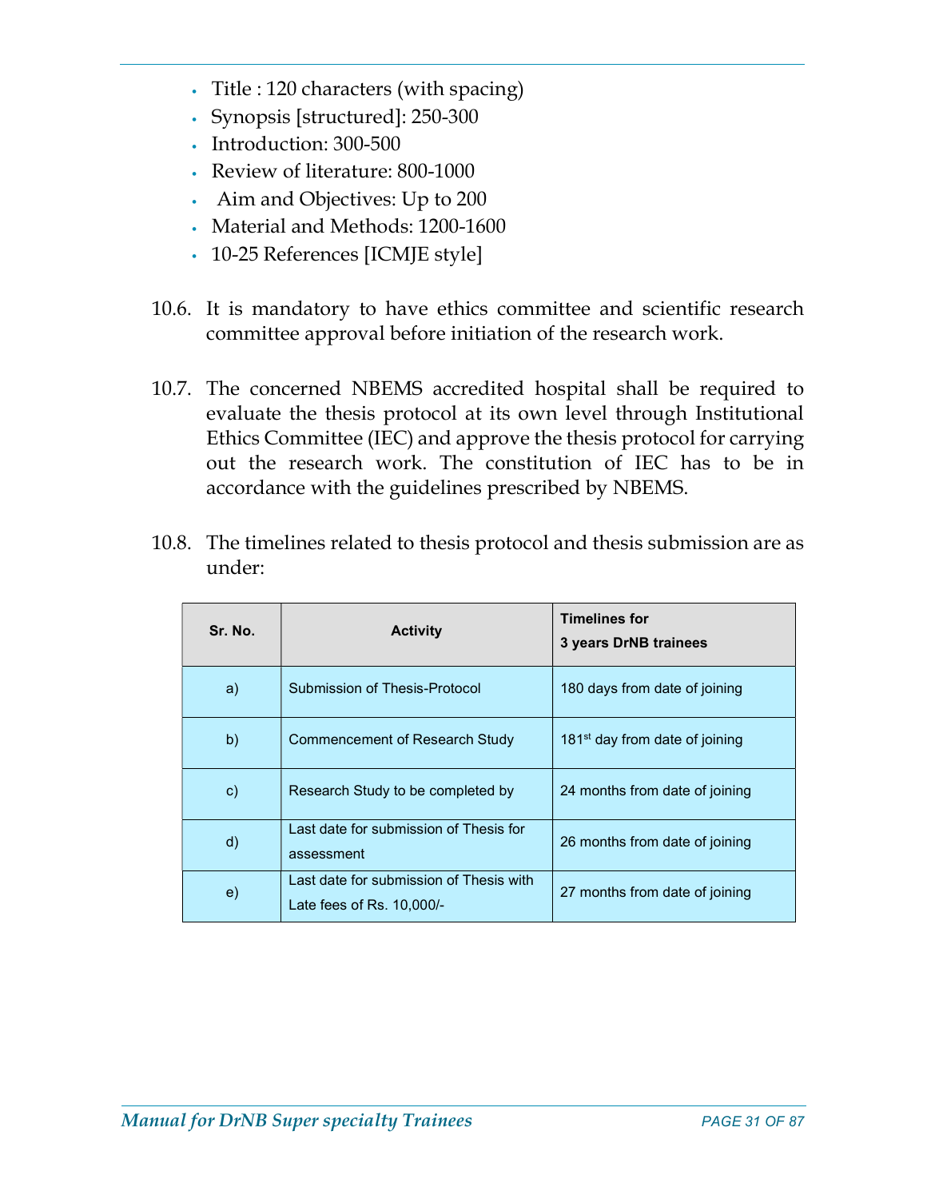- Title : 120 characters (with spacing)
- Synopsis [structured]: 250-300
- Introduction: 300-500
- Review of literature: 800-1000
- Aim and Objectives: Up to 200
- Material and Methods: 1200-1600
- 10-25 References [ICMJE style]

10.6. It is mandatory to have ethics committee and scientific research committee approval before initiation of the research work.

10.7. The concerned NBEMS accredited hospital shall be required to evaluate the thesis protocol at its own level through Institutional Ethics Committee (IEC) and approve the thesis protocol for carrying out the research work. The constitution of IEC has to be in accordance with the guidelines prescribed by NBEMS.

10.8. The timelines related to thesis protocol and thesis submission are as under:

| Sr. No. | Activity | Timelines for 3 years DrNB trainees |
|---|---|---|
| a) | Submission of Thesis-Protocol | 180 days from date of joining |
| b) | Commencement of Research Study | 181st day from date of joining |
| c) | Research Study to be completed by | 24 months from date of joining |
| d) | Last date for submission of Thesis for assessment | 26 months from date of joining |
| e) | Last date for submission of Thesis with Late fees of Rs. 10,000/- | 27 months from date of joining |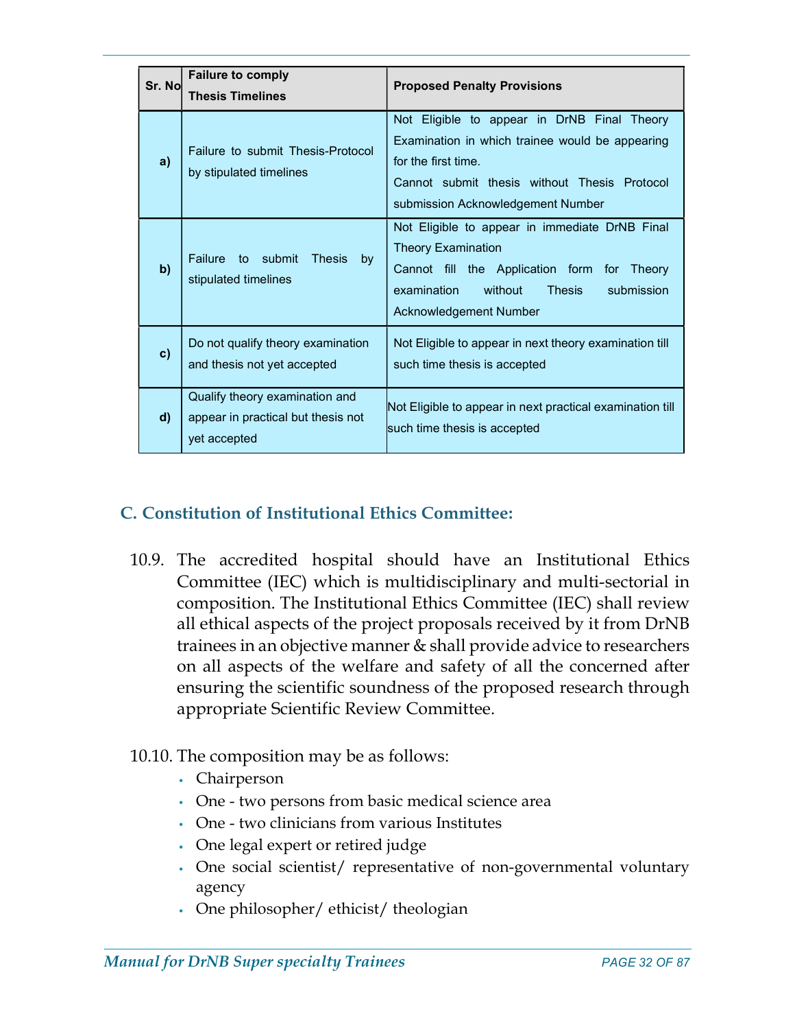| Sr. No | Failure to comply Thesis Timelines | Proposed Penalty Provisions |
|---|---|---|
| a) | Failure to submit Thesis-Protocol by stipulated timelines | Not Eligible to appear in DrNB Final Theory Examination in which trainee would be appearing for the first time.<br>Cannot submit thesis without Thesis Protocol submission Acknowledgement Number |
| b) | Failure to submit Thesis by stipulated timelines | Not Eligible to appear in immediate DrNB Final Theory Examination<br>Cannot fill the Application form for Theory examination without Thesis submission Acknowledgement Number |
| c) | Do not qualify theory examination and thesis not yet accepted | Not Eligible to appear in next theory examination till such time thesis is accepted |
| d) | Qualify theory examination and appear in practical but thesis not yet accepted | Not Eligible to appear in next practical examination till such time thesis is accepted |

## C. Constitution of Institutional Ethics Committee:

10.9. The accredited hospital should have an Institutional Ethics Committee (IEC) which is multidisciplinary and multi-sectorial in composition. The Institutional Ethics Committee (IEC) shall review all ethical aspects of the project proposals received by it from DrNB trainees in an objective manner & shall provide advice to researchers on all aspects of the welfare and safety of all the concerned after ensuring the scientific soundness of the proposed research through appropriate Scientific Review Committee.

10.10. The composition may be as follows:

- Chairperson
- One - two persons from basic medical science area
- One - two clinicians from various Institutes
- One legal expert or retired judge
- One social scientist/ representative of non-governmental voluntary agency
- One philosopher/ ethicist/ theologian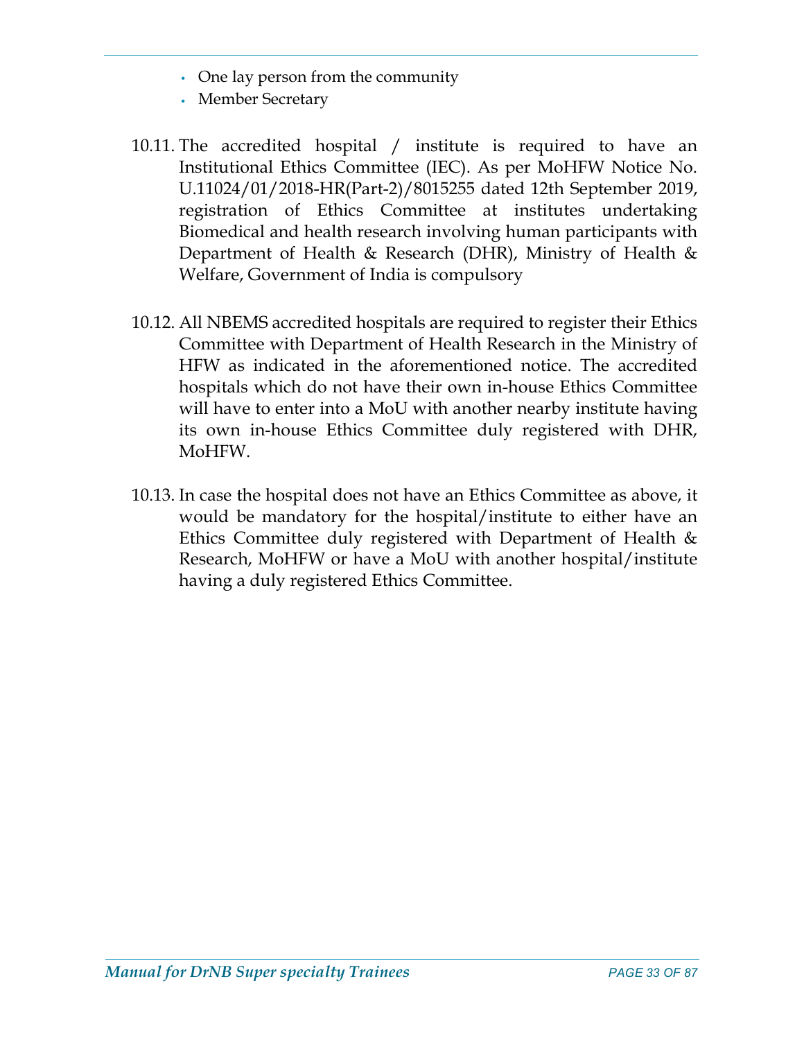- One lay person from the community
- Member Secretary

10.11. The accredited hospital / institute is required to have an Institutional Ethics Committee (IEC). As per MoHFW Notice No. U.11024/01/2018-HR(Part-2)/8015255 dated 12th September 2019, registration of Ethics Committee at institutes undertaking Biomedical and health research involving human participants with Department of Health & Research (DHR), Ministry of Health & Welfare, Government of India is compulsory

10.12. All NBEMS accredited hospitals are required to register their Ethics Committee with Department of Health Research in the Ministry of HFW as indicated in the aforementioned notice. The accredited hospitals which do not have their own in-house Ethics Committee will have to enter into a MoU with another nearby institute having its own in-house Ethics Committee duly registered with DHR, MoHFW.

10.13. In case the hospital does not have an Ethics Committee as above, it would be mandatory for the hospital/institute to either have an Ethics Committee duly registered with Department of Health & Research, MoHFW or have a MoU with another hospital/institute having a duly registered Ethics Committee.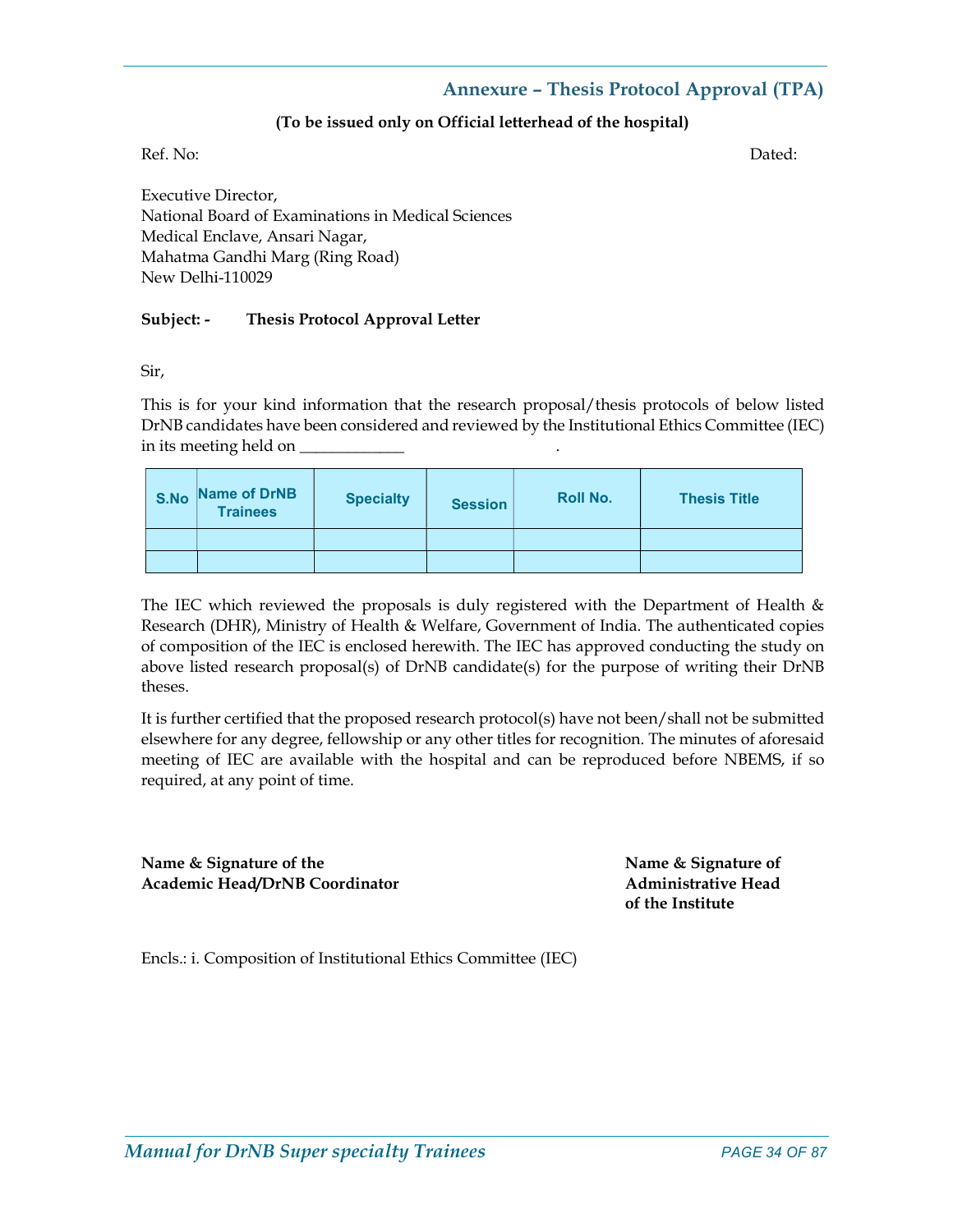## Annexure – Thesis Protocol Approval (TPA)

**(To be issued only on Official letterhead of the hospital)**

Ref. No: Dated:

Executive Director,
National Board of Examinations in Medical Sciences
Medical Enclave, Ansari Nagar,
Mahatma Gandhi Marg (Ring Road)
New Delhi-110029

**Subject: - Thesis Protocol Approval Letter**

Sir,

This is for your kind information that the research proposal/thesis protocols of below listed DrNB candidates have been considered and reviewed by the Institutional Ethics Committee (IEC) in its meeting held on _____________ .

| S.No | Name of DrNB Trainees | Specialty | Session | Roll No. | Thesis Title |
|---|---|---|---|---|---|
| | | | | | |
| | | | | | |

The IEC which reviewed the proposals is duly registered with the Department of Health & Research (DHR), Ministry of Health & Welfare, Government of India. The authenticated copies of composition of the IEC is enclosed herewith. The IEC has approved conducting the study on above listed research proposal(s) of DrNB candidate(s) for the purpose of writing their DrNB theses.

It is further certified that the proposed research protocol(s) have not been/shall not be submitted elsewhere for any degree, fellowship or any other titles for recognition. The minutes of aforesaid meeting of IEC are available with the hospital and can be reproduced before NBEMS, if so required, at any point of time.

**Name & Signature of the Academic Head/DrNB Coordinator**

**Name & Signature of Administrative Head of the Institute**

Encls.: i. Composition of Institutional Ethics Committee (IEC)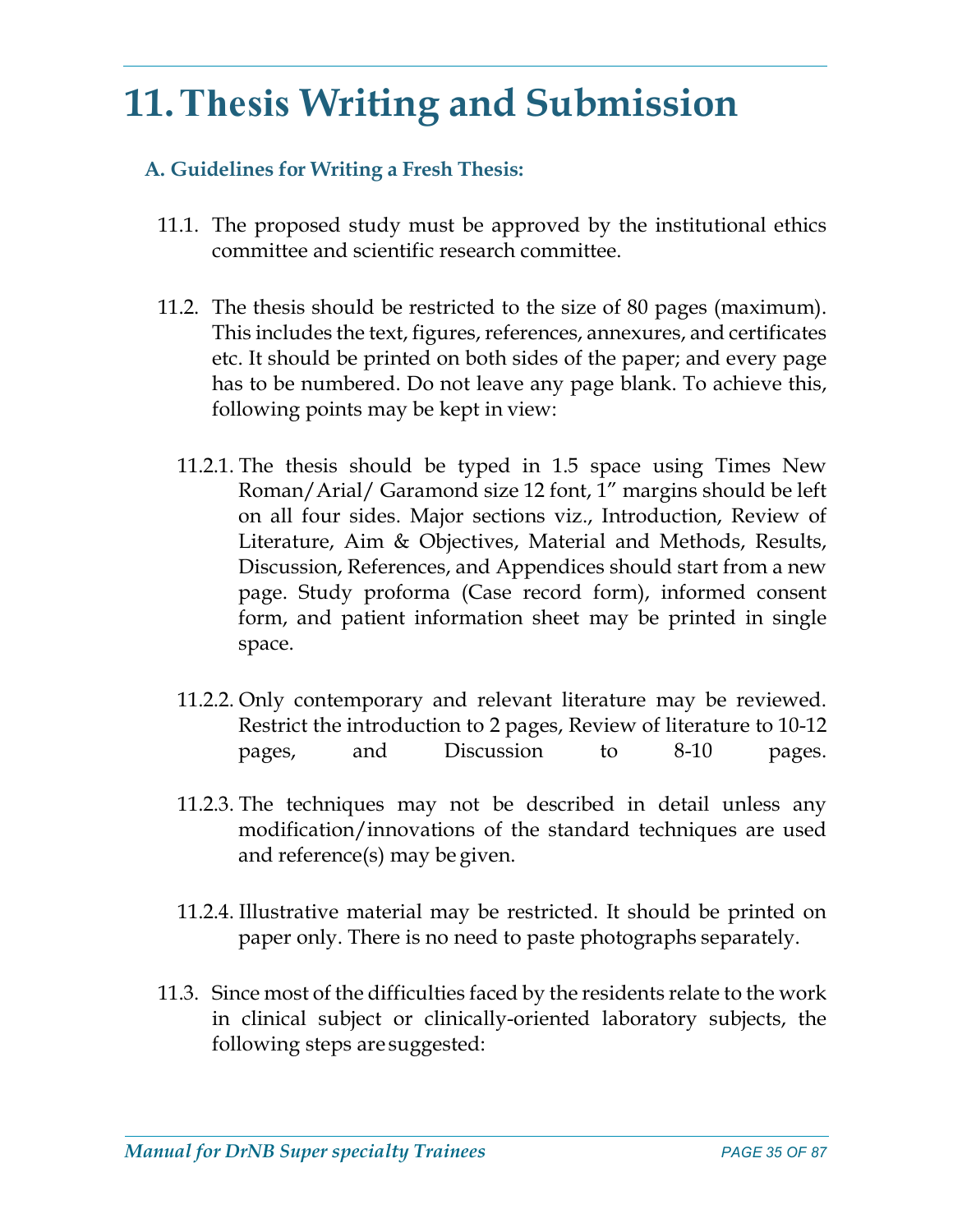# 11. Thesis Writing and Submission

### A. Guidelines for Writing a Fresh Thesis:

11.1. The proposed study must be approved by the institutional ethics committee and scientific research committee.

11.2. The thesis should be restricted to the size of 80 pages (maximum). This includes the text, figures, references, annexures, and certificates etc. It should be printed on both sides of the paper; and every page has to be numbered. Do not leave any page blank. To achieve this, following points may be kept in view:

11.2.1. The thesis should be typed in 1.5 space using Times New Roman/Arial/ Garamond size 12 font, 1" margins should be left on all four sides. Major sections viz., Introduction, Review of Literature, Aim & Objectives, Material and Methods, Results, Discussion, References, and Appendices should start from a new page. Study proforma (Case record form), informed consent form, and patient information sheet may be printed in single space.

11.2.2. Only contemporary and relevant literature may be reviewed. Restrict the introduction to 2 pages, Review of literature to 10-12 pages, and Discussion to 8-10 pages.

11.2.3. The techniques may not be described in detail unless any modification/innovations of the standard techniques are used and reference(s) may be given.

11.2.4. Illustrative material may be restricted. It should be printed on paper only. There is no need to paste photographs separately.

11.3. Since most of the difficulties faced by the residents relate to the work in clinical subject or clinically-oriented laboratory subjects, the following steps are suggested: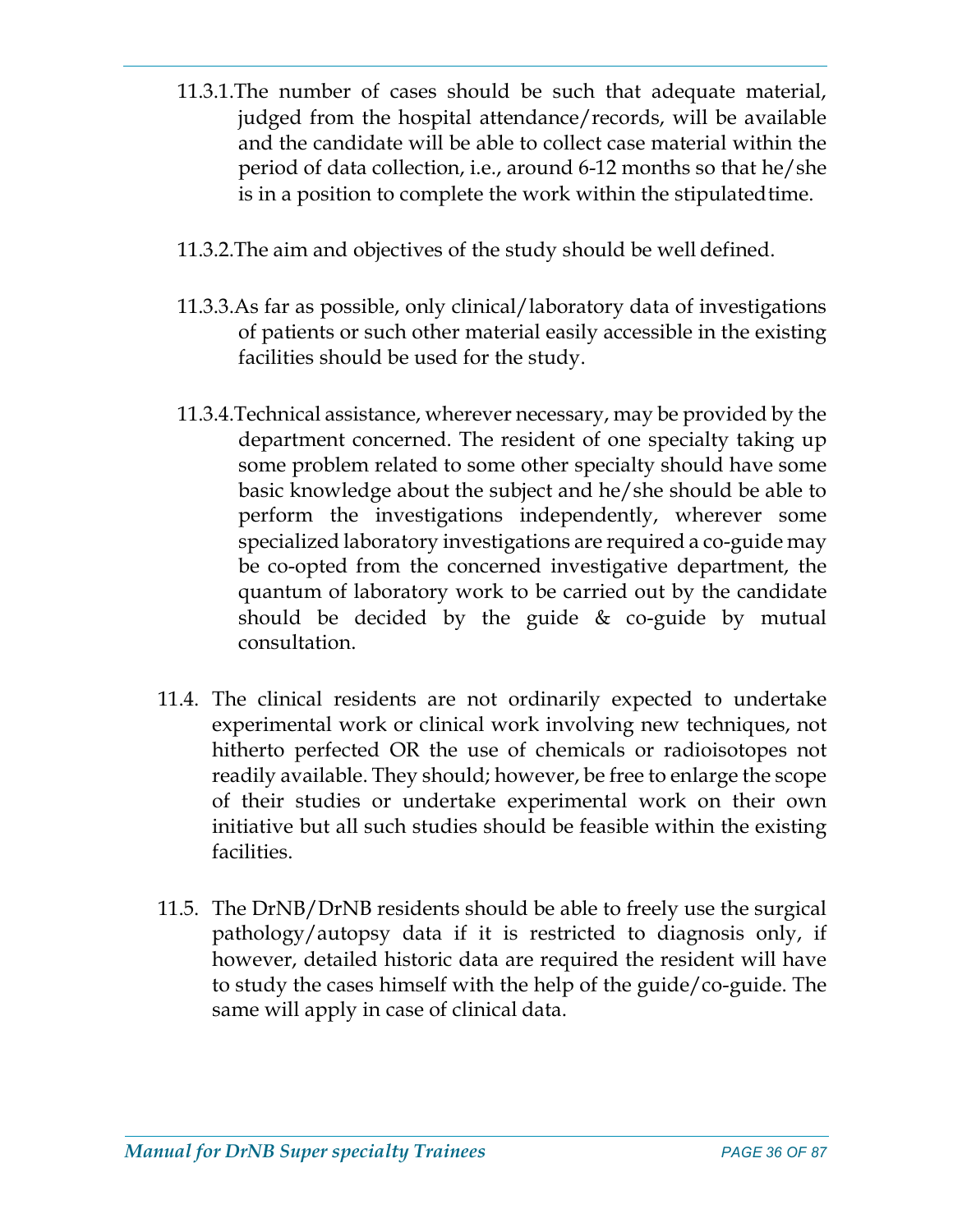11.3.1. The number of cases should be such that adequate material, judged from the hospital attendance/records, will be available and the candidate will be able to collect case material within the period of data collection, i.e., around 6-12 months so that he/she is in a position to complete the work within the stipulated time.

11.3.2. The aim and objectives of the study should be well defined.

11.3.3. As far as possible, only clinical/laboratory data of investigations of patients or such other material easily accessible in the existing facilities should be used for the study.

11.3.4. Technical assistance, wherever necessary, may be provided by the department concerned. The resident of one specialty taking up some problem related to some other specialty should have some basic knowledge about the subject and he/she should be able to perform the investigations independently, wherever some specialized laboratory investigations are required a co-guide may be co-opted from the concerned investigative department, the quantum of laboratory work to be carried out by the candidate should be decided by the guide & co-guide by mutual consultation.

11.4. The clinical residents are not ordinarily expected to undertake experimental work or clinical work involving new techniques, not hitherto perfected OR the use of chemicals or radioisotopes not readily available. They should; however, be free to enlarge the scope of their studies or undertake experimental work on their own initiative but all such studies should be feasible within the existing facilities.

11.5. The DrNB/DrNB residents should be able to freely use the surgical pathology/autopsy data if it is restricted to diagnosis only, if however, detailed historic data are required the resident will have to study the cases himself with the help of the guide/co-guide. The same will apply in case of clinical data.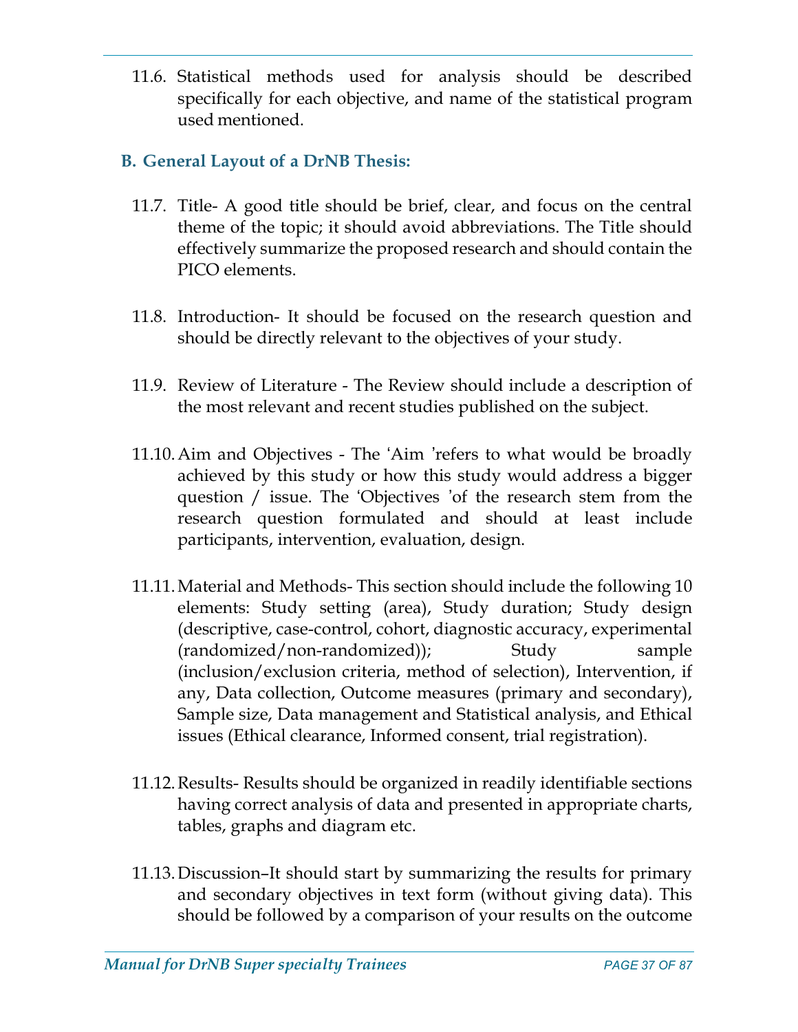11.6. Statistical methods used for analysis should be described specifically for each objective, and name of the statistical program used mentioned.

## B. General Layout of a DrNB Thesis:

11.7. Title- A good title should be brief, clear, and focus on the central theme of the topic; it should avoid abbreviations. The Title should effectively summarize the proposed research and should contain the PICO elements.

11.8. Introduction- It should be focused on the research question and should be directly relevant to the objectives of your study.

11.9. Review of Literature - The Review should include a description of the most relevant and recent studies published on the subject.

11.10. Aim and Objectives - The 'Aim 'refers to what would be broadly achieved by this study or how this study would address a bigger question / issue. The 'Objectives 'of the research stem from the research question formulated and should at least include participants, intervention, evaluation, design.

11.11. Material and Methods- This section should include the following 10 elements: Study setting (area), Study duration; Study design (descriptive, case-control, cohort, diagnostic accuracy, experimental (randomized/non-randomized)); Study sample (inclusion/exclusion criteria, method of selection), Intervention, if any, Data collection, Outcome measures (primary and secondary), Sample size, Data management and Statistical analysis, and Ethical issues (Ethical clearance, Informed consent, trial registration).

11.12. Results- Results should be organized in readily identifiable sections having correct analysis of data and presented in appropriate charts, tables, graphs and diagram etc.

11.13. Discussion–It should start by summarizing the results for primary and secondary objectives in text form (without giving data). This should be followed by a comparison of your results on the outcome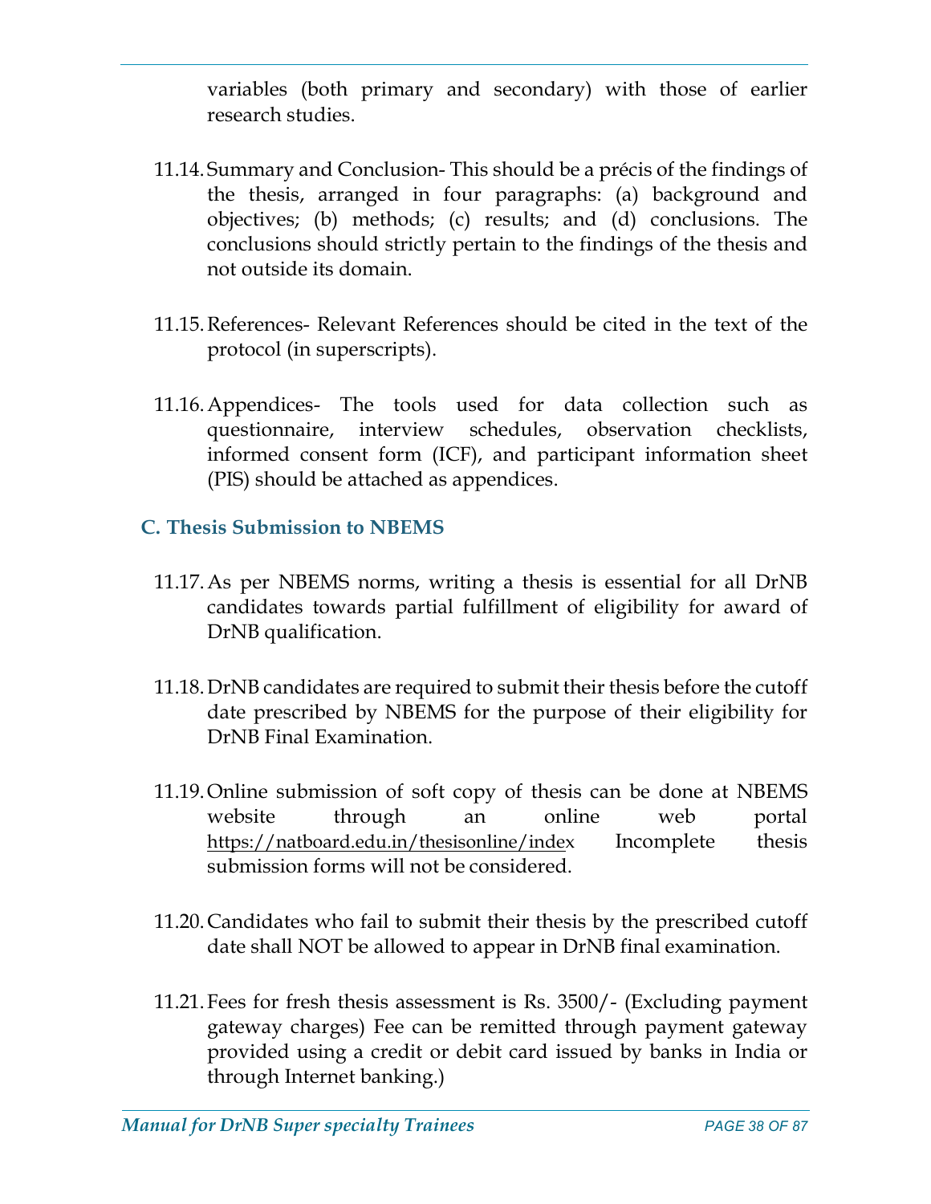variables (both primary and secondary) with those of earlier research studies.

11.14. Summary and Conclusion- This should be a précis of the findings of the thesis, arranged in four paragraphs: (a) background and objectives; (b) methods; (c) results; and (d) conclusions. The conclusions should strictly pertain to the findings of the thesis and not outside its domain.

11.15. References- Relevant References should be cited in the text of the protocol (in superscripts).

11.16. Appendices- The tools used for data collection such as questionnaire, interview schedules, observation checklists, informed consent form (ICF), and participant information sheet (PIS) should be attached as appendices.

## C. Thesis Submission to NBEMS

11.17. As per NBEMS norms, writing a thesis is essential for all DrNB candidates towards partial fulfillment of eligibility for award of DrNB qualification.

11.18. DrNB candidates are required to submit their thesis before the cutoff date prescribed by NBEMS for the purpose of their eligibility for DrNB Final Examination.

11.19. Online submission of soft copy of thesis can be done at NBEMS website through an online web portal https://natboard.edu.in/thesisonline/index Incomplete thesis submission forms will not be considered.

11.20. Candidates who fail to submit their thesis by the prescribed cutoff date shall NOT be allowed to appear in DrNB final examination.

11.21. Fees for fresh thesis assessment is Rs. 3500/- (Excluding payment gateway charges) Fee can be remitted through payment gateway provided using a credit or debit card issued by banks in India or through Internet banking.)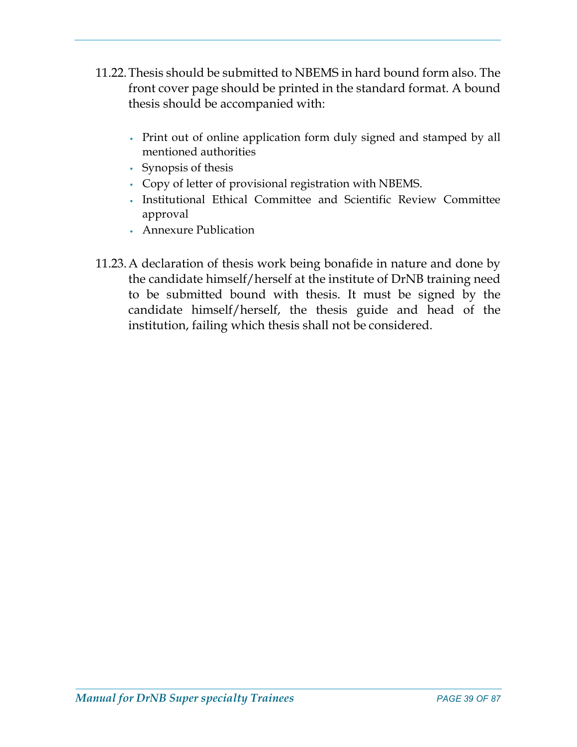11.22. Thesis should be submitted to NBEMS in hard bound form also. The front cover page should be printed in the standard format. A bound thesis should be accompanied with:

- Print out of online application form duly signed and stamped by all mentioned authorities
- Synopsis of thesis
- Copy of letter of provisional registration with NBEMS.
- Institutional Ethical Committee and Scientific Review Committee approval
- Annexure Publication

11.23. A declaration of thesis work being bonafide in nature and done by the candidate himself/herself at the institute of DrNB training need to be submitted bound with thesis. It must be signed by the candidate himself/herself, the thesis guide and head of the institution, failing which thesis shall not be considered.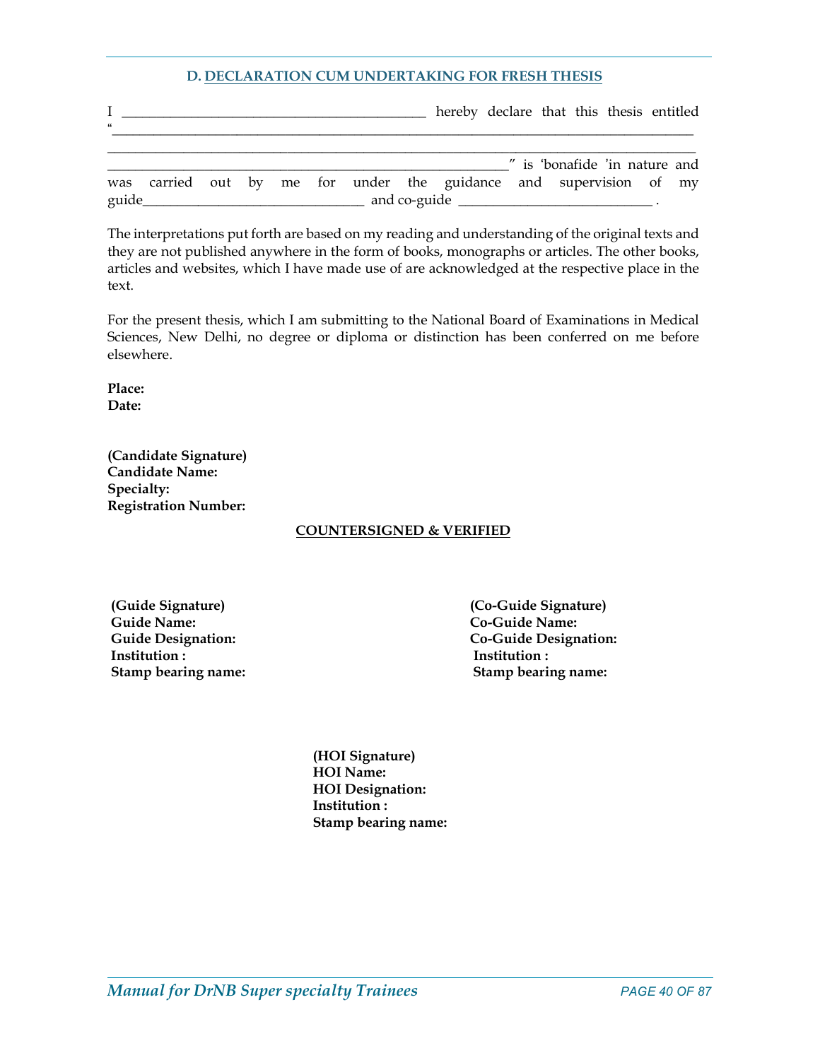### D. DECLARATION CUM UNDERTAKING FOR FRESH THESIS

I ____________________________________________ hereby declare that this thesis entitled "_______________________________________________________________________________________
_______________________________________________________________________________________
__________________________________________________________" is 'bonafide 'in nature and was carried out by me for under the guidance and supervision of my guide________________________________ and co-guide ____________________________ .

The interpretations put forth are based on my reading and understanding of the original texts and they are not published anywhere in the form of books, monographs or articles. The other books, articles and websites, which I have made use of are acknowledged at the respective place in the text.

For the present thesis, which I am submitting to the National Board of Examinations in Medical Sciences, New Delhi, no degree or diploma or distinction has been conferred on me before elsewhere.

**Place:**
**Date:**

**(Candidate Signature)**
**Candidate Name:**
**Specialty:**
**Registration Number:**

**COUNTERSIGNED & VERIFIED**

**(Guide Signature)**
**Guide Name:**
**Guide Designation:**
**Institution :**
**Stamp bearing name:**

**(Co-Guide Signature)**
**Co-Guide Name:**
**Co-Guide Designation:**
**Institution :**
**Stamp bearing name:**

**(HOI Signature)**
**HOI Name:**
**HOI Designation:**
**Institution :**
**Stamp bearing name:**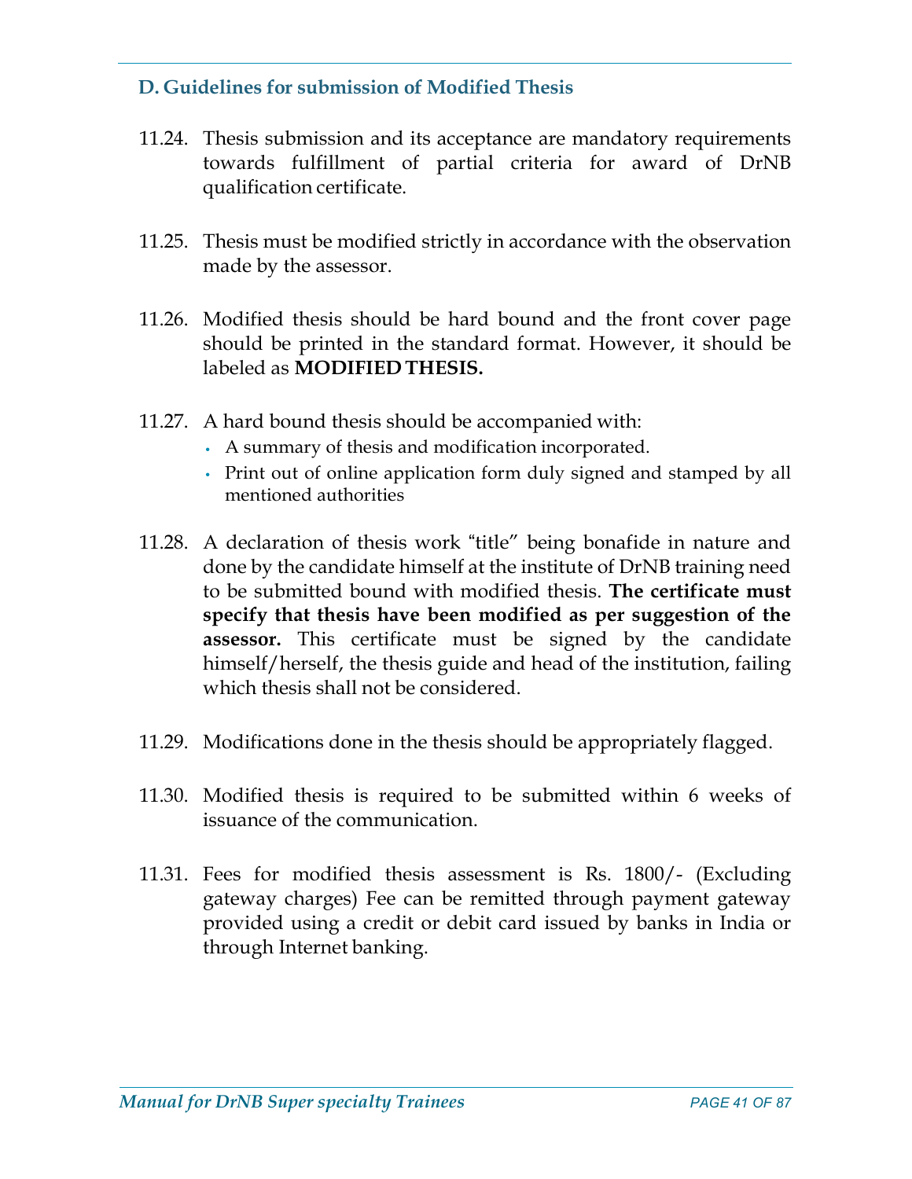### D. Guidelines for submission of Modified Thesis

11.24. Thesis submission and its acceptance are mandatory requirements towards fulfillment of partial criteria for award of DrNB qualification certificate.

11.25. Thesis must be modified strictly in accordance with the observation made by the assessor.

11.26. Modified thesis should be hard bound and the front cover page should be printed in the standard format. However, it should be labeled as **MODIFIED THESIS.**

11.27. A hard bound thesis should be accompanied with:

- A summary of thesis and modification incorporated.
- Print out of online application form duly signed and stamped by all mentioned authorities

11.28. A declaration of thesis work "title" being bonafide in nature and done by the candidate himself at the institute of DrNB training need to be submitted bound with modified thesis. **The certificate must specify that thesis have been modified as per suggestion of the assessor.** This certificate must be signed by the candidate himself/herself, the thesis guide and head of the institution, failing which thesis shall not be considered.

11.29. Modifications done in the thesis should be appropriately flagged.

11.30. Modified thesis is required to be submitted within 6 weeks of issuance of the communication.

11.31. Fees for modified thesis assessment is Rs. 1800/- (Excluding gateway charges) Fee can be remitted through payment gateway provided using a credit or debit card issued by banks in India or through Internet banking.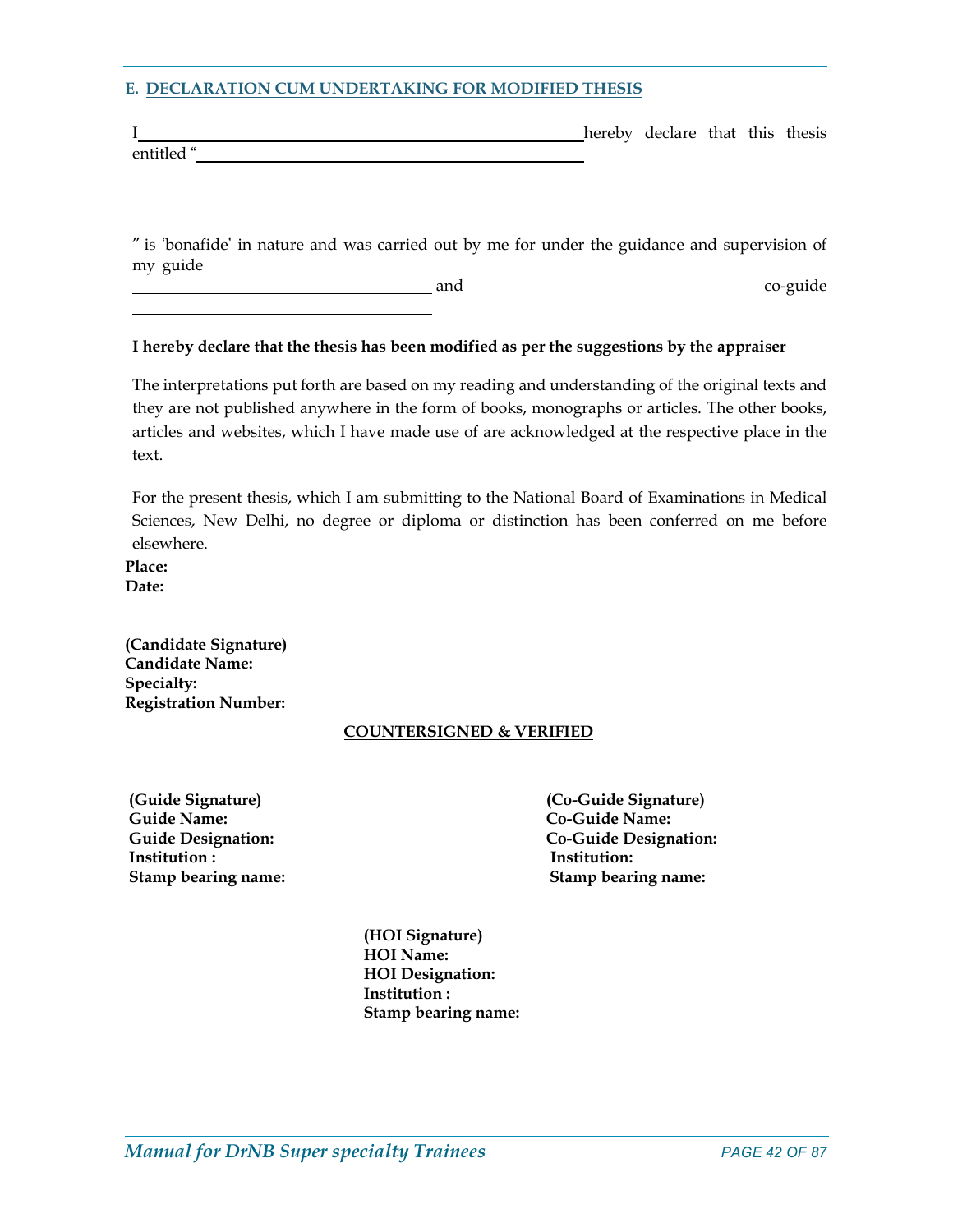## E. DECLARATION CUM UNDERTAKING FOR MODIFIED THESIS

I ______________________________________________ hereby declare that this thesis entitled "______________________________________________

______________________________________________

______________________________________________________________________

" is 'bonafide' in nature and was carried out by me for under the guidance and supervision of my guide ________________________________ and co-guide ________________________________

**I hereby declare that the thesis has been modified as per the suggestions by the appraiser**

The interpretations put forth are based on my reading and understanding of the original texts and they are not published anywhere in the form of books, monographs or articles. The other books, articles and websites, which I have made use of are acknowledged at the respective place in the text.

For the present thesis, which I am submitting to the National Board of Examinations in Medical Sciences, New Delhi, no degree or diploma or distinction has been conferred on me before elsewhere.

**Place:**
**Date:**

**(Candidate Signature)**
**Candidate Name:**
**Specialty:**
**Registration Number:**

**COUNTERSIGNED & VERIFIED**

**(Guide Signature)**
**Guide Name:**
**Guide Designation:**
**Institution :**
**Stamp bearing name:**

**(Co-Guide Signature)**
**Co-Guide Name:**
**Co-Guide Designation:**
**Institution:**
**Stamp bearing name:**

**(HOI Signature)**
**HOI Name:**
**HOI Designation:**
**Institution :**
**Stamp bearing name:**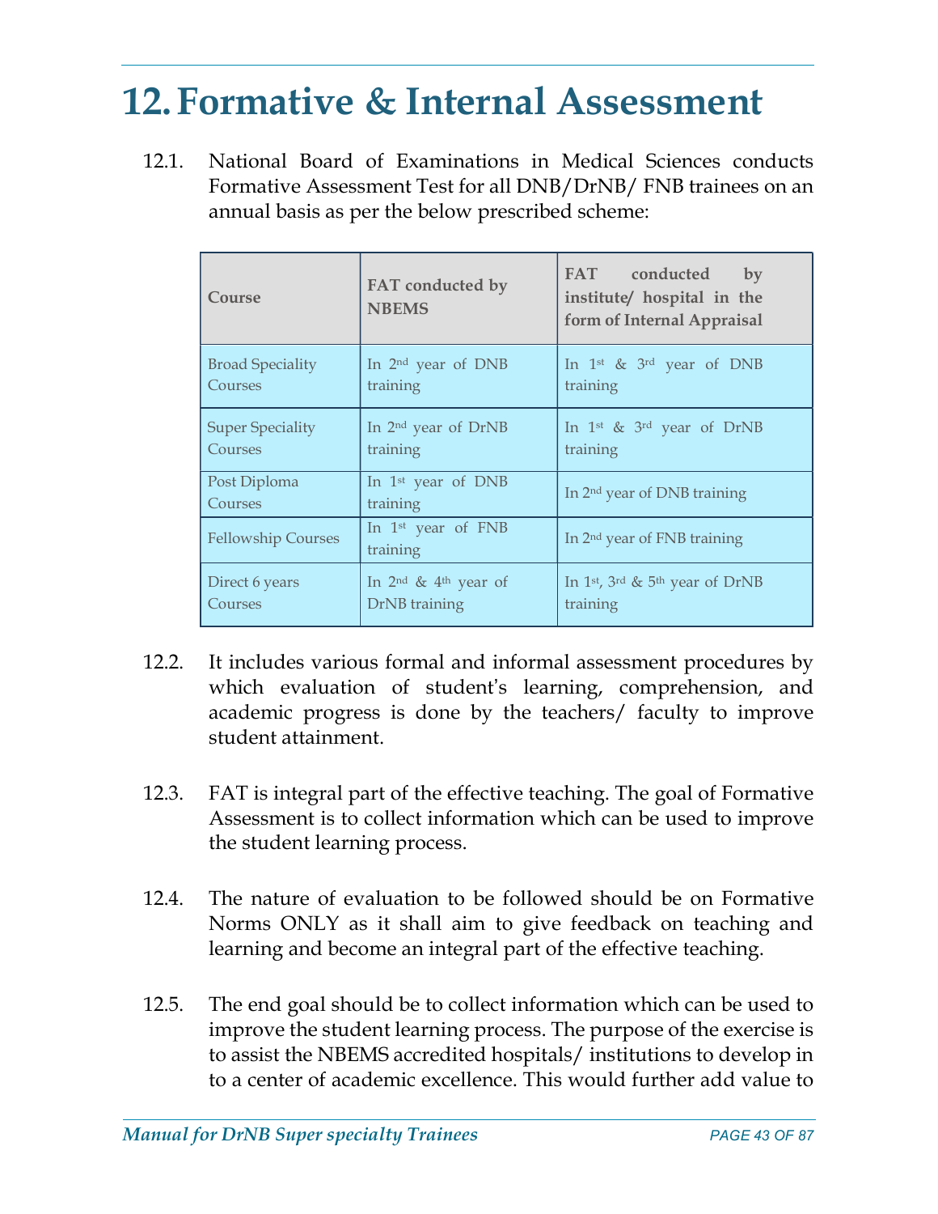# 12. Formative & Internal Assessment

12.1. National Board of Examinations in Medical Sciences conducts Formative Assessment Test for all DNB/DrNB/ FNB trainees on an annual basis as per the below prescribed scheme:

| Course | FAT conducted by NBEMS | FAT conducted by institute/ hospital in the form of Internal Appraisal |
|---|---|---|
| Broad Speciality Courses | In 2nd year of DNB training | In 1st & 3rd year of DNB training |
| Super Speciality Courses | In 2nd year of DrNB training | In 1st & 3rd year of DrNB training |
| Post Diploma Courses | In 1st year of DNB training | In 2nd year of DNB training |
| Fellowship Courses | In 1st year of FNB training | In 2nd year of FNB training |
| Direct 6 years Courses | In 2nd & 4th year of DrNB training | In 1st, 3rd & 5th year of DrNB training |

12.2. It includes various formal and informal assessment procedures by which evaluation of student's learning, comprehension, and academic progress is done by the teachers/ faculty to improve student attainment.

12.3. FAT is integral part of the effective teaching. The goal of Formative Assessment is to collect information which can be used to improve the student learning process.

12.4. The nature of evaluation to be followed should be on Formative Norms ONLY as it shall aim to give feedback on teaching and learning and become an integral part of the effective teaching.

12.5. The end goal should be to collect information which can be used to improve the student learning process. The purpose of the exercise is to assist the NBEMS accredited hospitals/ institutions to develop in to a center of academic excellence. This would further add value to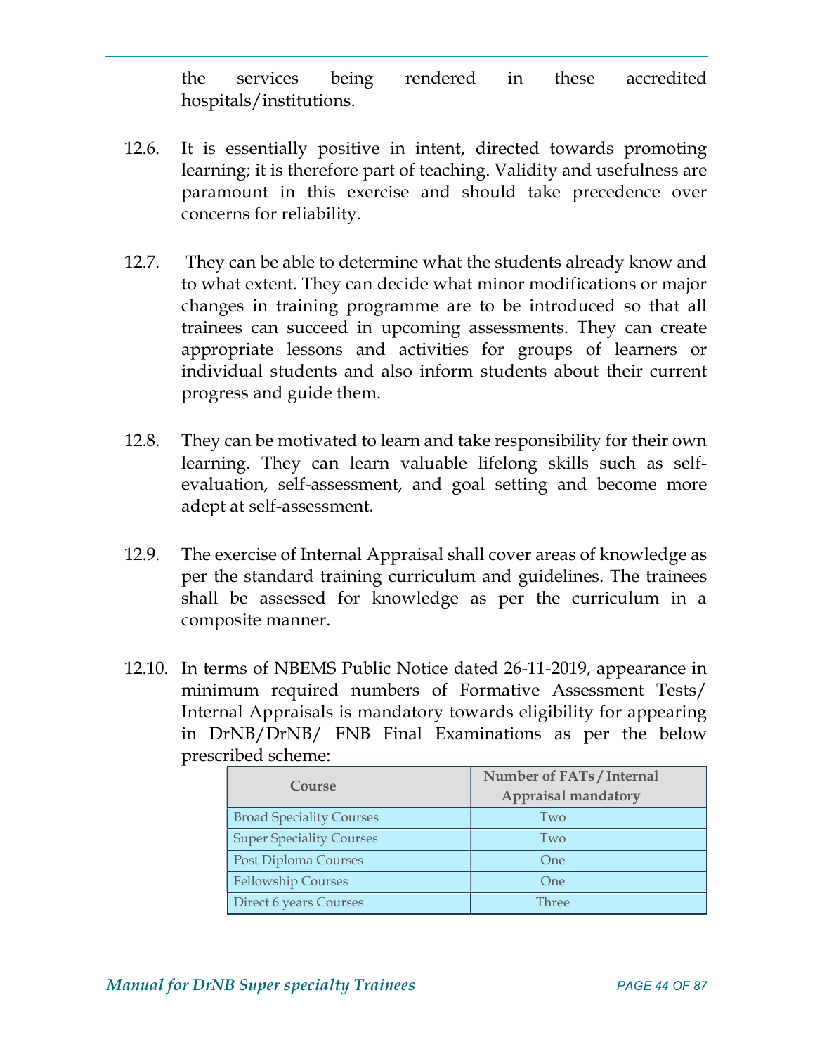the services being rendered in these accredited hospitals/institutions.

12.6. It is essentially positive in intent, directed towards promoting learning; it is therefore part of teaching. Validity and usefulness are paramount in this exercise and should take precedence over concerns for reliability.

12.7. They can be able to determine what the students already know and to what extent. They can decide what minor modifications or major changes in training programme are to be introduced so that all trainees can succeed in upcoming assessments. They can create appropriate lessons and activities for groups of learners or individual students and also inform students about their current progress and guide them.

12.8. They can be motivated to learn and take responsibility for their own learning. They can learn valuable lifelong skills such as self-evaluation, self-assessment, and goal setting and become more adept at self-assessment.

12.9. The exercise of Internal Appraisal shall cover areas of knowledge as per the standard training curriculum and guidelines. The trainees shall be assessed for knowledge as per the curriculum in a composite manner.

12.10. In terms of NBEMS Public Notice dated 26-11-2019, appearance in minimum required numbers of Formative Assessment Tests/ Internal Appraisals is mandatory towards eligibility for appearing in DrNB/DrNB/ FNB Final Examinations as per the below prescribed scheme:

| Course | Number of FATs/Internal Appraisal mandatory |
|---|---|
| Broad Speciality Courses | Two |
| Super Speciality Courses | Two |
| Post Diploma Courses | One |
| Fellowship Courses | One |
| Direct 6 years Courses | Three |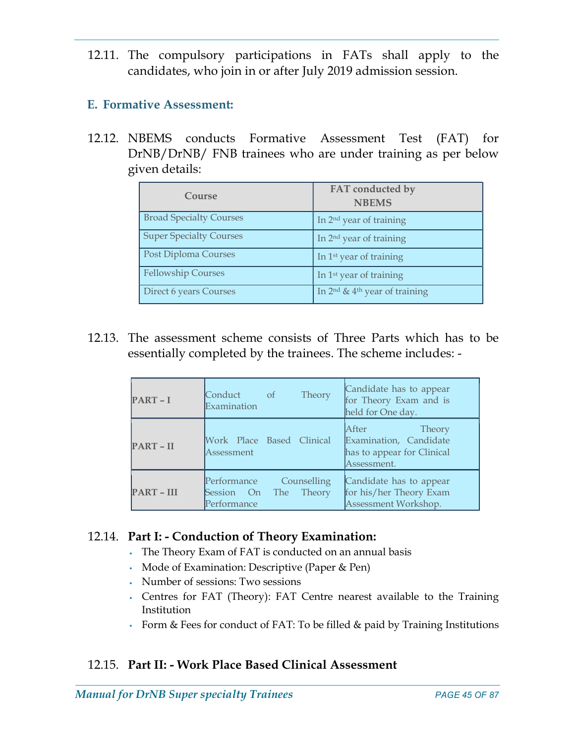12.11. The compulsory participations in FATs shall apply to the candidates, who join in or after July 2019 admission session.

## E. Formative Assessment:

12.12. NBEMS conducts Formative Assessment Test (FAT) for DrNB/DrNB/ FNB trainees who are under training as per below given details:

| Course | FAT conducted by NBEMS |
|---|---|
| Broad Specialty Courses | In 2nd year of training |
| Super Specialty Courses | In 2nd year of training |
| Post Diploma Courses | In 1st year of training |
| Fellowship Courses | In 1st year of training |
| Direct 6 years Courses | In 2nd & 4th year of training |

12.13. The assessment scheme consists of Three Parts which has to be essentially completed by the trainees. The scheme includes: -

| | | |
|---|---|---|
| **PART – I** | Conduct of Theory Examination | Candidate has to appear for Theory Exam and is held for One day. |
| **PART – II** | Work Place Based Clinical Assessment | After Theory Examination, Candidate has to appear for Clinical Assessment. |
| **PART – III** | Performance Counselling Session On The Theory Performance | Candidate has to appear for his/her Theory Exam Assessment Workshop. |

12.14. **Part I: - Conduction of Theory Examination:**

- The Theory Exam of FAT is conducted on an annual basis
- Mode of Examination: Descriptive (Paper & Pen)
- Number of sessions: Two sessions
- Centres for FAT (Theory): FAT Centre nearest available to the Training Institution
- Form & Fees for conduct of FAT: To be filled & paid by Training Institutions

12.15. **Part II: - Work Place Based Clinical Assessment**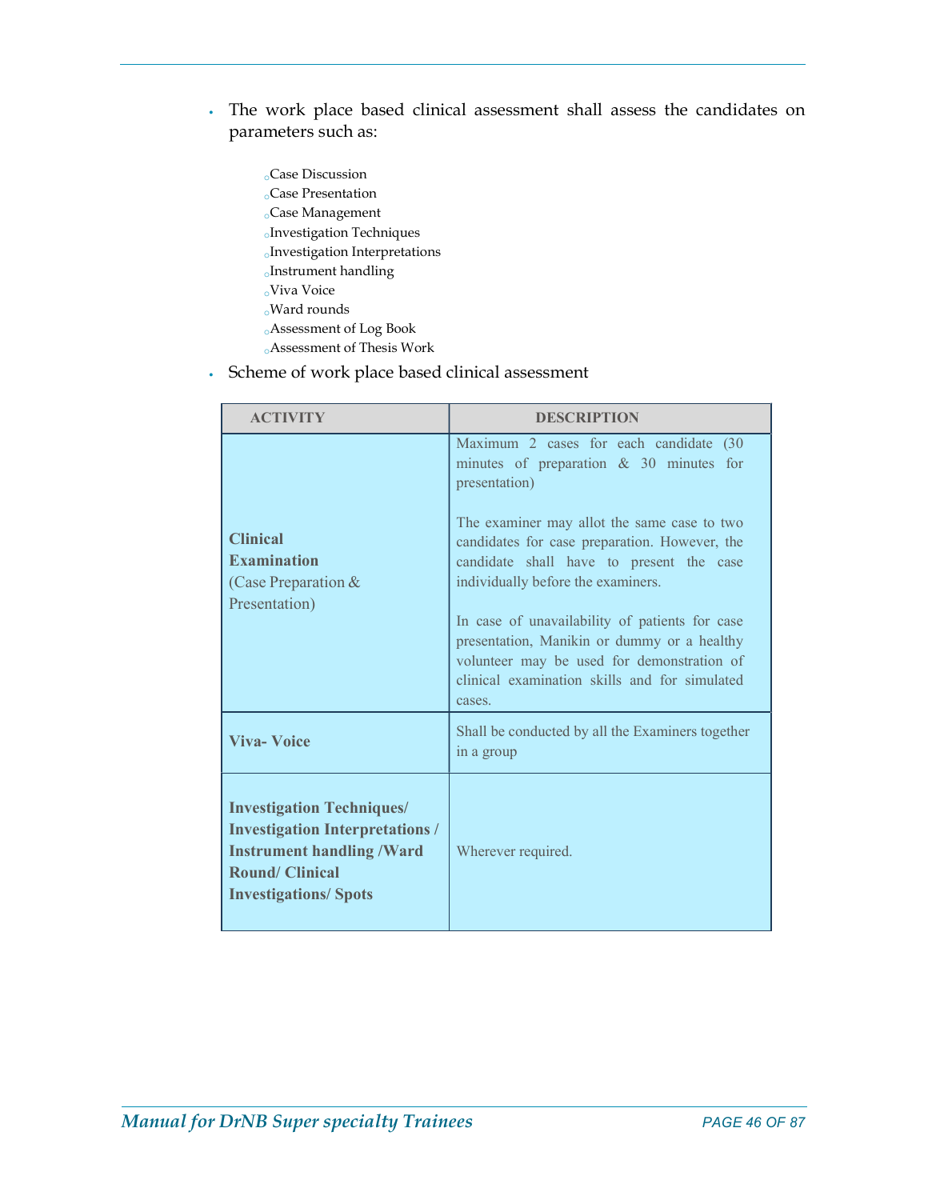- The work place based clinical assessment shall assess the candidates on parameters such as:

  - Case Discussion
  - Case Presentation
  - Case Management
  - Investigation Techniques
  - Investigation Interpretations
  - Instrument handling
  - Viva Voice
  - Ward rounds
  - Assessment of Log Book
  - Assessment of Thesis Work

- Scheme of work place based clinical assessment

| ACTIVITY | DESCRIPTION |
|---|---|
| **Clinical Examination** (Case Preparation & Presentation) | Maximum 2 cases for each candidate (30 minutes of preparation & 30 minutes for presentation)<br><br>The examiner may allot the same case to two candidates for case preparation. However, the candidate shall have to present the case individually before the examiners.<br><br>In case of unavailability of patients for case presentation, Manikin or dummy or a healthy volunteer may be used for demonstration of clinical examination skills and for simulated cases. |
| **Viva- Voice** | Shall be conducted by all the Examiners together in a group |
| **Investigation Techniques/ Investigation Interpretations / Instrument handling /Ward Round/ Clinical Investigations/ Spots** | Wherever required. |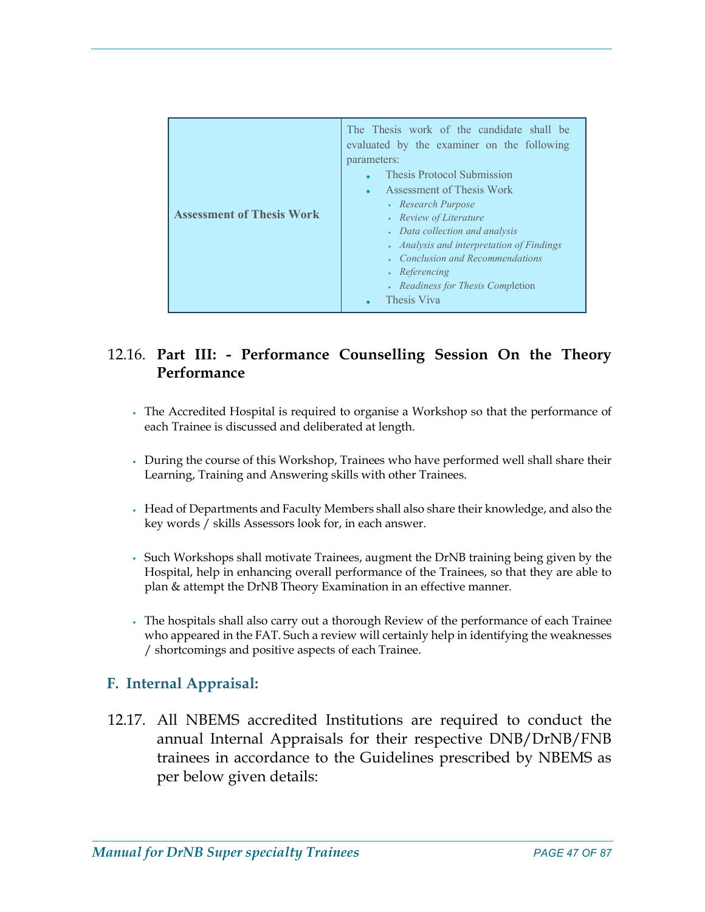| Assessment of Thesis Work | The Thesis work of the candidate shall be evaluated by the examiner on the following parameters:<br>• Thesis Protocol Submission<br>• Assessment of Thesis Work<br>&nbsp;&nbsp;◦ *Research Purpose*<br>&nbsp;&nbsp;◦ *Review of Literature*<br>&nbsp;&nbsp;◦ *Data collection and analysis*<br>&nbsp;&nbsp;◦ *Analysis and interpretation of Findings*<br>&nbsp;&nbsp;◦ *Conclusion and Recommendations*<br>&nbsp;&nbsp;◦ *Referencing*<br>&nbsp;&nbsp;◦ *Readiness for Thesis Completion*<br>• Thesis Viva |
|---|---|

### 12.16. **Part III: - Performance Counselling Session On the Theory Performance**

- The Accredited Hospital is required to organise a Workshop so that the performance of each Trainee is discussed and deliberated at length.
- During the course of this Workshop, Trainees who have performed well shall share their Learning, Training and Answering skills with other Trainees.
- Head of Departments and Faculty Members shall also share their knowledge, and also the key words / skills Assessors look for, in each answer.
- Such Workshops shall motivate Trainees, augment the DrNB training being given by the Hospital, help in enhancing overall performance of the Trainees, so that they are able to plan & attempt the DrNB Theory Examination in an effective manner.
- The hospitals shall also carry out a thorough Review of the performance of each Trainee who appeared in the FAT. Such a review will certainly help in identifying the weaknesses / shortcomings and positive aspects of each Trainee.

## F. Internal Appraisal:

12.17. All NBEMS accredited Institutions are required to conduct the annual Internal Appraisals for their respective DNB/DrNB/FNB trainees in accordance to the Guidelines prescribed by NBEMS as per below given details: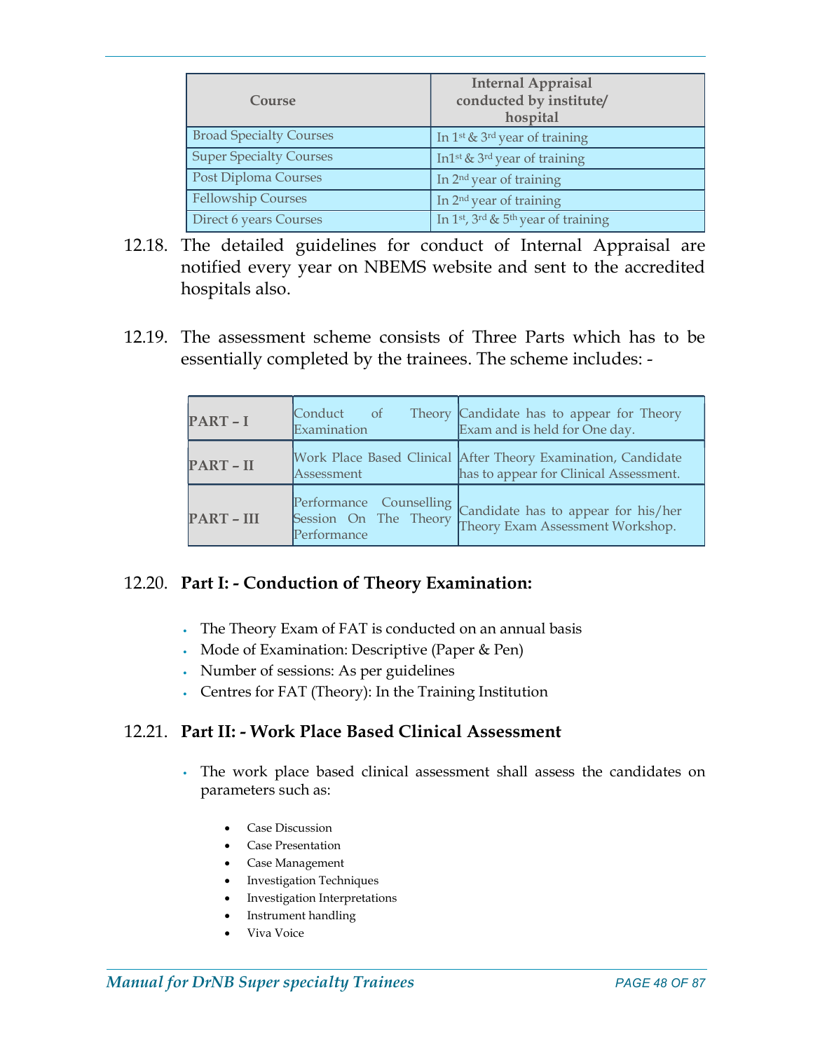| Course | Internal Appraisal conducted by institute/ hospital |
|---|---|
| Broad Specialty Courses | In 1st & 3rd year of training |
| Super Specialty Courses | In1st & 3rd year of training |
| Post Diploma Courses | In 2nd year of training |
| Fellowship Courses | In 2nd year of training |
| Direct 6 years Courses | In 1st, 3rd & 5th year of training |

12.18. The detailed guidelines for conduct of Internal Appraisal are notified every year on NBEMS website and sent to the accredited hospitals also.

12.19. The assessment scheme consists of Three Parts which has to be essentially completed by the trainees. The scheme includes: -

| | | |
|---|---|---|
| **PART – I** | Conduct of Theory Examination | Candidate has to appear for Theory Exam and is held for One day. |
| **PART – II** | Work Place Based Clinical Assessment | After Theory Examination, Candidate has to appear for Clinical Assessment. |
| **PART – III** | Performance Counselling Session On The Theory Performance | Candidate has to appear for his/her Theory Exam Assessment Workshop. |

12.20. **Part I: - Conduction of Theory Examination:**

- The Theory Exam of FAT is conducted on an annual basis
- Mode of Examination: Descriptive (Paper & Pen)
- Number of sessions: As per guidelines
- Centres for FAT (Theory): In the Training Institution

12.21. **Part II: - Work Place Based Clinical Assessment**

- The work place based clinical assessment shall assess the candidates on parameters such as:
  - Case Discussion
  - Case Presentation
  - Case Management
  - Investigation Techniques
  - Investigation Interpretations
  - Instrument handling
  - Viva Voice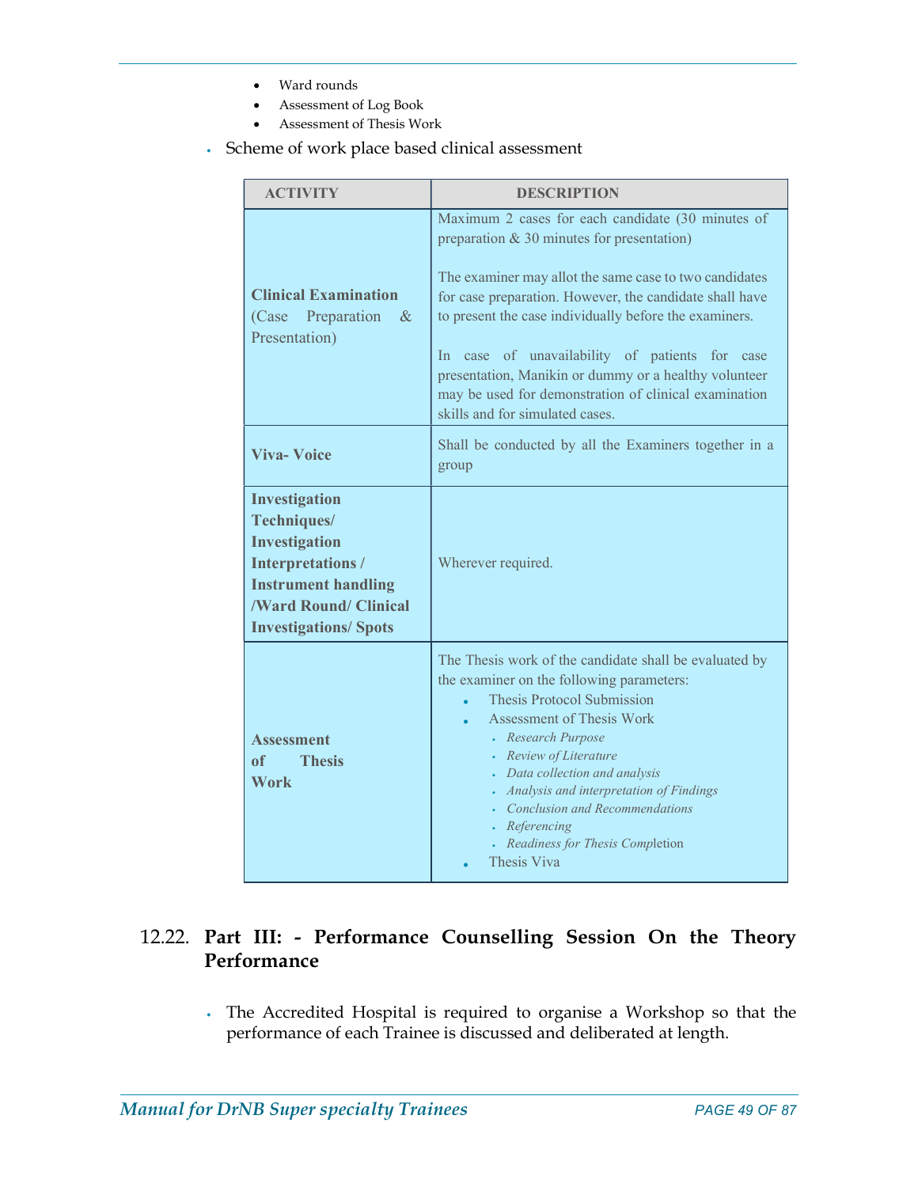- Ward rounds
- Assessment of Log Book
- Assessment of Thesis Work

- Scheme of work place based clinical assessment

| ACTIVITY | DESCRIPTION |
|---|---|
| **Clinical Examination** (Case Preparation & Presentation) | Maximum 2 cases for each candidate (30 minutes of preparation & 30 minutes for presentation)<br><br>The examiner may allot the same case to two candidates for case preparation. However, the candidate shall have to present the case individually before the examiners.<br><br>In case of unavailability of patients for case presentation, Manikin or dummy or a healthy volunteer may be used for demonstration of clinical examination skills and for simulated cases. |
| **Viva- Voice** | Shall be conducted by all the Examiners together in a group |
| **Investigation Techniques/ Investigation Interpretations / Instrument handling /Ward Round/ Clinical Investigations/ Spots** | Wherever required. |
| **Assessment of Thesis Work** | The Thesis work of the candidate shall be evaluated by the examiner on the following parameters:<br>• Thesis Protocol Submission<br>• Assessment of Thesis Work<br>&nbsp;&nbsp;◦ *Research Purpose*<br>&nbsp;&nbsp;◦ *Review of Literature*<br>&nbsp;&nbsp;◦ *Data collection and analysis*<br>&nbsp;&nbsp;◦ *Analysis and interpretation of Findings*<br>&nbsp;&nbsp;◦ *Conclusion and Recommendations*<br>&nbsp;&nbsp;◦ *Referencing*<br>&nbsp;&nbsp;◦ *Readiness for Thesis Completion*<br>• Thesis Viva |

## 12.22. Part III: - Performance Counselling Session On the Theory Performance

- The Accredited Hospital is required to organise a Workshop so that the performance of each Trainee is discussed and deliberated at length.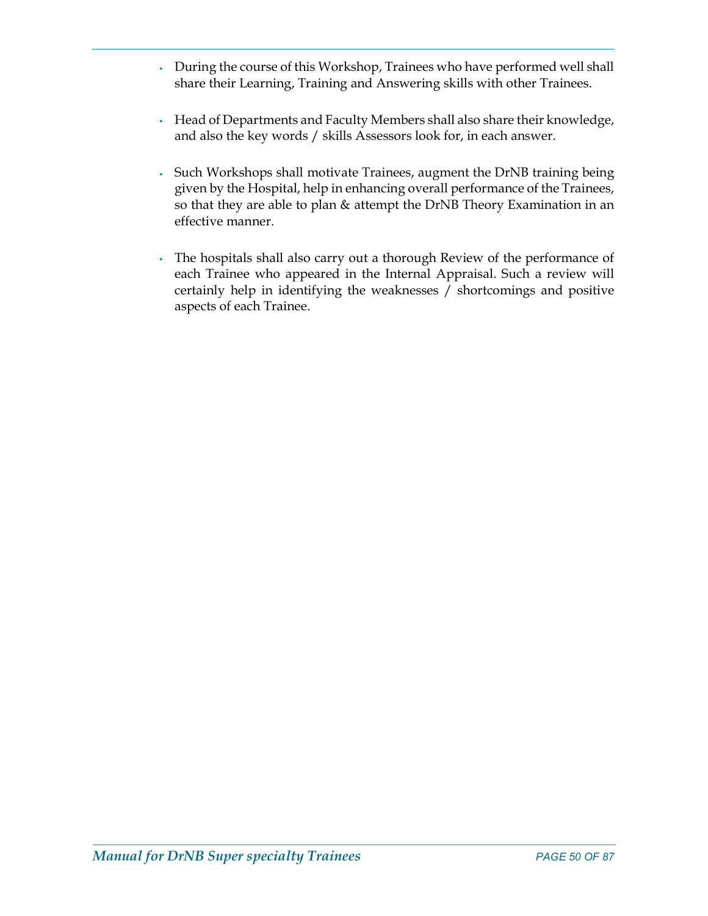- During the course of this Workshop, Trainees who have performed well shall share their Learning, Training and Answering skills with other Trainees.

- Head of Departments and Faculty Members shall also share their knowledge, and also the key words / skills Assessors look for, in each answer.

- Such Workshops shall motivate Trainees, augment the DrNB training being given by the Hospital, help in enhancing overall performance of the Trainees, so that they are able to plan & attempt the DrNB Theory Examination in an effective manner.

- The hospitals shall also carry out a thorough Review of the performance of each Trainee who appeared in the Internal Appraisal. Such a review will certainly help in identifying the weaknesses / shortcomings and positive aspects of each Trainee.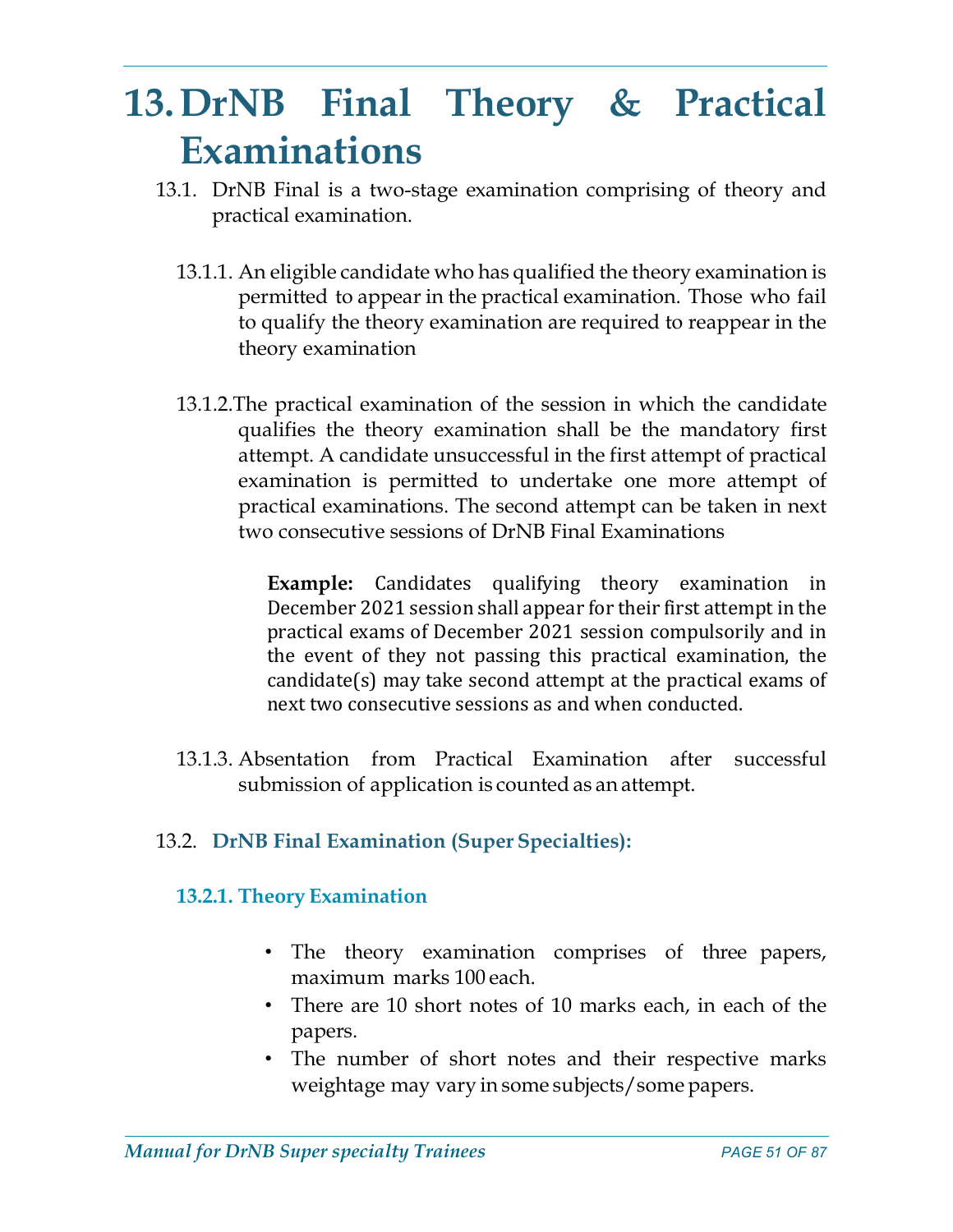# 13. DrNB Final Theory & Practical Examinations

13.1. DrNB Final is a two-stage examination comprising of theory and practical examination.

13.1.1. An eligible candidate who has qualified the theory examination is permitted to appear in the practical examination. Those who fail to qualify the theory examination are required to reappear in the theory examination

13.1.2. The practical examination of the session in which the candidate qualifies the theory examination shall be the mandatory first attempt. A candidate unsuccessful in the first attempt of practical examination is permitted to undertake one more attempt of practical examinations. The second attempt can be taken in next two consecutive sessions of DrNB Final Examinations

> **Example:** Candidates qualifying theory examination in December 2021 session shall appear for their first attempt in the practical exams of December 2021 session compulsorily and in the event of they not passing this practical examination, the candidate(s) may take second attempt at the practical exams of next two consecutive sessions as and when conducted.

13.1.3. Absentation from Practical Examination after successful submission of application is counted as an attempt.

## 13.2. DrNB Final Examination (Super Specialties):

### 13.2.1. Theory Examination

- The theory examination comprises of three papers, maximum marks 100 each.
- There are 10 short notes of 10 marks each, in each of the papers.
- The number of short notes and their respective marks weightage may vary in some subjects/some papers.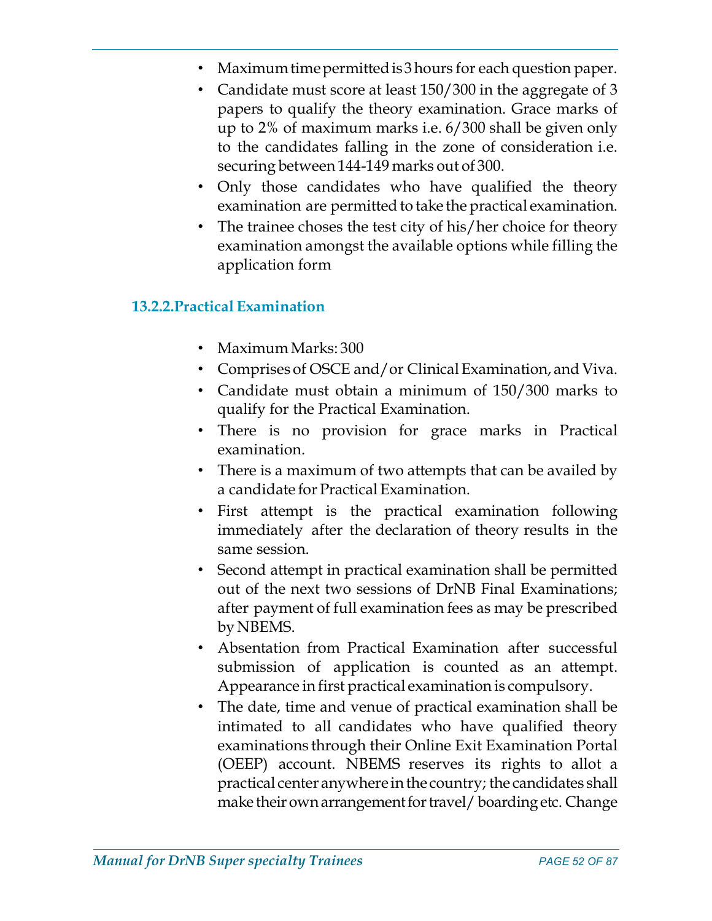- Maximum time permitted is 3 hours for each question paper.
- Candidate must score at least 150/300 in the aggregate of 3 papers to qualify the theory examination. Grace marks of up to 2% of maximum marks i.e. 6/300 shall be given only to the candidates falling in the zone of consideration i.e. securing between 144-149 marks out of 300.
- Only those candidates who have qualified the theory examination are permitted to take the practical examination.
- The trainee choses the test city of his/her choice for theory examination amongst the available options while filling the application form

### 13.2.2.Practical Examination

- Maximum Marks: 300
- Comprises of OSCE and/or Clinical Examination, and Viva.
- Candidate must obtain a minimum of 150/300 marks to qualify for the Practical Examination.
- There is no provision for grace marks in Practical examination.
- There is a maximum of two attempts that can be availed by a candidate for Practical Examination.
- First attempt is the practical examination following immediately after the declaration of theory results in the same session.
- Second attempt in practical examination shall be permitted out of the next two sessions of DrNB Final Examinations; after payment of full examination fees as may be prescribed by NBEMS.
- Absentation from Practical Examination after successful submission of application is counted as an attempt. Appearance in first practical examination is compulsory.
- The date, time and venue of practical examination shall be intimated to all candidates who have qualified theory examinations through their Online Exit Examination Portal (OEEP) account. NBEMS reserves its rights to allot a practical center anywhere in the country; the candidates shall make their own arrangement for travel/ boarding etc. Change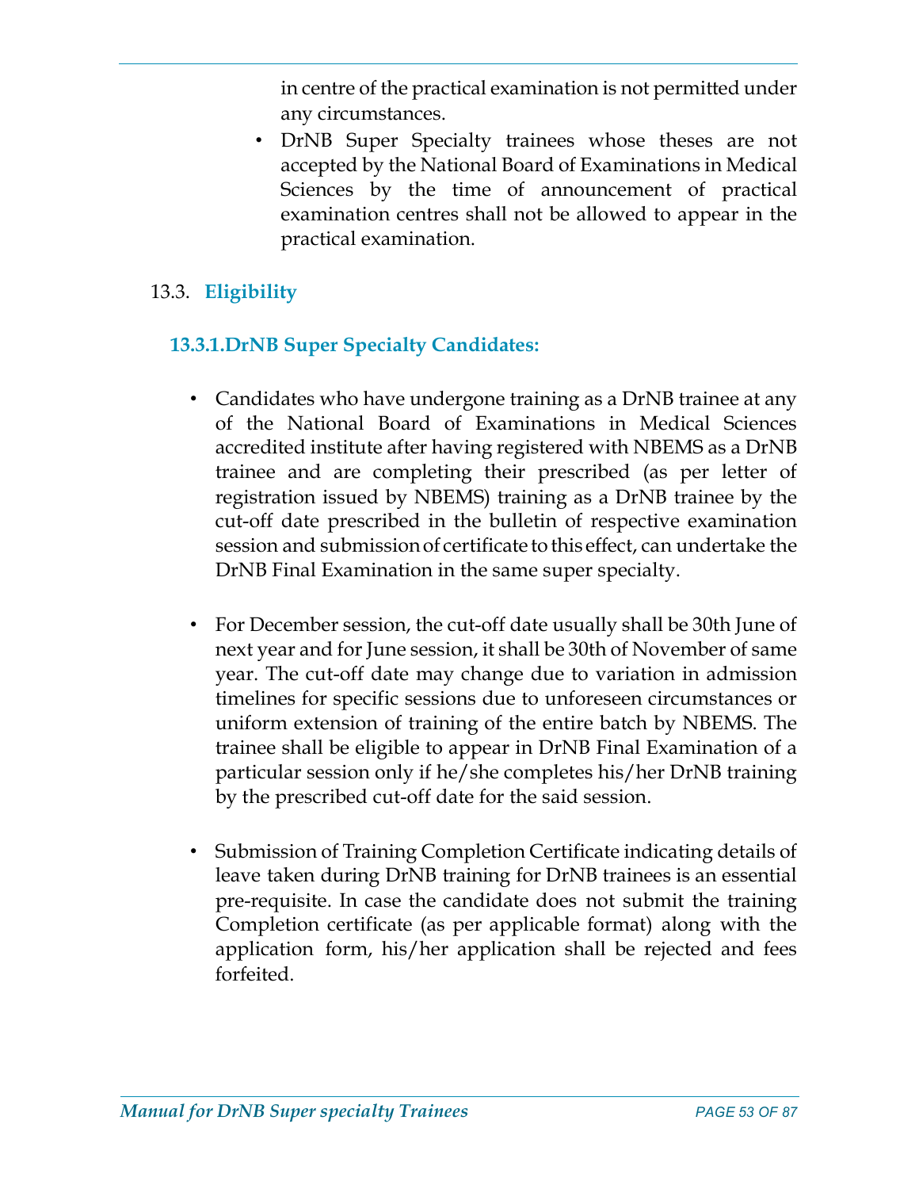in centre of the practical examination is not permitted under any circumstances.

- DrNB Super Specialty trainees whose theses are not accepted by the National Board of Examinations in Medical Sciences by the time of announcement of practical examination centres shall not be allowed to appear in the practical examination.

## 13.3. Eligibility

### 13.3.1. DrNB Super Specialty Candidates:

- Candidates who have undergone training as a DrNB trainee at any of the National Board of Examinations in Medical Sciences accredited institute after having registered with NBEMS as a DrNB trainee and are completing their prescribed (as per letter of registration issued by NBEMS) training as a DrNB trainee by the cut-off date prescribed in the bulletin of respective examination session and submission of certificate to this effect, can undertake the DrNB Final Examination in the same super specialty.

- For December session, the cut-off date usually shall be 30th June of next year and for June session, it shall be 30th of November of same year. The cut-off date may change due to variation in admission timelines for specific sessions due to unforeseen circumstances or uniform extension of training of the entire batch by NBEMS. The trainee shall be eligible to appear in DrNB Final Examination of a particular session only if he/she completes his/her DrNB training by the prescribed cut-off date for the said session.

- Submission of Training Completion Certificate indicating details of leave taken during DrNB training for DrNB trainees is an essential pre-requisite. In case the candidate does not submit the training Completion certificate (as per applicable format) along with the application form, his/her application shall be rejected and fees forfeited.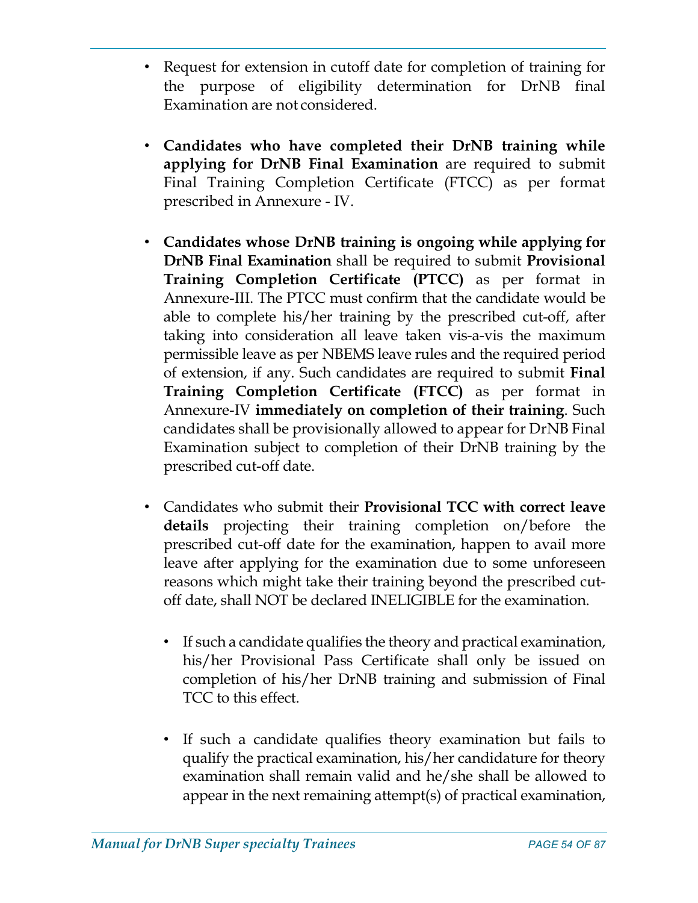- Request for extension in cutoff date for completion of training for the purpose of eligibility determination for DrNB final Examination are not considered.

- **Candidates who have completed their DrNB training while applying for DrNB Final Examination** are required to submit Final Training Completion Certificate (FTCC) as per format prescribed in Annexure - IV.

- **Candidates whose DrNB training is ongoing while applying for DrNB Final Examination** shall be required to submit **Provisional Training Completion Certificate (PTCC)** as per format in Annexure-III. The PTCC must confirm that the candidate would be able to complete his/her training by the prescribed cut-off, after taking into consideration all leave taken vis-a-vis the maximum permissible leave as per NBEMS leave rules and the required period of extension, if any. Such candidates are required to submit **Final Training Completion Certificate (FTCC)** as per format in Annexure-IV **immediately on completion of their training**. Such candidates shall be provisionally allowed to appear for DrNB Final Examination subject to completion of their DrNB training by the prescribed cut-off date.

- Candidates who submit their **Provisional TCC with correct leave details** projecting their training completion on/before the prescribed cut-off date for the examination, happen to avail more leave after applying for the examination due to some unforeseen reasons which might take their training beyond the prescribed cut-off date, shall NOT be declared INELIGIBLE for the examination.

  - If such a candidate qualifies the theory and practical examination, his/her Provisional Pass Certificate shall only be issued on completion of his/her DrNB training and submission of Final TCC to this effect.

  - If such a candidate qualifies theory examination but fails to qualify the practical examination, his/her candidature for theory examination shall remain valid and he/she shall be allowed to appear in the next remaining attempt(s) of practical examination,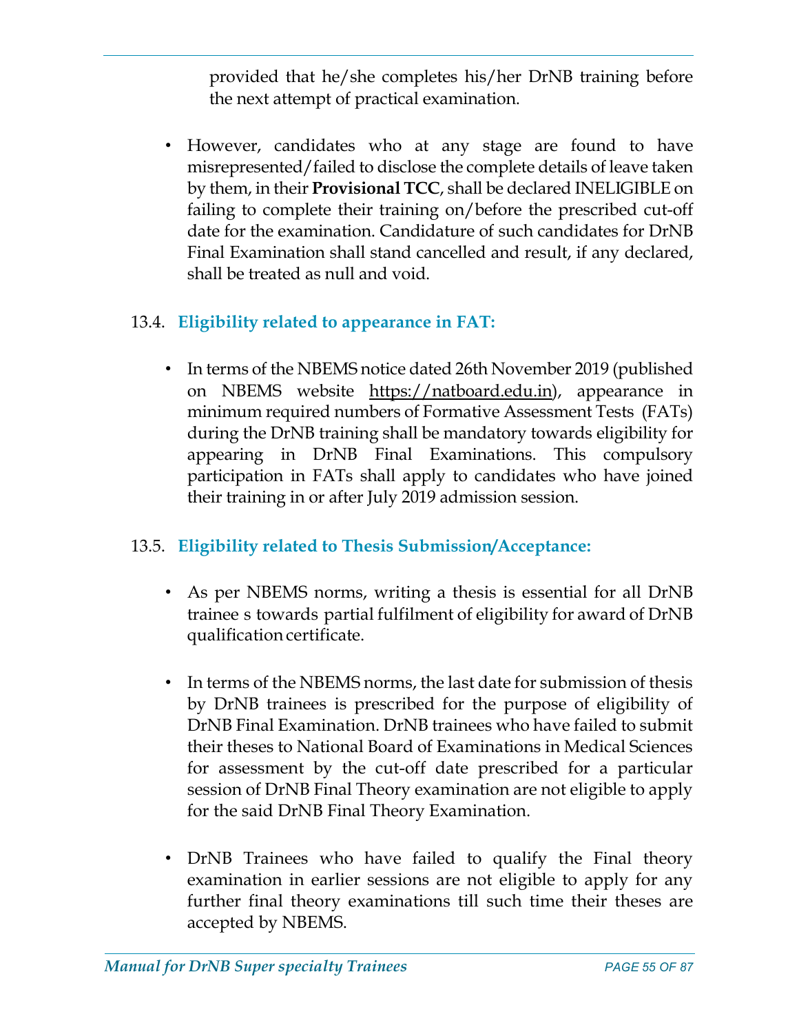provided that he/she completes his/her DrNB training before the next attempt of practical examination.

- However, candidates who at any stage are found to have misrepresented/failed to disclose the complete details of leave taken by them, in their **Provisional TCC**, shall be declared INELIGIBLE on failing to complete their training on/before the prescribed cut-off date for the examination. Candidature of such candidates for DrNB Final Examination shall stand cancelled and result, if any declared, shall be treated as null and void.

### 13.4. Eligibility related to appearance in FAT:

- In terms of the NBEMS notice dated 26th November 2019 (published on NBEMS website https://natboard.edu.in), appearance in minimum required numbers of Formative Assessment Tests (FATs) during the DrNB training shall be mandatory towards eligibility for appearing in DrNB Final Examinations. This compulsory participation in FATs shall apply to candidates who have joined their training in or after July 2019 admission session.

### 13.5. Eligibility related to Thesis Submission/Acceptance:

- As per NBEMS norms, writing a thesis is essential for all DrNB trainee s towards partial fulfilment of eligibility for award of DrNB qualification certificate.

- In terms of the NBEMS norms, the last date for submission of thesis by DrNB trainees is prescribed for the purpose of eligibility of DrNB Final Examination. DrNB trainees who have failed to submit their theses to National Board of Examinations in Medical Sciences for assessment by the cut-off date prescribed for a particular session of DrNB Final Theory examination are not eligible to apply for the said DrNB Final Theory Examination.

- DrNB Trainees who have failed to qualify the Final theory examination in earlier sessions are not eligible to apply for any further final theory examinations till such time their theses are accepted by NBEMS.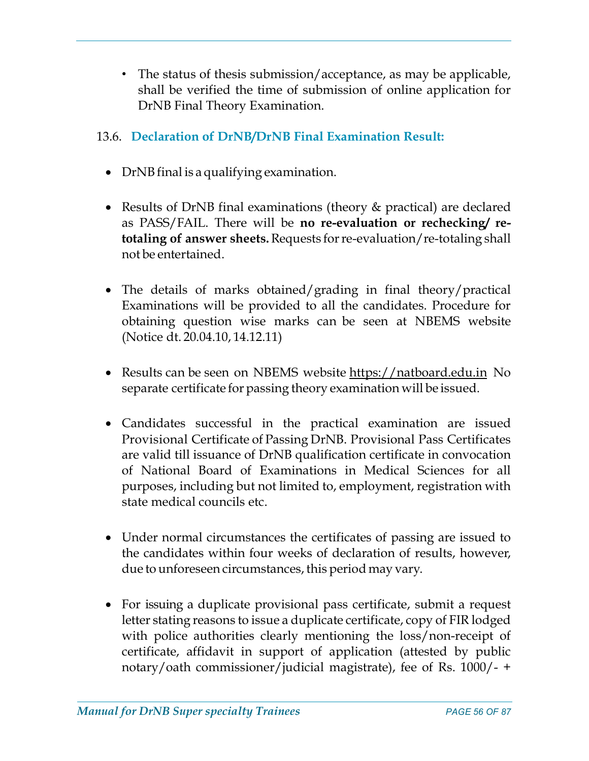- The status of thesis submission/acceptance, as may be applicable, shall be verified the time of submission of online application for DrNB Final Theory Examination.

### 13.6. Declaration of DrNB/DrNB Final Examination Result:

- DrNB final is a qualifying examination.

- Results of DrNB final examinations (theory & practical) are declared as PASS/FAIL. There will be **no re-evaluation or rechecking/ re-totaling of answer sheets.** Requests for re-evaluation/re-totaling shall not be entertained.

- The details of marks obtained/grading in final theory/practical Examinations will be provided to all the candidates. Procedure for obtaining question wise marks can be seen at NBEMS website (Notice dt. 20.04.10, 14.12.11)

- Results can be seen on NBEMS website https://natboard.edu.in No separate certificate for passing theory examination will be issued.

- Candidates successful in the practical examination are issued Provisional Certificate of Passing DrNB. Provisional Pass Certificates are valid till issuance of DrNB qualification certificate in convocation of National Board of Examinations in Medical Sciences for all purposes, including but not limited to, employment, registration with state medical councils etc.

- Under normal circumstances the certificates of passing are issued to the candidates within four weeks of declaration of results, however, due to unforeseen circumstances, this period may vary.

- For issuing a duplicate provisional pass certificate, submit a request letter stating reasons to issue a duplicate certificate, copy of FIR lodged with police authorities clearly mentioning the loss/non-receipt of certificate, affidavit in support of application (attested by public notary/oath commissioner/judicial magistrate), fee of Rs. 1000/- +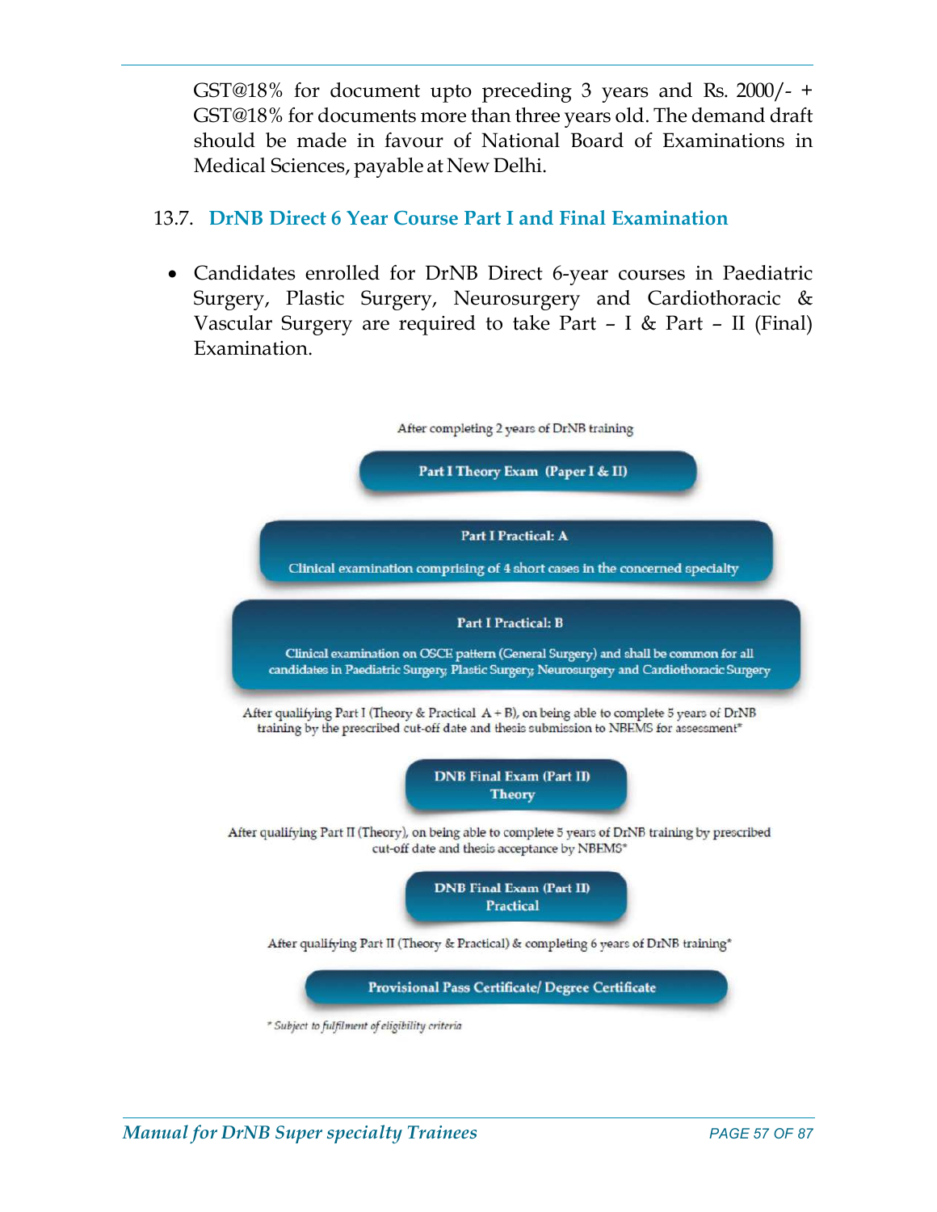GST@18% for document upto preceding 3 years and Rs. 2000/- + GST@18% for documents more than three years old. The demand draft should be made in favour of National Board of Examinations in Medical Sciences, payable at New Delhi.

## 13.7. DrNB Direct 6 Year Course Part I and Final Examination

- Candidates enrolled for DrNB Direct 6-year courses in Paediatric Surgery, Plastic Surgery, Neurosurgery and Cardiothoracic & Vascular Surgery are required to take Part – I & Part – II (Final) Examination.

After completing 2 years of DrNB training

**Part I Theory Exam (Paper I & II)**

**Part I Practical: A**

Clinical examination comprising of 4 short cases in the concerned specialty

**Part I Practical: B**

Clinical examination on OSCE pattern (General Surgery) and shall be common for all candidates in Paediatric Surgery, Plastic Surgery, Neurosurgery and Cardiothoracic Surgery

After qualifying Part I (Theory & Practical A + B), on being able to complete 5 years of DrNB training by the prescribed cut-off date and thesis submission to NBEMS for assessment*

**DNB Final Exam (Part II) Theory**

After qualifying Part II (Theory), on being able to complete 5 years of DrNB training by prescribed cut-off date and thesis acceptance by NBEMS*

**DNB Final Exam (Part II) Practical**

After qualifying Part II (Theory & Practical) & completing 6 years of DrNB training*

**Provisional Pass Certificate/ Degree Certificate**

*\* Subject to fulfilment of eligibility criteria*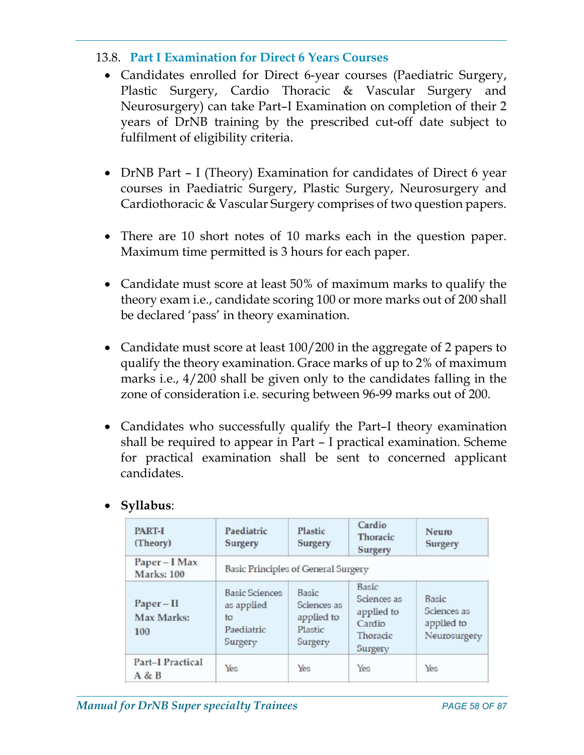### 13.8. Part I Examination for Direct 6 Years Courses

- Candidates enrolled for Direct 6-year courses (Paediatric Surgery, Plastic Surgery, Cardio Thoracic & Vascular Surgery and Neurosurgery) can take Part–I Examination on completion of their 2 years of DrNB training by the prescribed cut-off date subject to fulfilment of eligibility criteria.

- DrNB Part – I (Theory) Examination for candidates of Direct 6 year courses in Paediatric Surgery, Plastic Surgery, Neurosurgery and Cardiothoracic & Vascular Surgery comprises of two question papers.

- There are 10 short notes of 10 marks each in the question paper. Maximum time permitted is 3 hours for each paper.

- Candidate must score at least 50% of maximum marks to qualify the theory exam i.e., candidate scoring 100 or more marks out of 200 shall be declared 'pass' in theory examination.

- Candidate must score at least 100/200 in the aggregate of 2 papers to qualify the theory examination. Grace marks of up to 2% of maximum marks i.e., 4/200 shall be given only to the candidates falling in the zone of consideration i.e. securing between 96-99 marks out of 200.

- Candidates who successfully qualify the Part–I theory examination shall be required to appear in Part – I practical examination. Scheme for practical examination shall be sent to concerned applicant candidates.

- **Syllabus**:

| PART-I (Theory) | Paediatric Surgery | Plastic Surgery | Cardio Thoracic Surgery | Neuro Surgery |
|---|---|---|---|---|
| Paper – I Max Marks: 100 | Basic Principles of General Surgery | | | |
| Paper – II Max Marks: 100 | Basic Sciences as applied to Paediatric Surgery | Basic Sciences as applied to Plastic Surgery | Basic Sciences as applied to Cardio Thoracic Surgery | Basic Sciences as applied to Neurosurgery |
| Part–I Practical A & B | Yes | Yes | Yes | Yes |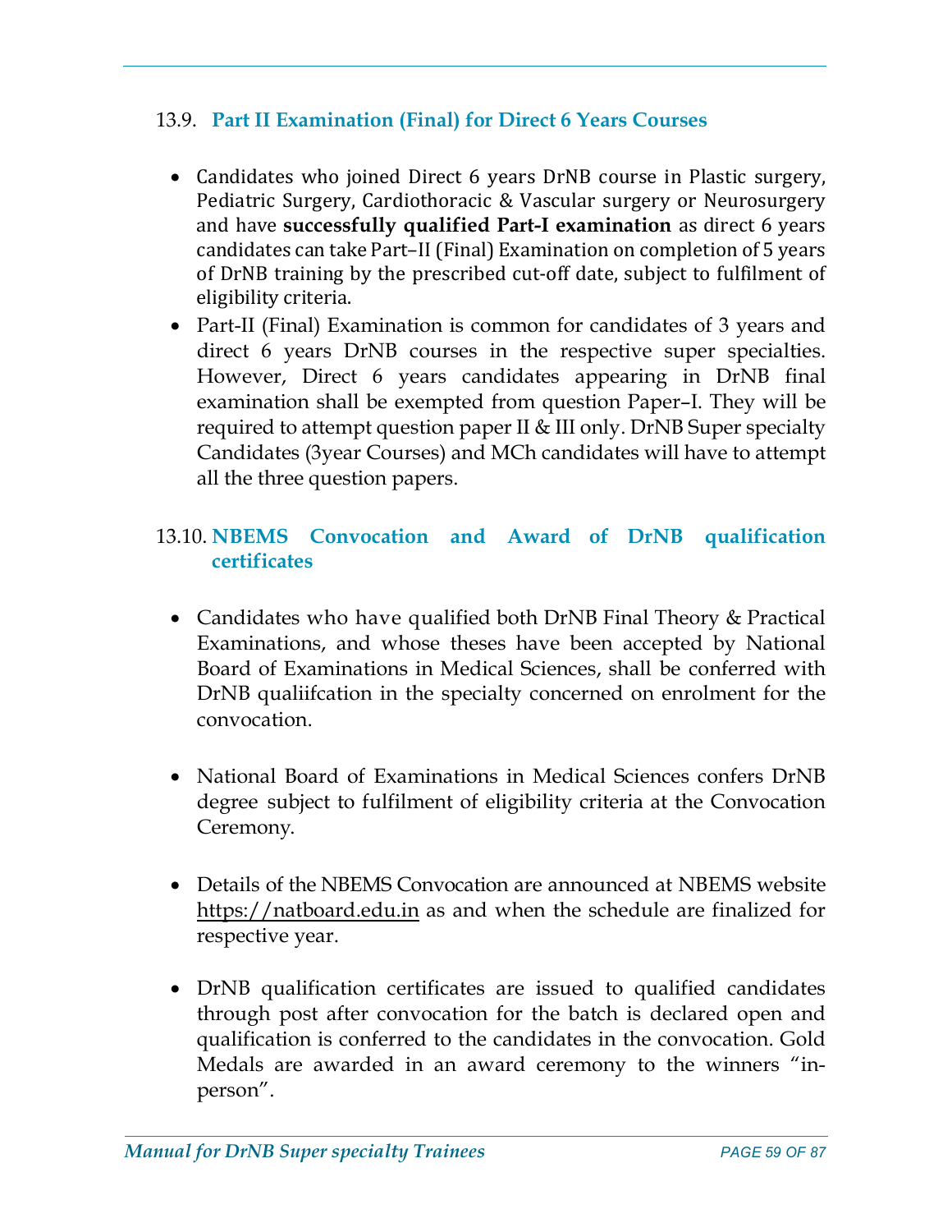## 13.9. Part II Examination (Final) for Direct 6 Years Courses

- Candidates who joined Direct 6 years DrNB course in Plastic surgery, Pediatric Surgery, Cardiothoracic & Vascular surgery or Neurosurgery and have **successfully qualified Part-I examination** as direct 6 years candidates can take Part–II (Final) Examination on completion of 5 years of DrNB training by the prescribed cut-off date, subject to fulfilment of eligibility criteria.
- Part-II (Final) Examination is common for candidates of 3 years and direct 6 years DrNB courses in the respective super specialties. However, Direct 6 years candidates appearing in DrNB final examination shall be exempted from question Paper–I. They will be required to attempt question paper II & III only. DrNB Super specialty Candidates (3year Courses) and MCh candidates will have to attempt all the three question papers.

## 13.10. NBEMS Convocation and Award of DrNB qualification certificates

- Candidates who have qualified both DrNB Final Theory & Practical Examinations, and whose theses have been accepted by National Board of Examinations in Medical Sciences, shall be conferred with DrNB qualiifcation in the specialty concerned on enrolment for the convocation.

- National Board of Examinations in Medical Sciences confers DrNB degree subject to fulfilment of eligibility criteria at the Convocation Ceremony.

- Details of the NBEMS Convocation are announced at NBEMS website https://natboard.edu.in as and when the schedule are finalized for respective year.

- DrNB qualification certificates are issued to qualified candidates through post after convocation for the batch is declared open and qualification is conferred to the candidates in the convocation. Gold Medals are awarded in an award ceremony to the winners "in-person".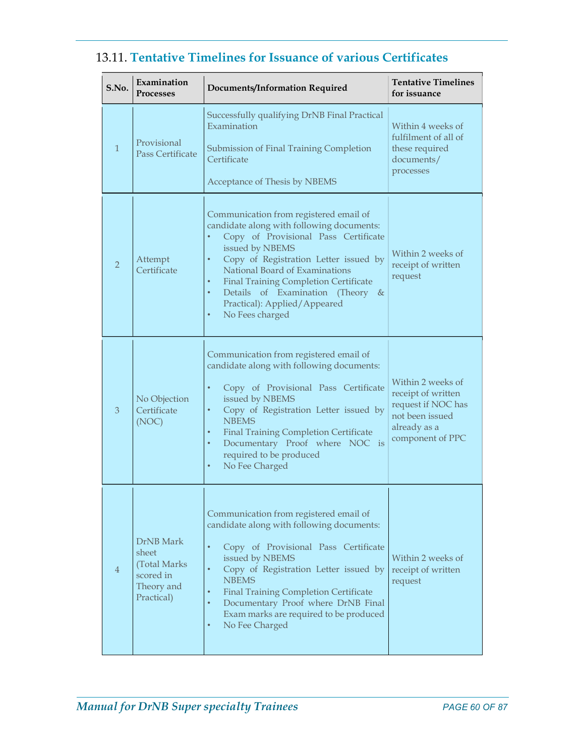## 13.11. Tentative Timelines for Issuance of various Certificates

| S.No. | Examination Processes | Documents/Information Required | Tentative Timelines for issuance |
|---|---|---|---|
| 1 | Provisional Pass Certificate | Successfully qualifying DrNB Final Practical Examination<br><br>Submission of Final Training Completion Certificate<br><br>Acceptance of Thesis by NBEMS | Within 4 weeks of fulfilment of all of these required documents/ processes |
| 2 | Attempt Certificate | Communication from registered email of candidate along with following documents:<br>• Copy of Provisional Pass Certificate issued by NBEMS<br>• Copy of Registration Letter issued by National Board of Examinations<br>• Final Training Completion Certificate<br>• Details of Examination (Theory & Practical): Applied/Appeared<br>• No Fees charged | Within 2 weeks of receipt of written request |
| 3 | No Objection Certificate (NOC) | Communication from registered email of candidate along with following documents:<br>• Copy of Provisional Pass Certificate issued by NBEMS<br>• Copy of Registration Letter issued by NBEMS<br>• Final Training Completion Certificate<br>• Documentary Proof where NOC is required to be produced<br>• No Fee Charged | Within 2 weeks of receipt of written request if NOC has not been issued already as a component of PPC |
| 4 | DrNB Mark sheet (Total Marks scored in Theory and Practical) | Communication from registered email of candidate along with following documents:<br>• Copy of Provisional Pass Certificate issued by NBEMS<br>• Copy of Registration Letter issued by NBEMS<br>• Final Training Completion Certificate<br>• Documentary Proof where DrNB Final Exam marks are required to be produced<br>• No Fee Charged | Within 2 weeks of receipt of written request |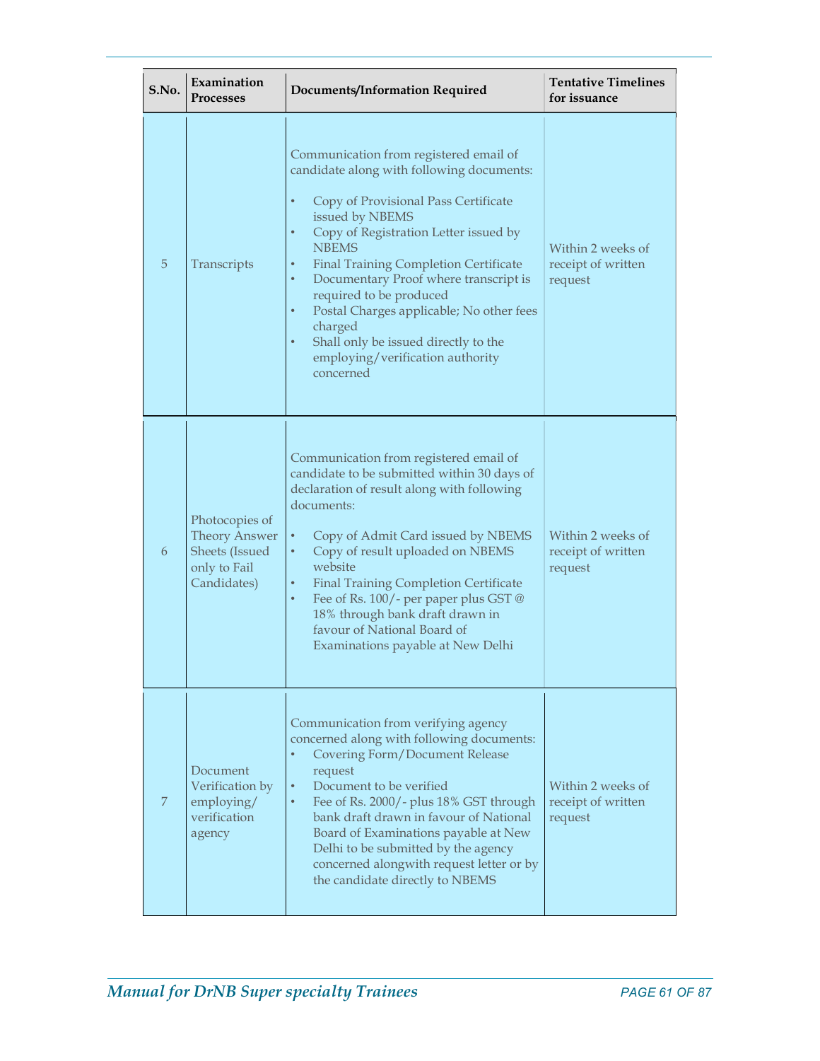| S.No. | Examination Processes | Documents/Information Required | Tentative Timelines for issuance |
|---|---|---|---|
| 5 | Transcripts | Communication from registered email of candidate along with following documents:<br>• Copy of Provisional Pass Certificate issued by NBEMS<br>• Copy of Registration Letter issued by NBEMS<br>• Final Training Completion Certificate<br>• Documentary Proof where transcript is required to be produced<br>• Postal Charges applicable; No other fees charged<br>• Shall only be issued directly to the employing/verification authority concerned | Within 2 weeks of receipt of written request |
| 6 | Photocopies of Theory Answer Sheets (Issued only to Fail Candidates) | Communication from registered email of candidate to be submitted within 30 days of declaration of result along with following documents:<br>• Copy of Admit Card issued by NBEMS<br>• Copy of result uploaded on NBEMS website<br>• Final Training Completion Certificate<br>• Fee of Rs. 100/- per paper plus GST @ 18% through bank draft drawn in favour of National Board of Examinations payable at New Delhi | Within 2 weeks of receipt of written request |
| 7 | Document Verification by employing/ verification agency | Communication from verifying agency concerned along with following documents:<br>• Covering Form/Document Release request<br>• Document to be verified<br>• Fee of Rs. 2000/- plus 18% GST through bank draft drawn in favour of National Board of Examinations payable at New Delhi to be submitted by the agency concerned alongwith request letter or by the candidate directly to NBEMS | Within 2 weeks of receipt of written request |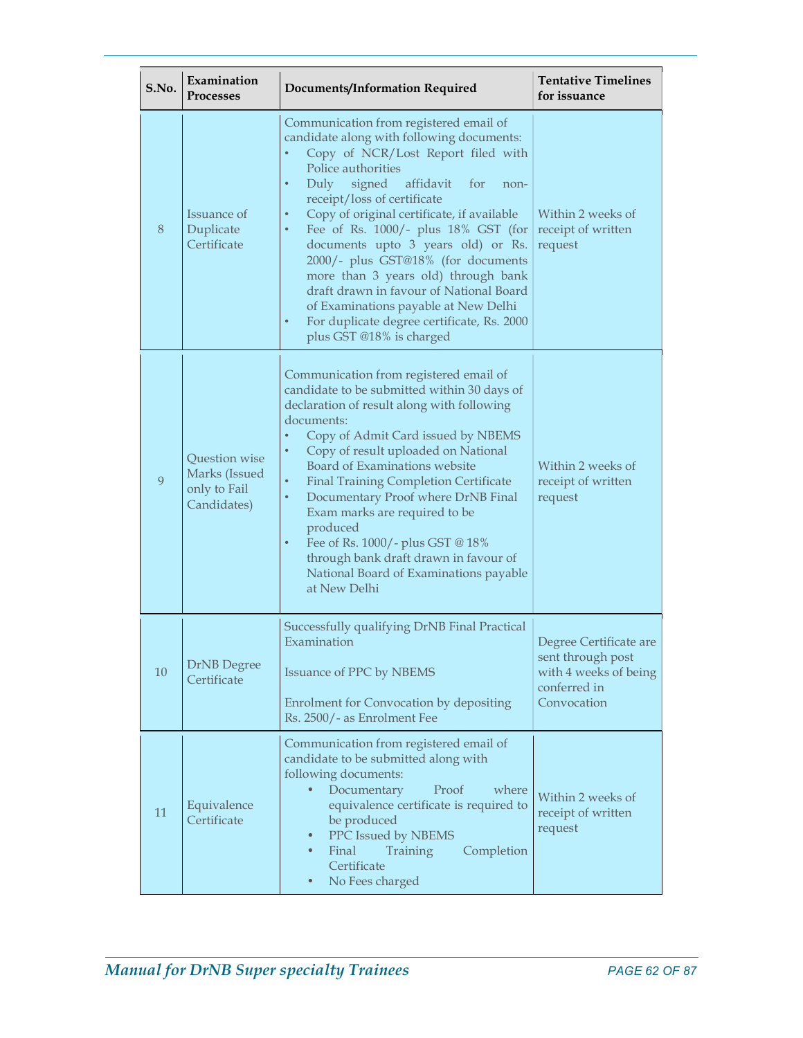| S.No. | Examination Processes | Documents/Information Required | Tentative Timelines for issuance |
|---|---|---|---|
| 8 | Issuance of Duplicate Certificate | Communication from registered email of candidate along with following documents:<br>• Copy of NCR/Lost Report filed with Police authorities<br>• Duly signed affidavit for non-receipt/loss of certificate<br>• Copy of original certificate, if available<br>• Fee of Rs. 1000/- plus 18% GST (for documents upto 3 years old) or Rs. 2000/- plus GST@18% (for documents more than 3 years old) through bank draft drawn in favour of National Board of Examinations payable at New Delhi<br>• For duplicate degree certificate, Rs. 2000 plus GST @18% is charged | Within 2 weeks of receipt of written request |
| 9 | Question wise Marks (Issued only to Fail Candidates) | Communication from registered email of candidate to be submitted within 30 days of declaration of result along with following documents:<br>• Copy of Admit Card issued by NBEMS<br>• Copy of result uploaded on National Board of Examinations website<br>• Final Training Completion Certificate<br>• Documentary Proof where DrNB Final Exam marks are required to be produced<br>• Fee of Rs. 1000/- plus GST @ 18% through bank draft drawn in favour of National Board of Examinations payable at New Delhi | Within 2 weeks of receipt of written request |
| 10 | DrNB Degree Certificate | Successfully qualifying DrNB Final Practical Examination<br><br>Issuance of PPC by NBEMS<br><br>Enrolment for Convocation by depositing Rs. 2500/- as Enrolment Fee | Degree Certificate are sent through post with 4 weeks of being conferred in Convocation |
| 11 | Equivalence Certificate | Communication from registered email of candidate to be submitted along with following documents:<br>• Documentary Proof where equivalence certificate is required to be produced<br>• PPC Issued by NBEMS<br>• Final Training Completion Certificate<br>• No Fees charged | Within 2 weeks of receipt of written request |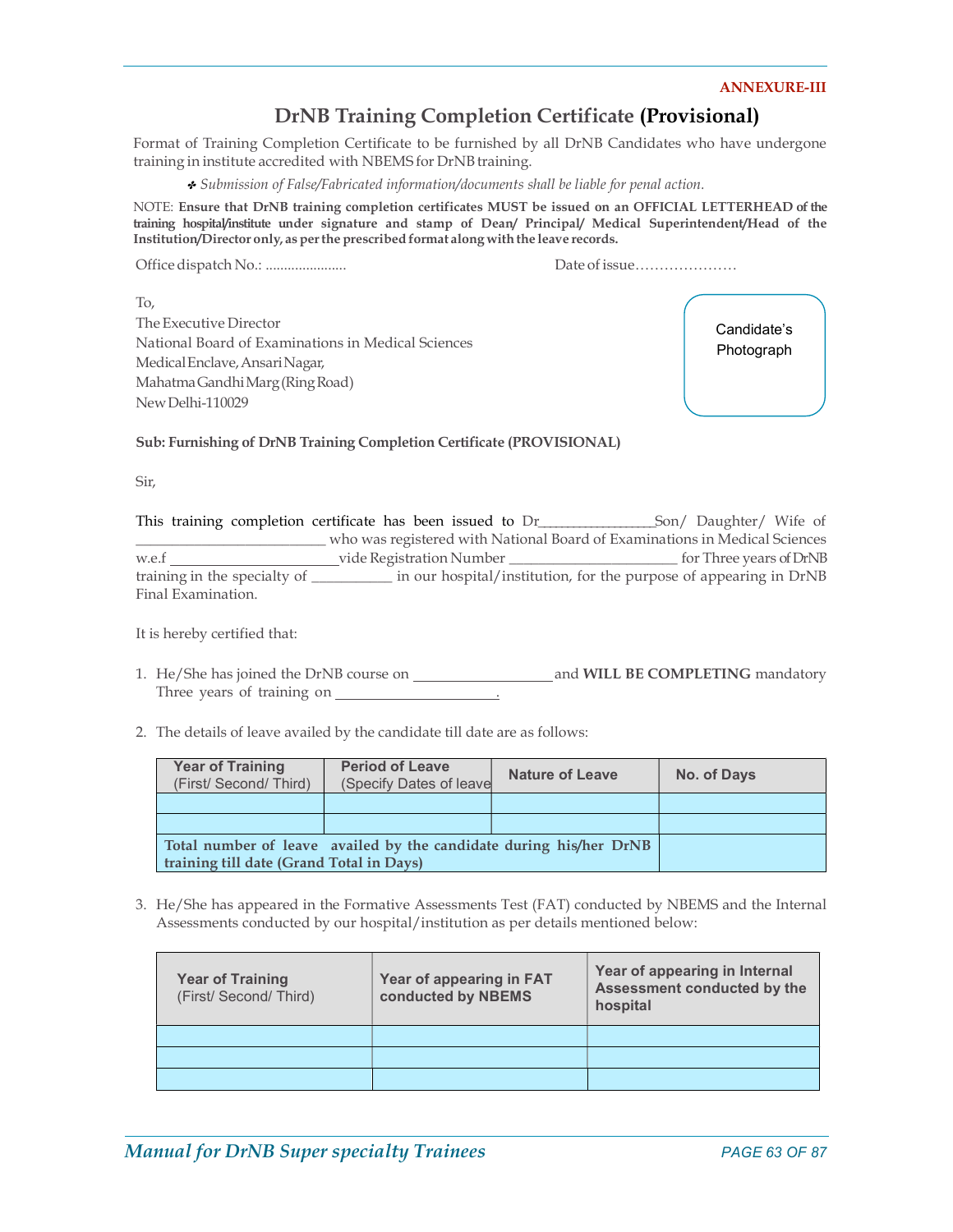**ANNEXURE-III**

# DrNB Training Completion Certificate **(Provisional)**

Format of Training Completion Certificate to be furnished by all DrNB Candidates who have undergone training in institute accredited with NBEMS for DrNB training.

- *Submission of False/Fabricated information/documents shall be liable for penal action.*

NOTE: **Ensure that DrNB training completion certificates MUST be issued on an OFFICIAL LETTERHEAD of the training hospital/institute under signature and stamp of Dean/ Principal/ Medical Superintendent/Head of the Institution/Director only, as per the prescribed format along with the leave records.**

Office dispatch No.: ...................... Date of issue…………………

To,
The Executive Director
National Board of Examinations in Medical Sciences
Medical Enclave, Ansari Nagar,
Mahatma Gandhi Marg (Ring Road)
New Delhi-110029

Candidate's Photograph

**Sub: Furnishing of DrNB Training Completion Certificate (PROVISIONAL)**

Sir,

This training completion certificate has been issued to Dr_________________Son/ Daughter/ Wife of __________________________ who was registered with National Board of Examinations in Medical Sciences w.e.f ________________________vide Registration Number _______________________ for Three years of DrNB training in the specialty of ___________ in our hospital/institution, for the purpose of appearing in DrNB Final Examination.

It is hereby certified that:

1. He/She has joined the DrNB course on ___________________ and **WILL BE COMPLETING** mandatory Three years of training on ______________________.

2. The details of leave availed by the candidate till date are as follows:

| Year of Training (First/ Second/ Third) | Period of Leave (Specify Dates of leave | Nature of Leave | No. of Days |
|---|---|---|---|
| | | | |
| | | | |
| **Total number of leave availed by the candidate during his/her DrNB training till date (Grand Total in Days)** | | | |

3. He/She has appeared in the Formative Assessments Test (FAT) conducted by NBEMS and the Internal Assessments conducted by our hospital/institution as per details mentioned below:

| Year of Training (First/ Second/ Third) | Year of appearing in FAT conducted by NBEMS | Year of appearing in Internal Assessment conducted by the hospital |
|---|---|---|
| | | |
| | | |
| | | |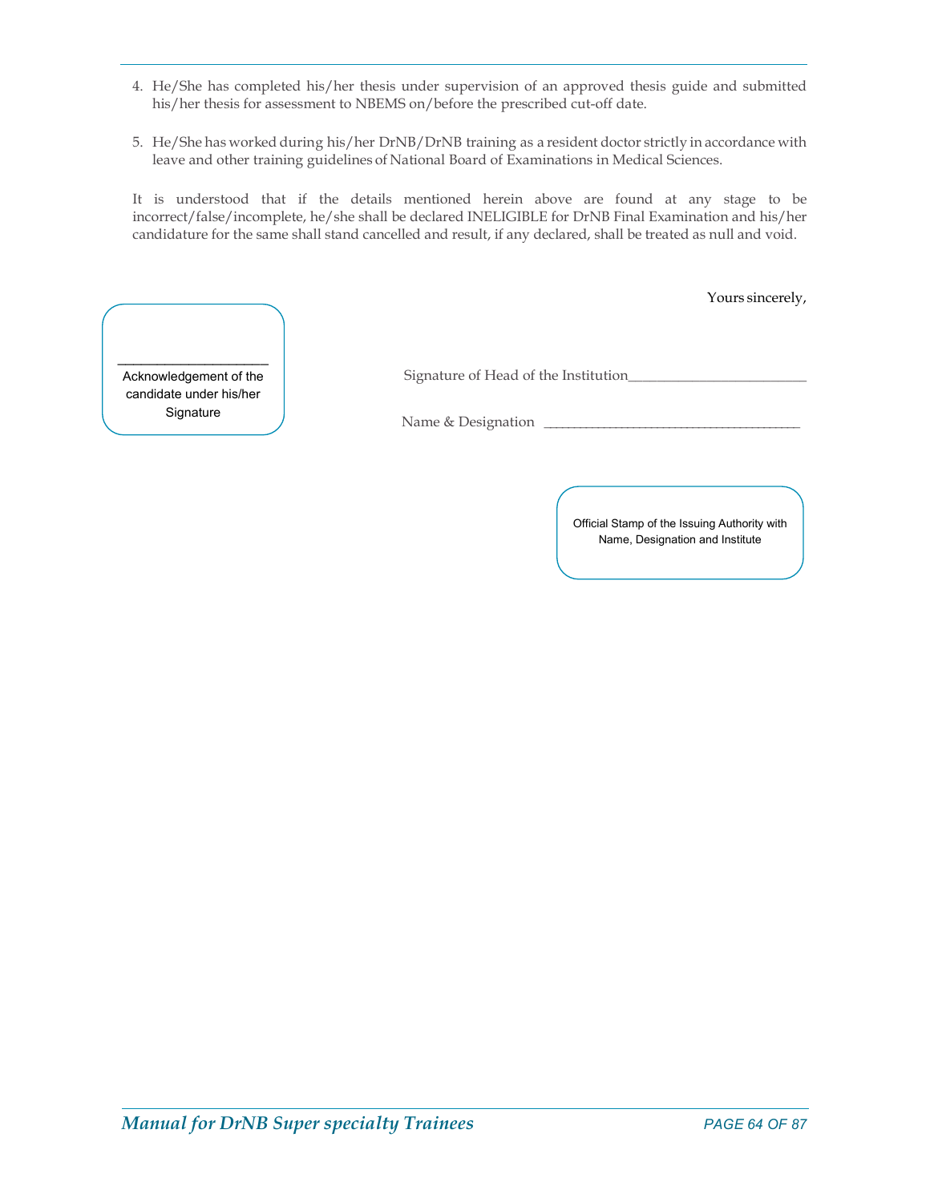4. He/She has completed his/her thesis under supervision of an approved thesis guide and submitted his/her thesis for assessment to NBEMS on/before the prescribed cut-off date.

5. He/She has worked during his/her DrNB/DrNB training as a resident doctor strictly in accordance with leave and other training guidelines of National Board of Examinations in Medical Sciences.

It is understood that if the details mentioned herein above are found at any stage to be incorrect/false/incomplete, he/she shall be declared INELIGIBLE for DrNB Final Examination and his/her candidature for the same shall stand cancelled and result, if any declared, shall be treated as null and void.

Yours sincerely,

____________________
Acknowledgement of the candidate under his/her Signature

Signature of Head of the Institution________________________

Name & Designation ________________________________________

Official Stamp of the Issuing Authority with Name, Designation and Institute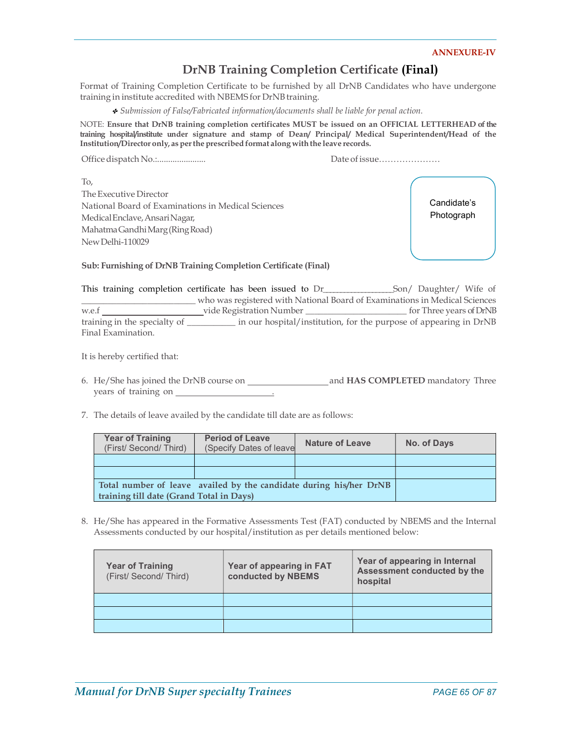ANNEXURE-IV

# DrNB Training Completion Certificate (Final)

Format of Training Completion Certificate to be furnished by all DrNB Candidates who have undergone training in institute accredited with NBEMS for DrNB training.

- *Submission of False/Fabricated information/documents shall be liable for penal action.*

NOTE: **Ensure that DrNB training completion certificates MUST be issued on an OFFICIAL LETTERHEAD of the training hospital/institute under signature and stamp of Dean/ Principal/ Medical Superintendent/Head of the Institution/Director only, as per the prescribed format along with the leave records.**

Office dispatch No.:......................                                        Date of issue…………………

To,
The Executive Director
National Board of Examinations in Medical Sciences
Medical Enclave, Ansari Nagar,
Mahatma Gandhi Marg (Ring Road)
New Delhi-110029

Candidate's Photograph

**Sub: Furnishing of DrNB Training Completion Certificate (Final)**

This training completion certificate has been issued to Dr________________Son/ Daughter/ Wife of __________________________ who was registered with National Board of Examinations in Medical Sciences w.e.f ______________________vide Registration Number _______________________ for Three years of DrNB training in the specialty of ___________ in our hospital/institution, for the purpose of appearing in DrNB Final Examination.

It is hereby certified that:

6. He/She has joined the DrNB course on __________________and **HAS COMPLETED** mandatory Three years of training on ______________________.

7. The details of leave availed by the candidate till date are as follows:

| Year of Training (First/ Second/ Third) | Period of Leave (Specify Dates of leave | Nature of Leave | No. of Days |
|---|---|---|---|
| | | | |
| | | | |
| **Total number of leave availed by the candidate during his/her DrNB training till date (Grand Total in Days)** | | | |

8. He/She has appeared in the Formative Assessments Test (FAT) conducted by NBEMS and the Internal Assessments conducted by our hospital/institution as per details mentioned below:

| Year of Training (First/ Second/ Third) | Year of appearing in FAT conducted by NBEMS | Year of appearing in Internal Assessment conducted by the hospital |
|---|---|---|
| | | |
| | | |
| | | |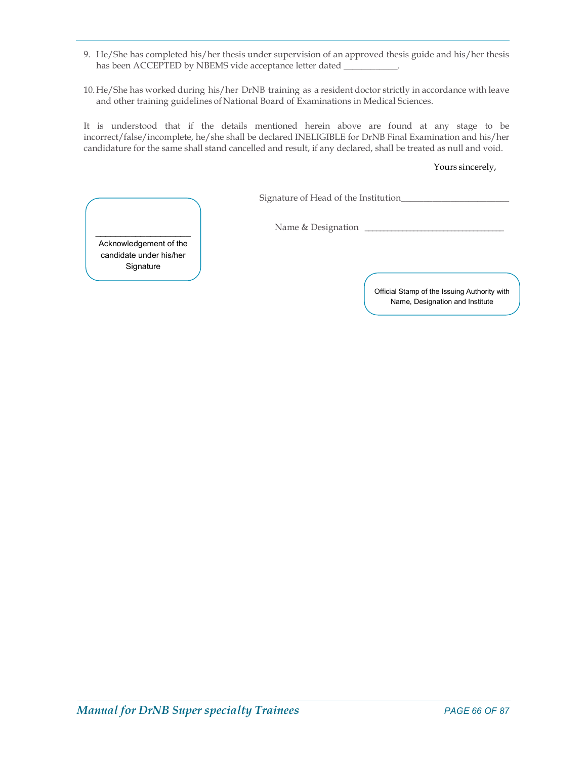9. He/She has completed his/her thesis under supervision of an approved thesis guide and his/her thesis has been ACCEPTED by NBEMS vide acceptance letter dated ____________.

10. He/She has worked during his/her DrNB training as a resident doctor strictly in accordance with leave and other training guidelines of National Board of Examinations in Medical Sciences.

It is understood that if the details mentioned herein above are found at any stage to be incorrect/false/incomplete, he/she shall be declared INELIGIBLE for DrNB Final Examination and his/her candidature for the same shall stand cancelled and result, if any declared, shall be treated as null and void.

Yours sincerely,

Signature of Head of the Institution________________________

Name & Designation ___________________________________

____________________
Acknowledgement of the candidate under his/her Signature

Official Stamp of the Issuing Authority with Name, Designation and Institute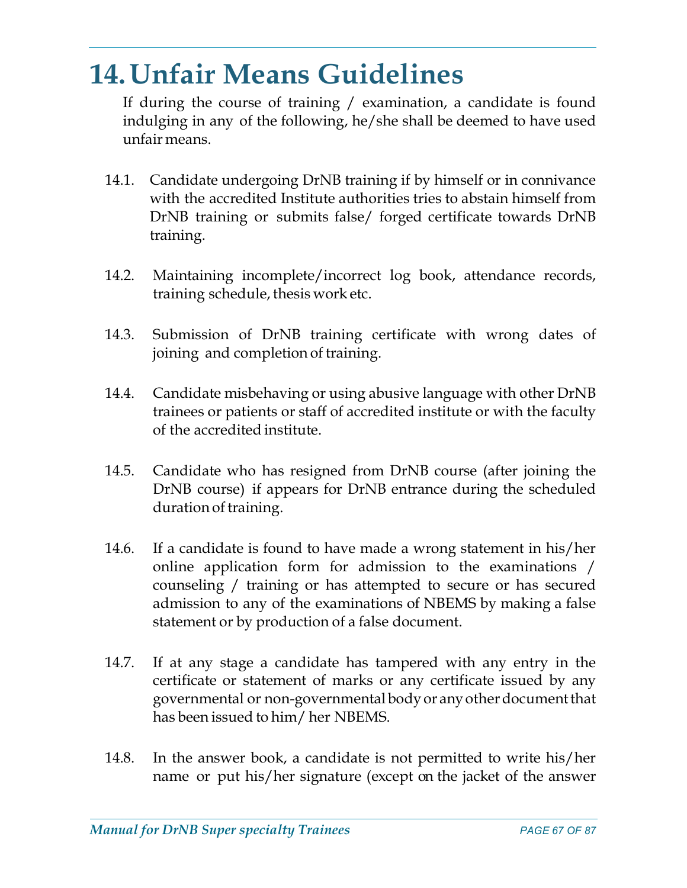# 14. Unfair Means Guidelines

If during the course of training / examination, a candidate is found indulging in any of the following, he/she shall be deemed to have used unfair means.

14.1. Candidate undergoing DrNB training if by himself or in connivance with the accredited Institute authorities tries to abstain himself from DrNB training or submits false/ forged certificate towards DrNB training.

14.2. Maintaining incomplete/incorrect log book, attendance records, training schedule, thesis work etc.

14.3. Submission of DrNB training certificate with wrong dates of joining and completion of training.

14.4. Candidate misbehaving or using abusive language with other DrNB trainees or patients or staff of accredited institute or with the faculty of the accredited institute.

14.5. Candidate who has resigned from DrNB course (after joining the DrNB course) if appears for DrNB entrance during the scheduled duration of training.

14.6. If a candidate is found to have made a wrong statement in his/her online application form for admission to the examinations / counseling / training or has attempted to secure or has secured admission to any of the examinations of NBEMS by making a false statement or by production of a false document.

14.7. If at any stage a candidate has tampered with any entry in the certificate or statement of marks or any certificate issued by any governmental or non-governmental body or any other document that has been issued to him/ her NBEMS.

14.8. In the answer book, a candidate is not permitted to write his/her name or put his/her signature (except on the jacket of the answer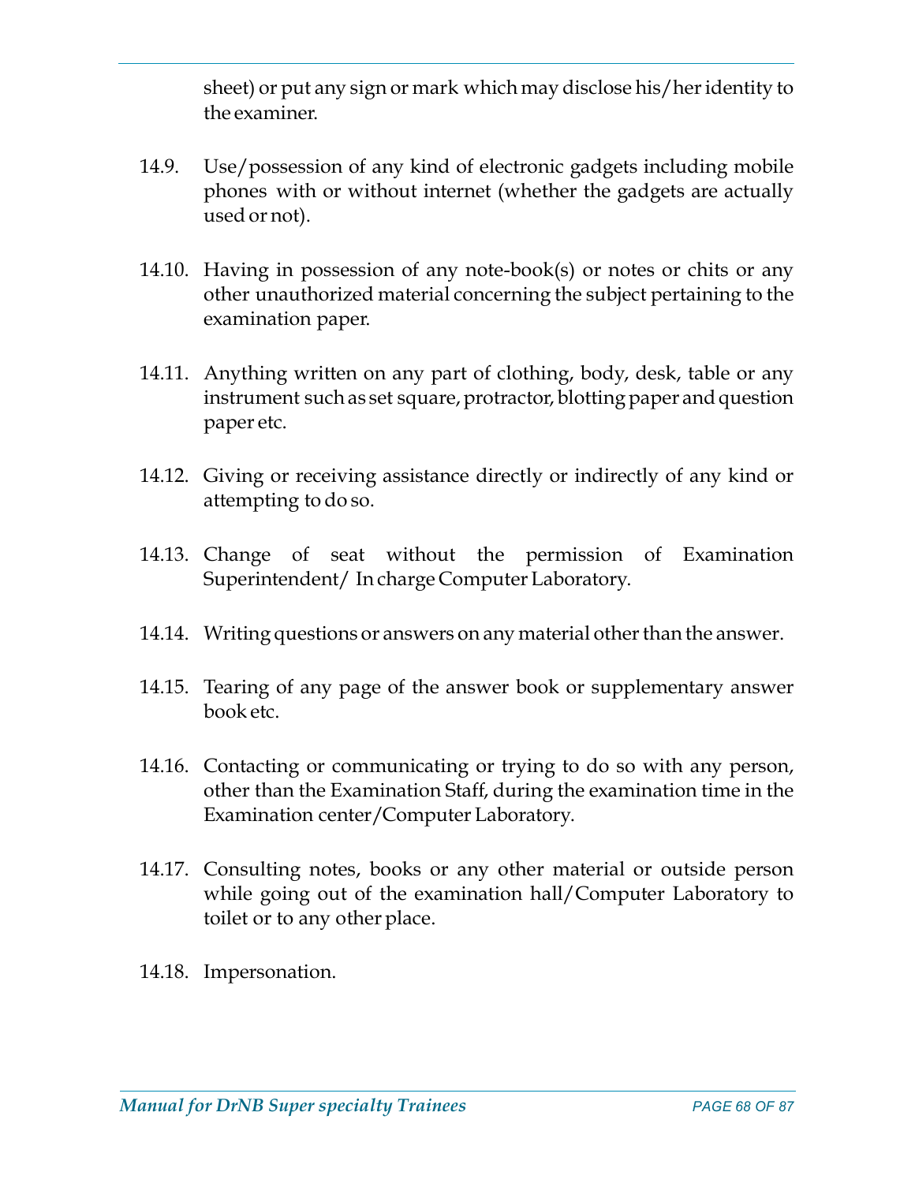sheet) or put any sign or mark which may disclose his/her identity to the examiner.

14.9. Use/possession of any kind of electronic gadgets including mobile phones with or without internet (whether the gadgets are actually used or not).

14.10. Having in possession of any note-book(s) or notes or chits or any other unauthorized material concerning the subject pertaining to the examination paper.

14.11. Anything written on any part of clothing, body, desk, table or any instrument such as set square, protractor, blotting paper and question paper etc.

14.12. Giving or receiving assistance directly or indirectly of any kind or attempting to do so.

14.13. Change of seat without the permission of Examination Superintendent/ In charge Computer Laboratory.

14.14. Writing questions or answers on any material other than the answer.

14.15. Tearing of any page of the answer book or supplementary answer book etc.

14.16. Contacting or communicating or trying to do so with any person, other than the Examination Staff, during the examination time in the Examination center/Computer Laboratory.

14.17. Consulting notes, books or any other material or outside person while going out of the examination hall/Computer Laboratory to toilet or to any other place.

14.18. Impersonation.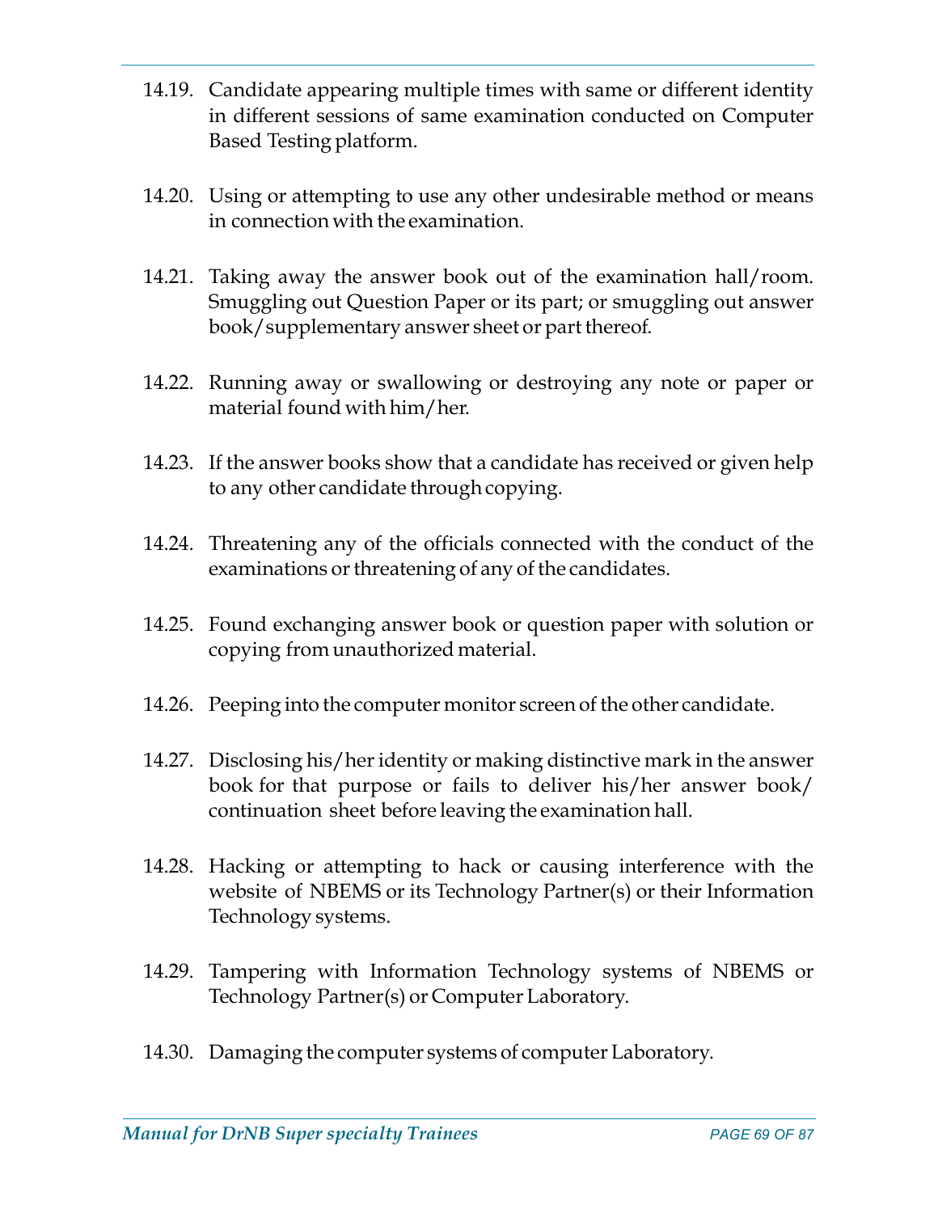14.19. Candidate appearing multiple times with same or different identity in different sessions of same examination conducted on Computer Based Testing platform.

14.20. Using or attempting to use any other undesirable method or means in connection with the examination.

14.21. Taking away the answer book out of the examination hall/room. Smuggling out Question Paper or its part; or smuggling out answer book/supplementary answer sheet or part thereof.

14.22. Running away or swallowing or destroying any note or paper or material found with him/her.

14.23. If the answer books show that a candidate has received or given help to any other candidate through copying.

14.24. Threatening any of the officials connected with the conduct of the examinations or threatening of any of the candidates.

14.25. Found exchanging answer book or question paper with solution or copying from unauthorized material.

14.26. Peeping into the computer monitor screen of the other candidate.

14.27. Disclosing his/her identity or making distinctive mark in the answer book for that purpose or fails to deliver his/her answer book/ continuation sheet before leaving the examination hall.

14.28. Hacking or attempting to hack or causing interference with the website of NBEMS or its Technology Partner(s) or their Information Technology systems.

14.29. Tampering with Information Technology systems of NBEMS or Technology Partner(s) or Computer Laboratory.

14.30. Damaging the computer systems of computer Laboratory.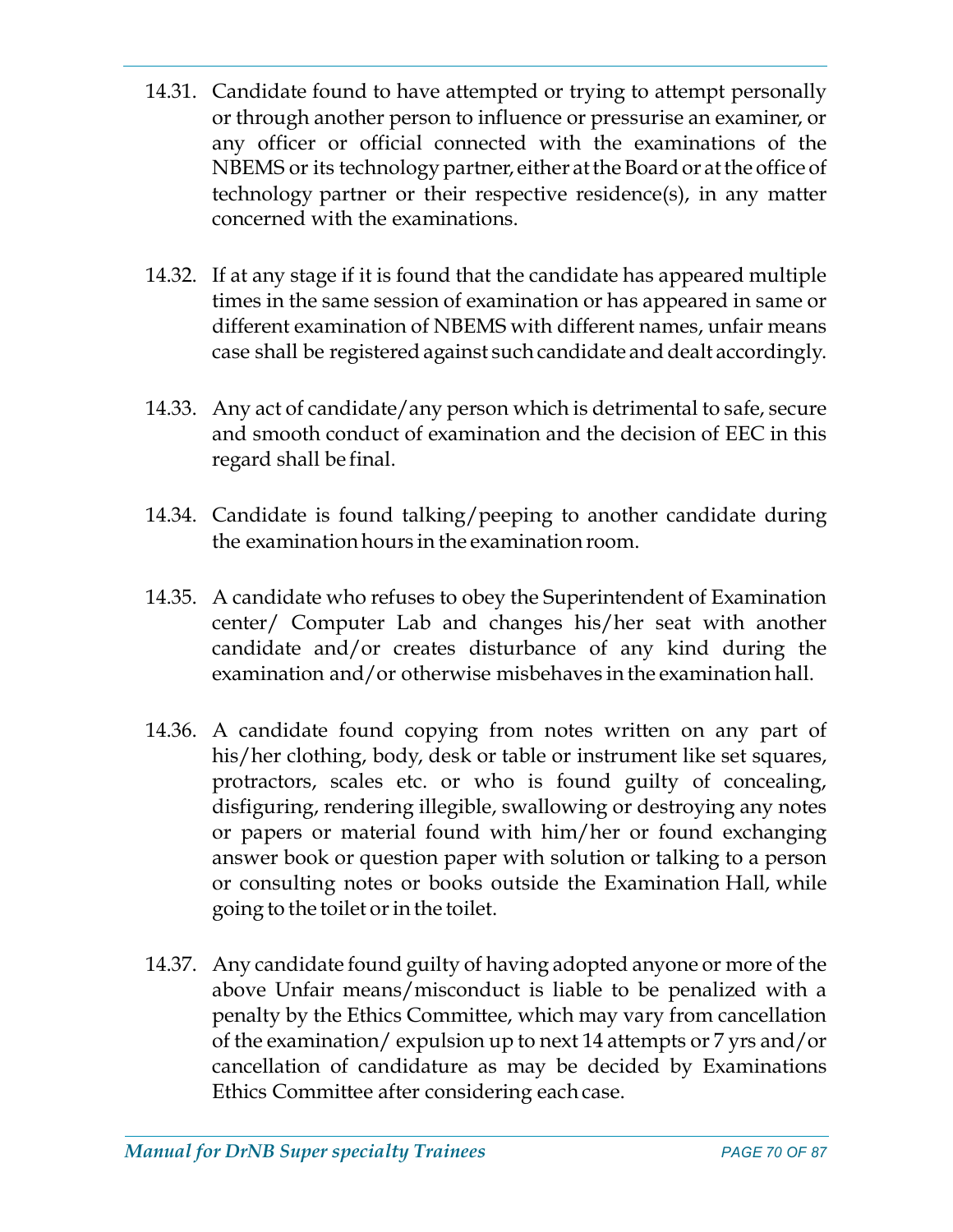14.31. Candidate found to have attempted or trying to attempt personally or through another person to influence or pressurise an examiner, or any officer or official connected with the examinations of the NBEMS or its technology partner, either at the Board or at the office of technology partner or their respective residence(s), in any matter concerned with the examinations.

14.32. If at any stage if it is found that the candidate has appeared multiple times in the same session of examination or has appeared in same or different examination of NBEMS with different names, unfair means case shall be registered against such candidate and dealt accordingly.

14.33. Any act of candidate/any person which is detrimental to safe, secure and smooth conduct of examination and the decision of EEC in this regard shall be final.

14.34. Candidate is found talking/peeping to another candidate during the examination hours in the examination room.

14.35. A candidate who refuses to obey the Superintendent of Examination center/ Computer Lab and changes his/her seat with another candidate and/or creates disturbance of any kind during the examination and/or otherwise misbehaves in the examination hall.

14.36. A candidate found copying from notes written on any part of his/her clothing, body, desk or table or instrument like set squares, protractors, scales etc. or who is found guilty of concealing, disfiguring, rendering illegible, swallowing or destroying any notes or papers or material found with him/her or found exchanging answer book or question paper with solution or talking to a person or consulting notes or books outside the Examination Hall, while going to the toilet or in the toilet.

14.37. Any candidate found guilty of having adopted anyone or more of the above Unfair means/misconduct is liable to be penalized with a penalty by the Ethics Committee, which may vary from cancellation of the examination/ expulsion up to next 14 attempts or 7 yrs and/or cancellation of candidature as may be decided by Examinations Ethics Committee after considering each case.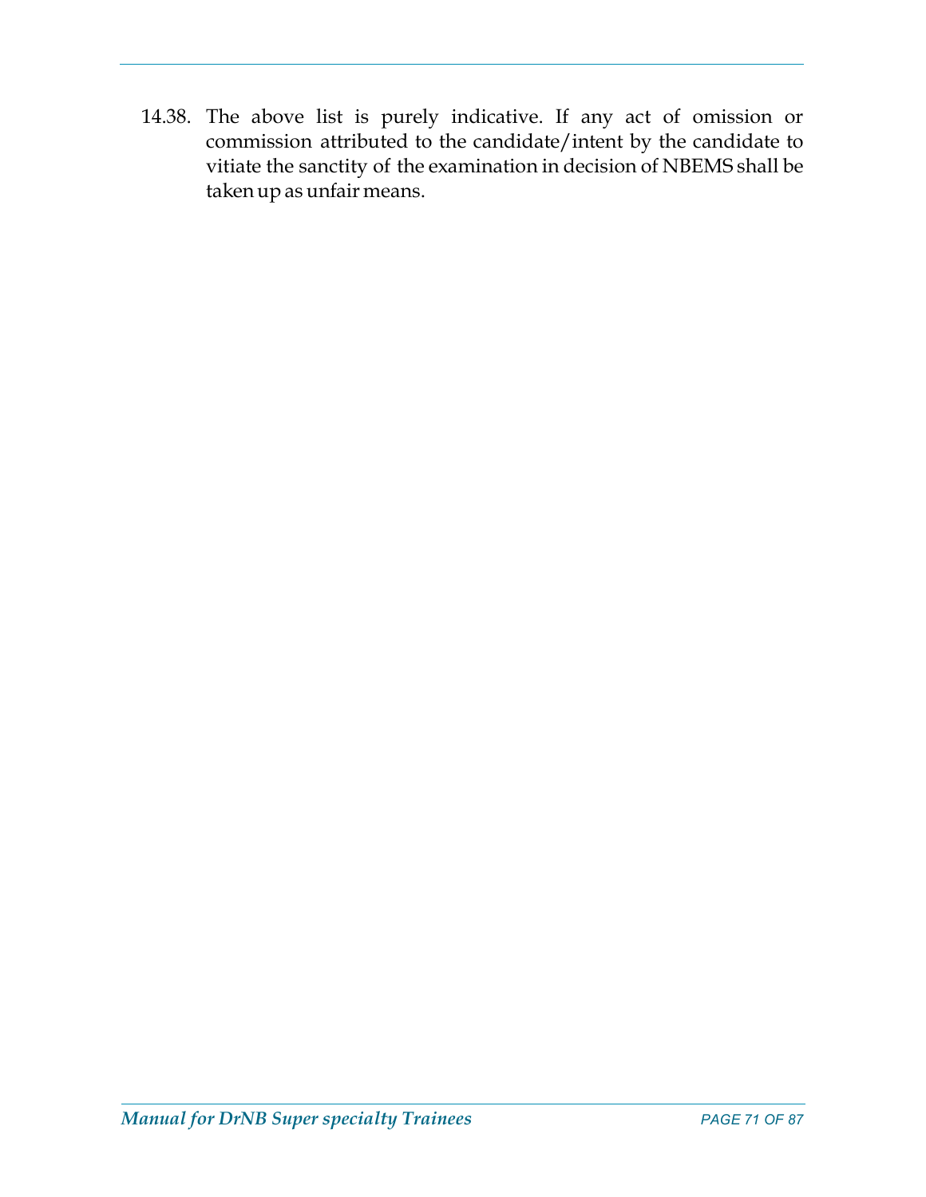14.38. The above list is purely indicative. If any act of omission or commission attributed to the candidate/intent by the candidate to vitiate the sanctity of the examination in decision of NBEMS shall be taken up as unfair means.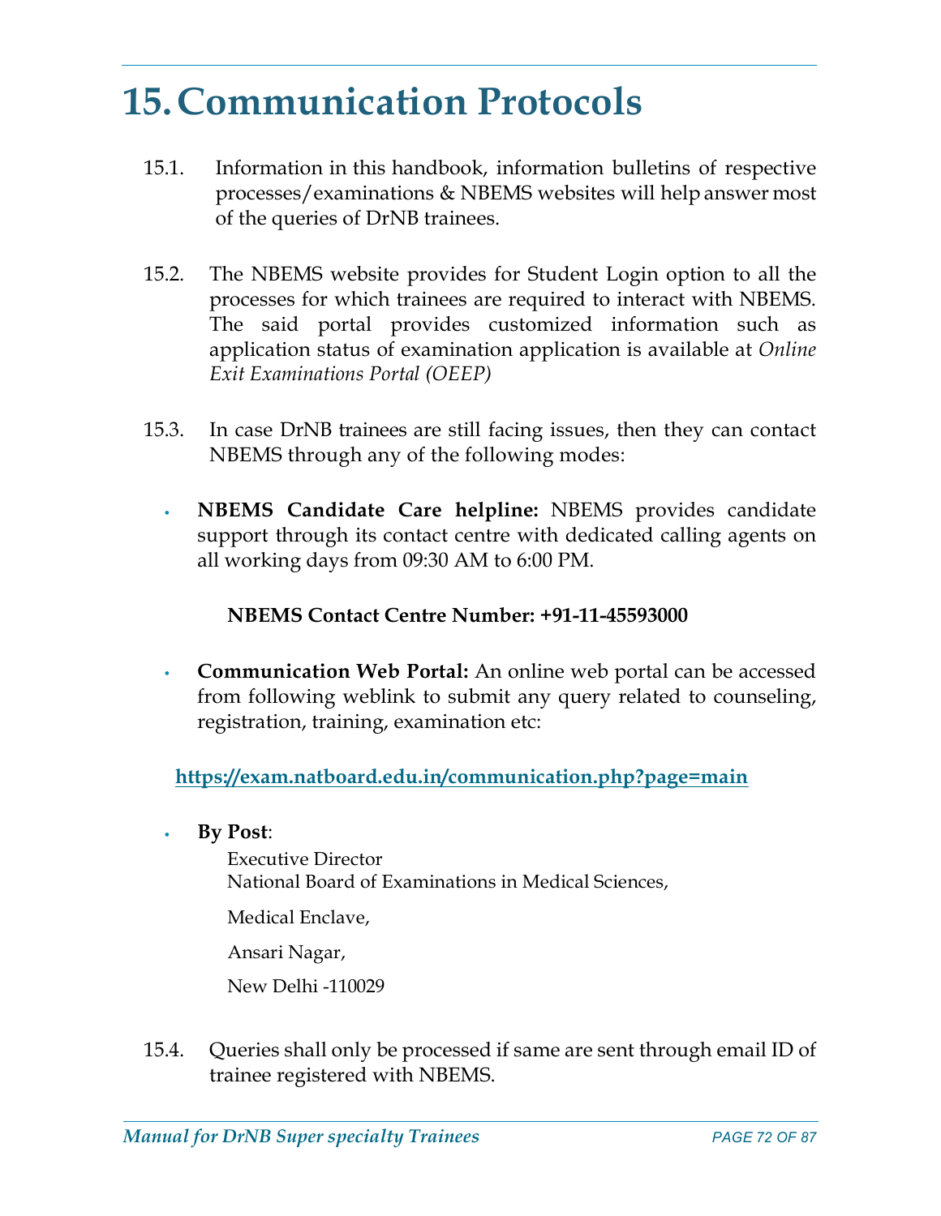# 15. Communication Protocols

15.1. Information in this handbook, information bulletins of respective processes/examinations & NBEMS websites will help answer most of the queries of DrNB trainees.

15.2. The NBEMS website provides for Student Login option to all the processes for which trainees are required to interact with NBEMS. The said portal provides customized information such as application status of examination application is available at *Online Exit Examinations Portal (OEEP)*

15.3. In case DrNB trainees are still facing issues, then they can contact NBEMS through any of the following modes:

- **NBEMS Candidate Care helpline:** NBEMS provides candidate support through its contact centre with dedicated calling agents on all working days from 09:30 AM to 6:00 PM.

  **NBEMS Contact Centre Number: +91-11-45593000**

- **Communication Web Portal:** An online web portal can be accessed from following weblink to submit any query related to counseling, registration, training, examination etc:

  **https://exam.natboard.edu.in/communication.php?page=main**

- **By Post**:

  Executive Director
  National Board of Examinations in Medical Sciences,

  Medical Enclave,

  Ansari Nagar,

  New Delhi -110029

15.4. Queries shall only be processed if same are sent through email ID of trainee registered with NBEMS.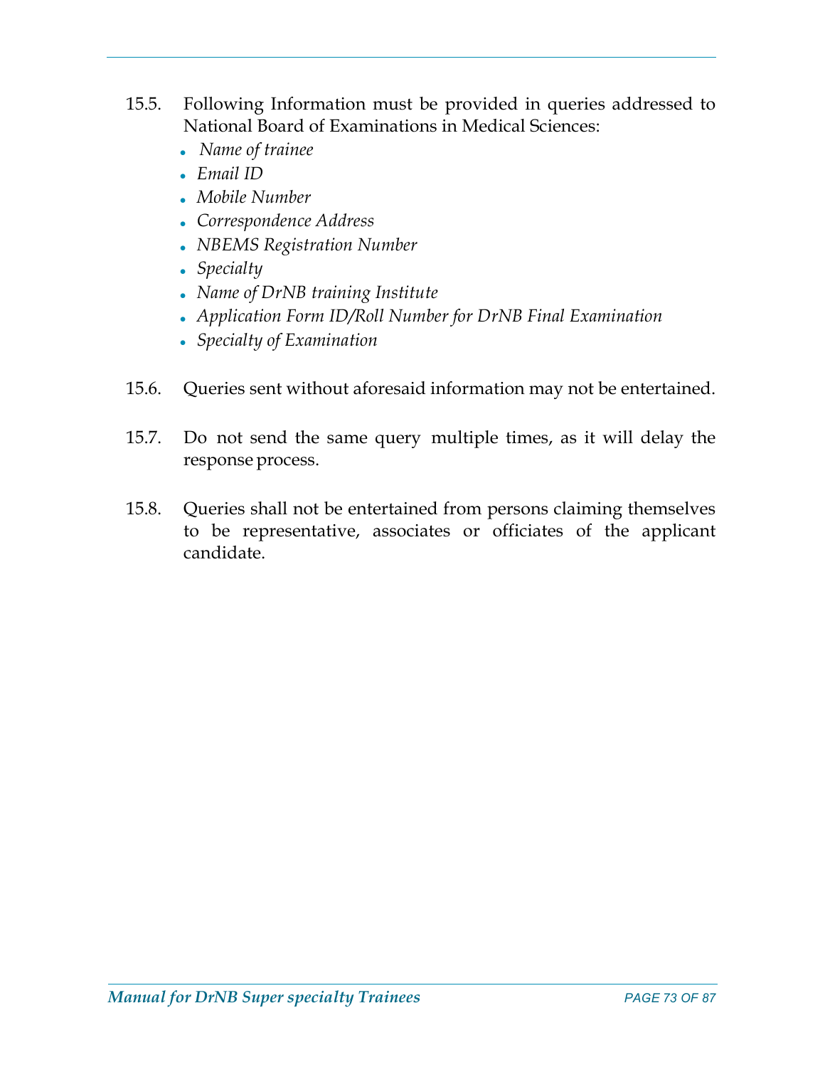15.5. Following Information must be provided in queries addressed to National Board of Examinations in Medical Sciences:

- *Name of trainee*
- *Email ID*
- *Mobile Number*
- *Correspondence Address*
- *NBEMS Registration Number*
- *Specialty*
- *Name of DrNB training Institute*
- *Application Form ID/Roll Number for DrNB Final Examination*
- *Specialty of Examination*

15.6. Queries sent without aforesaid information may not be entertained.

15.7. Do not send the same query multiple times, as it will delay the response process.

15.8. Queries shall not be entertained from persons claiming themselves to be representative, associates or officiates of the applicant candidate.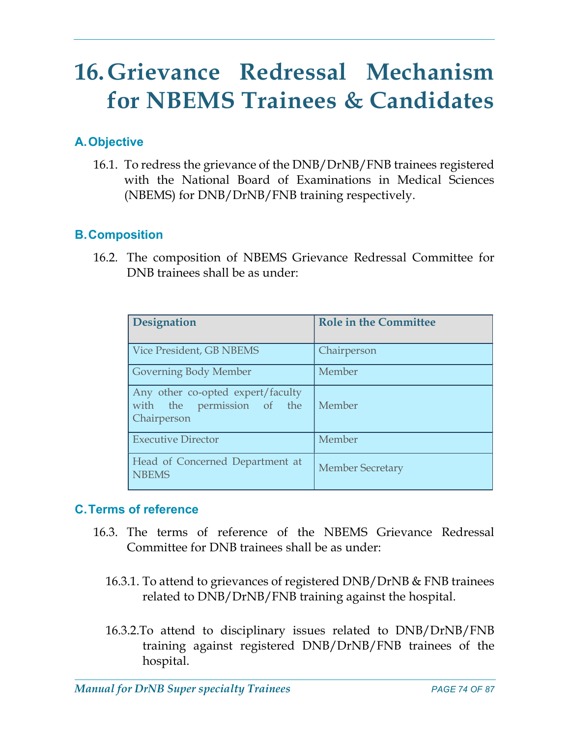# 16. Grievance Redressal Mechanism for NBEMS Trainees & Candidates

## A. Objective

16.1. To redress the grievance of the DNB/DrNB/FNB trainees registered with the National Board of Examinations in Medical Sciences (NBEMS) for DNB/DrNB/FNB training respectively.

## B. Composition

16.2. The composition of NBEMS Grievance Redressal Committee for DNB trainees shall be as under:

| Designation | Role in the Committee |
|---|---|
| Vice President, GB NBEMS | Chairperson |
| Governing Body Member | Member |
| Any other co-opted expert/faculty with the permission of the Chairperson | Member |
| Executive Director | Member |
| Head of Concerned Department at NBEMS | Member Secretary |

## C. Terms of reference

16.3. The terms of reference of the NBEMS Grievance Redressal Committee for DNB trainees shall be as under:

16.3.1. To attend to grievances of registered DNB/DrNB & FNB trainees related to DNB/DrNB/FNB training against the hospital.

16.3.2. To attend to disciplinary issues related to DNB/DrNB/FNB training against registered DNB/DrNB/FNB trainees of the hospital.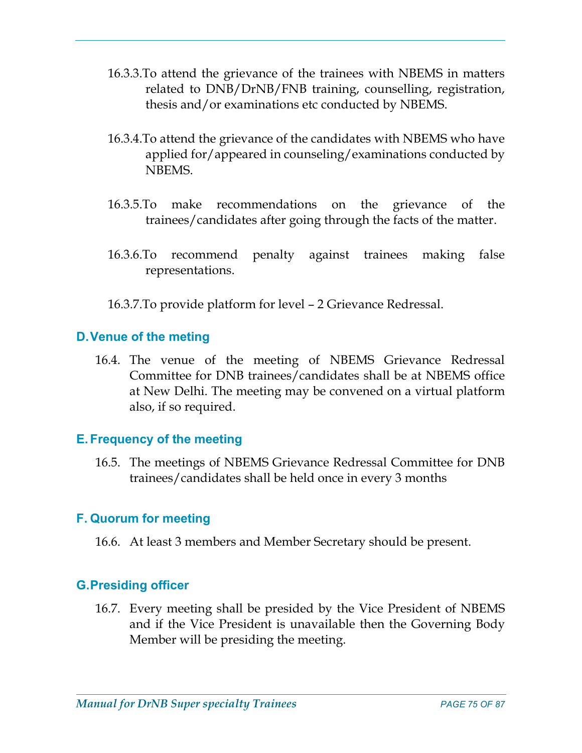16.3.3. To attend the grievance of the trainees with NBEMS in matters related to DNB/DrNB/FNB training, counselling, registration, thesis and/or examinations etc conducted by NBEMS.

16.3.4. To attend the grievance of the candidates with NBEMS who have applied for/appeared in counseling/examinations conducted by NBEMS.

16.3.5. To make recommendations on the grievance of the trainees/candidates after going through the facts of the matter.

16.3.6. To recommend penalty against trainees making false representations.

16.3.7. To provide platform for level – 2 Grievance Redressal.

### D. Venue of the meting

16.4. The venue of the meeting of NBEMS Grievance Redressal Committee for DNB trainees/candidates shall be at NBEMS office at New Delhi. The meeting may be convened on a virtual platform also, if so required.

### E. Frequency of the meeting

16.5. The meetings of NBEMS Grievance Redressal Committee for DNB trainees/candidates shall be held once in every 3 months

### F. Quorum for meeting

16.6. At least 3 members and Member Secretary should be present.

### G. Presiding officer

16.7. Every meeting shall be presided by the Vice President of NBEMS and if the Vice President is unavailable then the Governing Body Member will be presiding the meeting.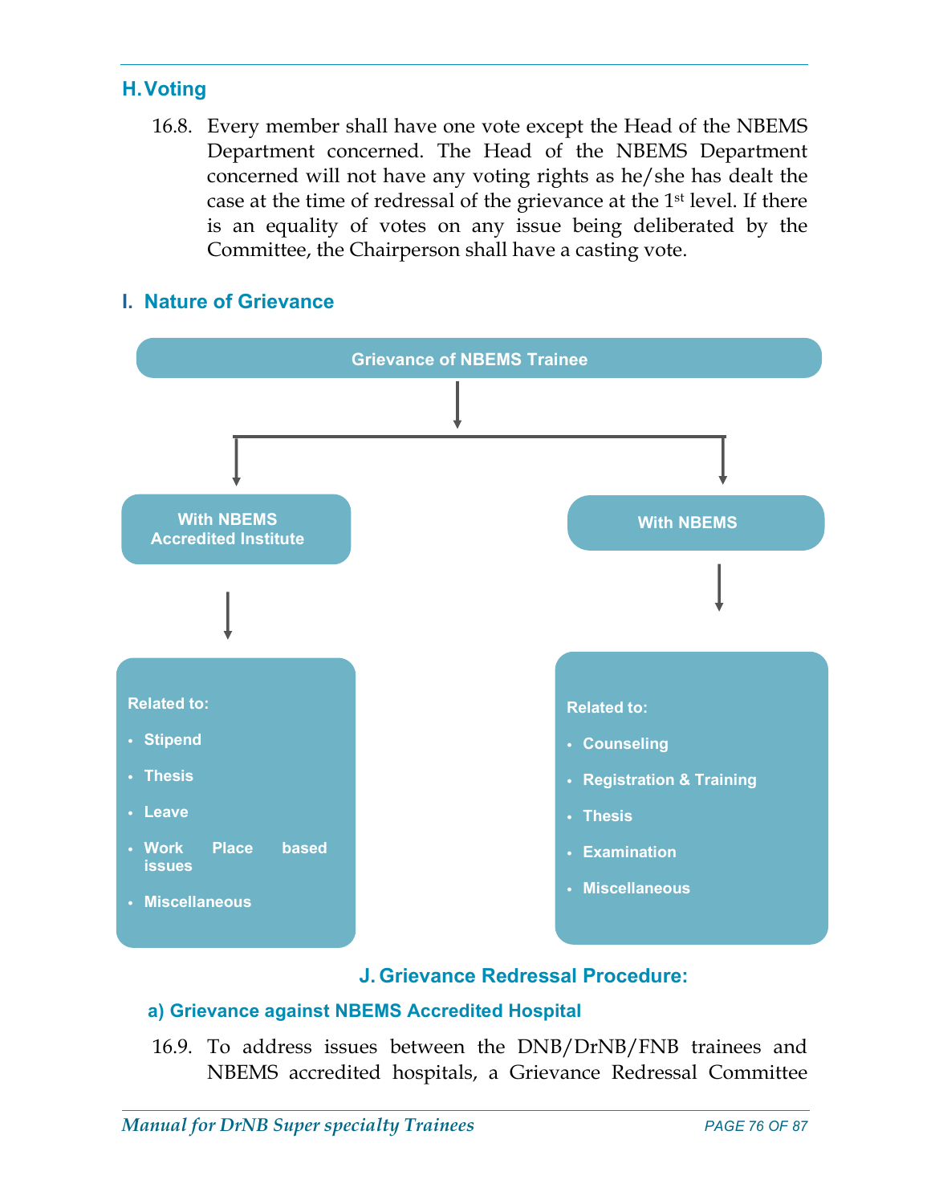## H. Voting

16.8. Every member shall have one vote except the Head of the NBEMS Department concerned. The Head of the NBEMS Department concerned will not have any voting rights as he/she has dealt the case at the time of redressal of the grievance at the 1st level. If there is an equality of votes on any issue being deliberated by the Committee, the Chairperson shall have a casting vote.

## I. Nature of Grievance

**Grievance of NBEMS Trainee**

**With NBEMS Accredited Institute**

Related to:

- Stipend
- Thesis
- Leave
- Work Place based issues
- Miscellaneous

**With NBEMS**

Related to:

- Counseling
- Registration & Training
- Thesis
- Examination
- Miscellaneous

## J. Grievance Redressal Procedure:

### a) Grievance against NBEMS Accredited Hospital

16.9. To address issues between the DNB/DrNB/FNB trainees and NBEMS accredited hospitals, a Grievance Redressal Committee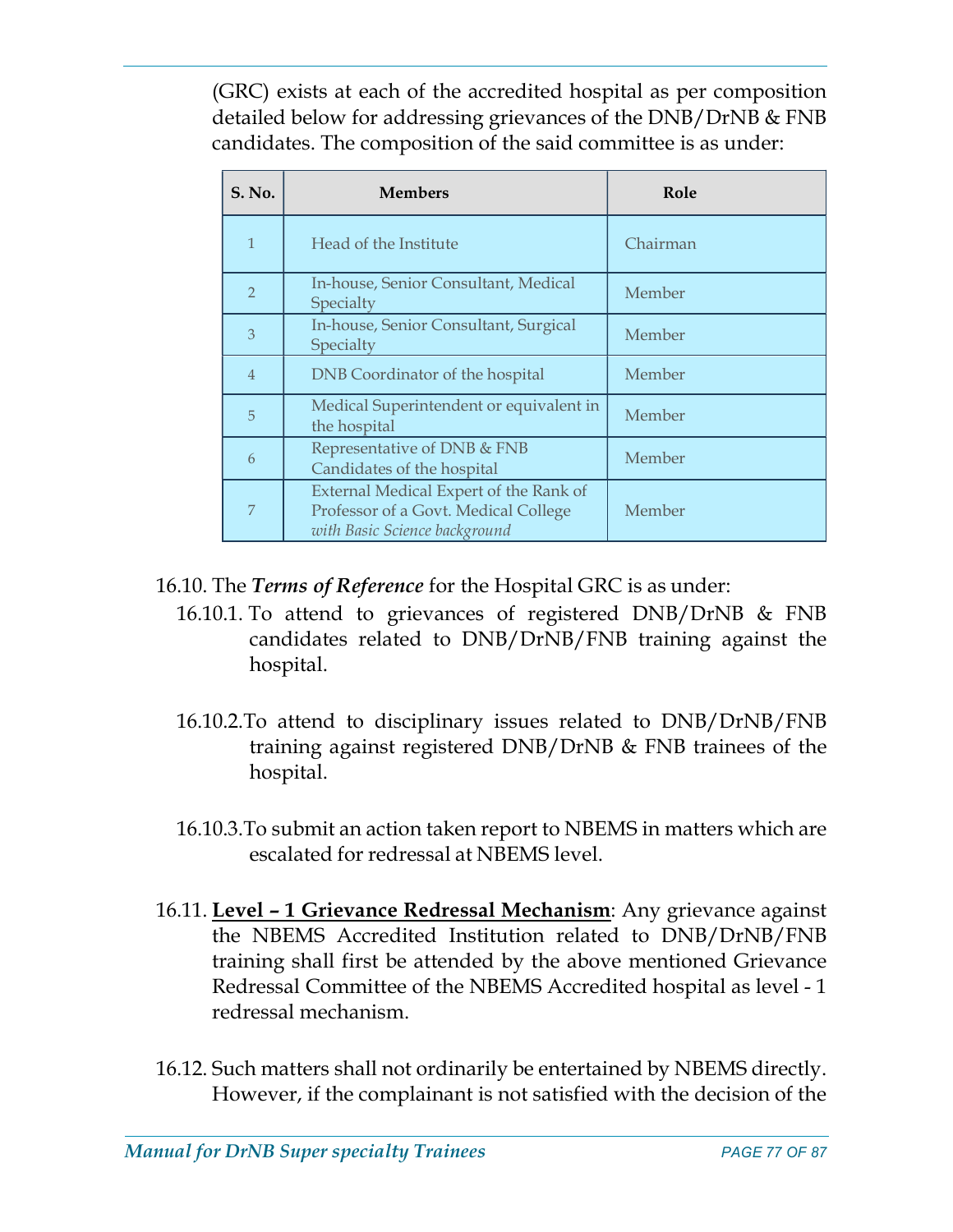(GRC) exists at each of the accredited hospital as per composition detailed below for addressing grievances of the DNB/DrNB & FNB candidates. The composition of the said committee is as under:

| S. No. | Members | Role |
|---|---|---|
| 1 | Head of the Institute | Chairman |
| 2 | In-house, Senior Consultant, Medical Specialty | Member |
| 3 | In-house, Senior Consultant, Surgical Specialty | Member |
| 4 | DNB Coordinator of the hospital | Member |
| 5 | Medical Superintendent or equivalent in the hospital | Member |
| 6 | Representative of DNB & FNB Candidates of the hospital | Member |
| 7 | External Medical Expert of the Rank of Professor of a Govt. Medical College *with Basic Science background* | Member |

16.10. The ***Terms of Reference*** for the Hospital GRC is as under:

16.10.1. To attend to grievances of registered DNB/DrNB & FNB candidates related to DNB/DrNB/FNB training against the hospital.

16.10.2. To attend to disciplinary issues related to DNB/DrNB/FNB training against registered DNB/DrNB & FNB trainees of the hospital.

16.10.3. To submit an action taken report to NBEMS in matters which are escalated for redressal at NBEMS level.

16.11. **<u>Level – 1 Grievance Redressal Mechanism</u>**: Any grievance against the NBEMS Accredited Institution related to DNB/DrNB/FNB training shall first be attended by the above mentioned Grievance Redressal Committee of the NBEMS Accredited hospital as level - 1 redressal mechanism.

16.12. Such matters shall not ordinarily be entertained by NBEMS directly. However, if the complainant is not satisfied with the decision of the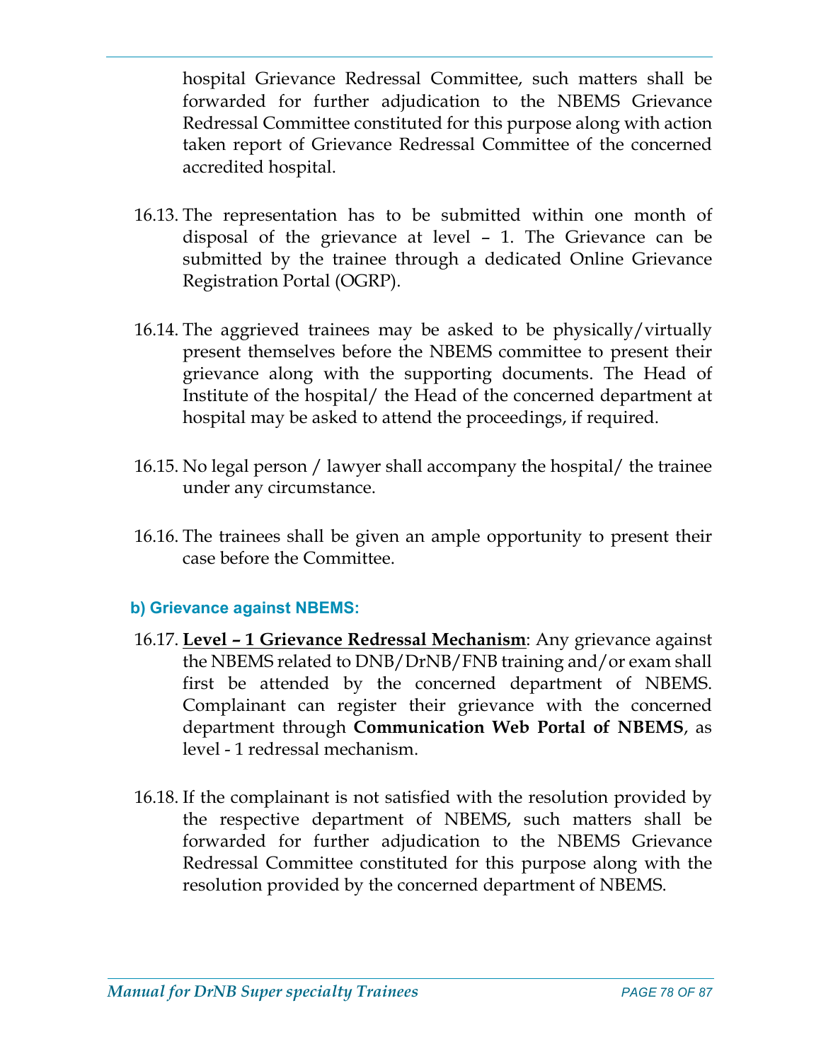hospital Grievance Redressal Committee, such matters shall be forwarded for further adjudication to the NBEMS Grievance Redressal Committee constituted for this purpose along with action taken report of Grievance Redressal Committee of the concerned accredited hospital.

16.13. The representation has to be submitted within one month of disposal of the grievance at level – 1. The Grievance can be submitted by the trainee through a dedicated Online Grievance Registration Portal (OGRP).

16.14. The aggrieved trainees may be asked to be physically/virtually present themselves before the NBEMS committee to present their grievance along with the supporting documents. The Head of Institute of the hospital/ the Head of the concerned department at hospital may be asked to attend the proceedings, if required.

16.15. No legal person / lawyer shall accompany the hospital/ the trainee under any circumstance.

16.16. The trainees shall be given an ample opportunity to present their case before the Committee.

### b) Grievance against NBEMS:

16.17. **Level – 1 Grievance Redressal Mechanism**: Any grievance against the NBEMS related to DNB/DrNB/FNB training and/or exam shall first be attended by the concerned department of NBEMS. Complainant can register their grievance with the concerned department through **Communication Web Portal of NBEMS**, as level - 1 redressal mechanism.

16.18. If the complainant is not satisfied with the resolution provided by the respective department of NBEMS, such matters shall be forwarded for further adjudication to the NBEMS Grievance Redressal Committee constituted for this purpose along with the resolution provided by the concerned department of NBEMS.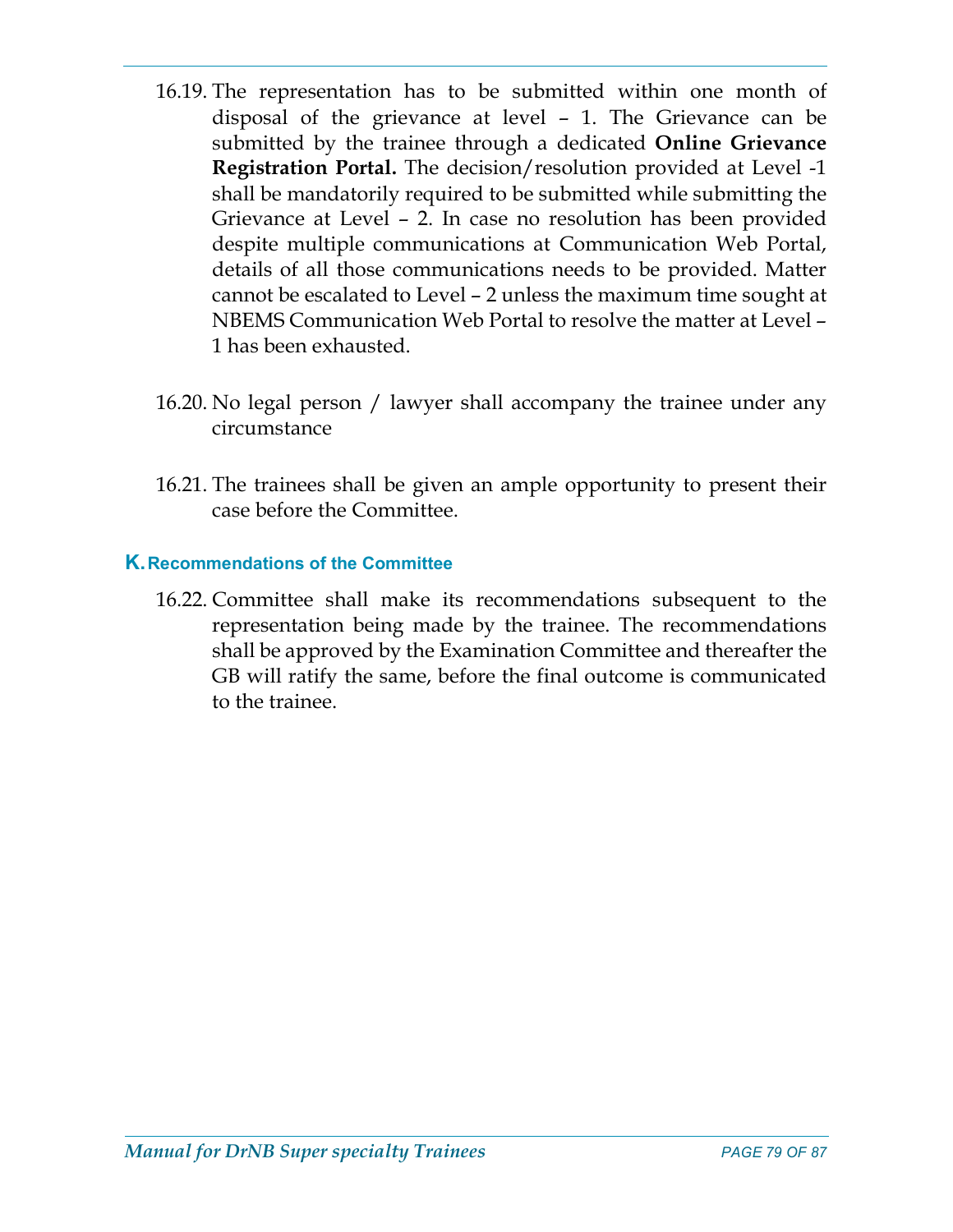16.19. The representation has to be submitted within one month of disposal of the grievance at level – 1. The Grievance can be submitted by the trainee through a dedicated **Online Grievance Registration Portal.** The decision/resolution provided at Level -1 shall be mandatorily required to be submitted while submitting the Grievance at Level – 2. In case no resolution has been provided despite multiple communications at Communication Web Portal, details of all those communications needs to be provided. Matter cannot be escalated to Level – 2 unless the maximum time sought at NBEMS Communication Web Portal to resolve the matter at Level – 1 has been exhausted.

16.20. No legal person / lawyer shall accompany the trainee under any circumstance

16.21. The trainees shall be given an ample opportunity to present their case before the Committee.

## K. Recommendations of the Committee

16.22. Committee shall make its recommendations subsequent to the representation being made by the trainee. The recommendations shall be approved by the Examination Committee and thereafter the GB will ratify the same, before the final outcome is communicated to the trainee.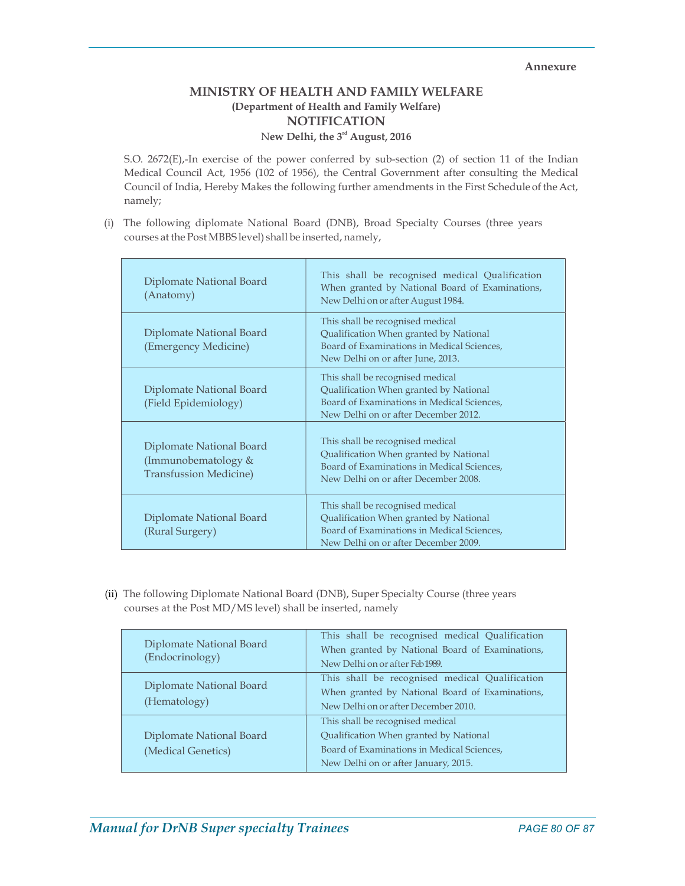**Annexure**

## MINISTRY OF HEALTH AND FAMILY WELFARE

**(Department of Health and Family Welfare)**

## NOTIFICATION

**New Delhi, the 3rd August, 2016**

S.O. 2672(E),-In exercise of the power conferred by sub-section (2) of section 11 of the Indian Medical Council Act, 1956 (102 of 1956), the Central Government after consulting the Medical Council of India, Hereby Makes the following further amendments in the First Schedule of the Act, namely;

(i) The following diplomate National Board (DNB), Broad Specialty Courses (three years courses at the Post MBBS level) shall be inserted, namely,

| | |
|---|---|
| Diplomate National Board (Anatomy) | This shall be recognised medical Qualification When granted by National Board of Examinations, New Delhi on or after August 1984. |
| Diplomate National Board (Emergency Medicine) | This shall be recognised medical Qualification When granted by National Board of Examinations in Medical Sciences, New Delhi on or after June, 2013. |
| Diplomate National Board (Field Epidemiology) | This shall be recognised medical Qualification When granted by National Board of Examinations in Medical Sciences, New Delhi on or after December 2012. |
| Diplomate National Board (Immunobematology & Transfussion Medicine) | This shall be recognised medical Qualification When granted by National Board of Examinations in Medical Sciences, New Delhi on or after December 2008. |
| Diplomate National Board (Rural Surgery) | This shall be recognised medical Qualification When granted by National Board of Examinations in Medical Sciences, New Delhi on or after December 2009. |

(ii) The following Diplomate National Board (DNB), Super Specialty Course (three years courses at the Post MD/MS level) shall be inserted, namely

| | |
|---|---|
| Diplomate National Board (Endocrinology) | This shall be recognised medical Qualification When granted by National Board of Examinations, New Delhi on or after Feb 1989. |
| Diplomate National Board (Hematology) | This shall be recognised medical Qualification When granted by National Board of Examinations, New Delhi on or after December 2010. |
| Diplomate National Board (Medical Genetics) | This shall be recognised medical Qualification When granted by National Board of Examinations in Medical Sciences, New Delhi on or after January, 2015. |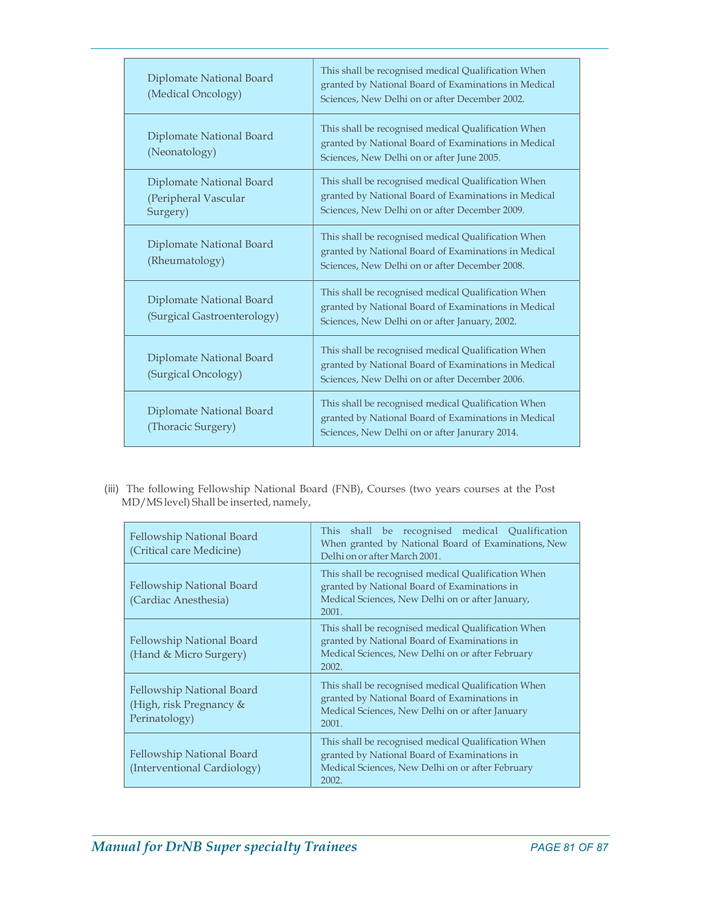| Diplomate National Board (Medical Oncology) | This shall be recognised medical Qualification When granted by National Board of Examinations in Medical Sciences, New Delhi on or after December 2002. |
|---|---|
| Diplomate National Board (Neonatology) | This shall be recognised medical Qualification When granted by National Board of Examinations in Medical Sciences, New Delhi on or after June 2005. |
| Diplomate National Board (Peripheral Vascular Surgery) | This shall be recognised medical Qualification When granted by National Board of Examinations in Medical Sciences, New Delhi on or after December 2009. |
| Diplomate National Board (Rheumatology) | This shall be recognised medical Qualification When granted by National Board of Examinations in Medical Sciences, New Delhi on or after December 2008. |
| Diplomate National Board (Surgical Gastroenterology) | This shall be recognised medical Qualification When granted by National Board of Examinations in Medical Sciences, New Delhi on or after January, 2002. |
| Diplomate National Board (Surgical Oncology) | This shall be recognised medical Qualification When granted by National Board of Examinations in Medical Sciences, New Delhi on or after December 2006. |
| Diplomate National Board (Thoracic Surgery) | This shall be recognised medical Qualification When granted by National Board of Examinations in Medical Sciences, New Delhi on or after Janurary 2014. |

(iii) The following Fellowship National Board (FNB), Courses (two years courses at the Post MD/MS level) Shall be inserted, namely,

| Fellowship National Board (Critical care Medicine) | This shall be recognised medical Qualification When granted by National Board of Examinations, New Delhi on or after March 2001. |
|---|---|
| Fellowship National Board (Cardiac Anesthesia) | This shall be recognised medical Qualification When granted by National Board of Examinations in Medical Sciences, New Delhi on or after January, 2001. |
| Fellowship National Board (Hand & Micro Surgery) | This shall be recognised medical Qualification When granted by National Board of Examinations in Medical Sciences, New Delhi on or after February 2002. |
| Fellowship National Board (High, risk Pregnancy & Perinatology) | This shall be recognised medical Qualification When granted by National Board of Examinations in Medical Sciences, New Delhi on or after January 2001. |
| Fellowship National Board (Interventional Cardiology) | This shall be recognised medical Qualification When granted by National Board of Examinations in Medical Sciences, New Delhi on or after February 2002. |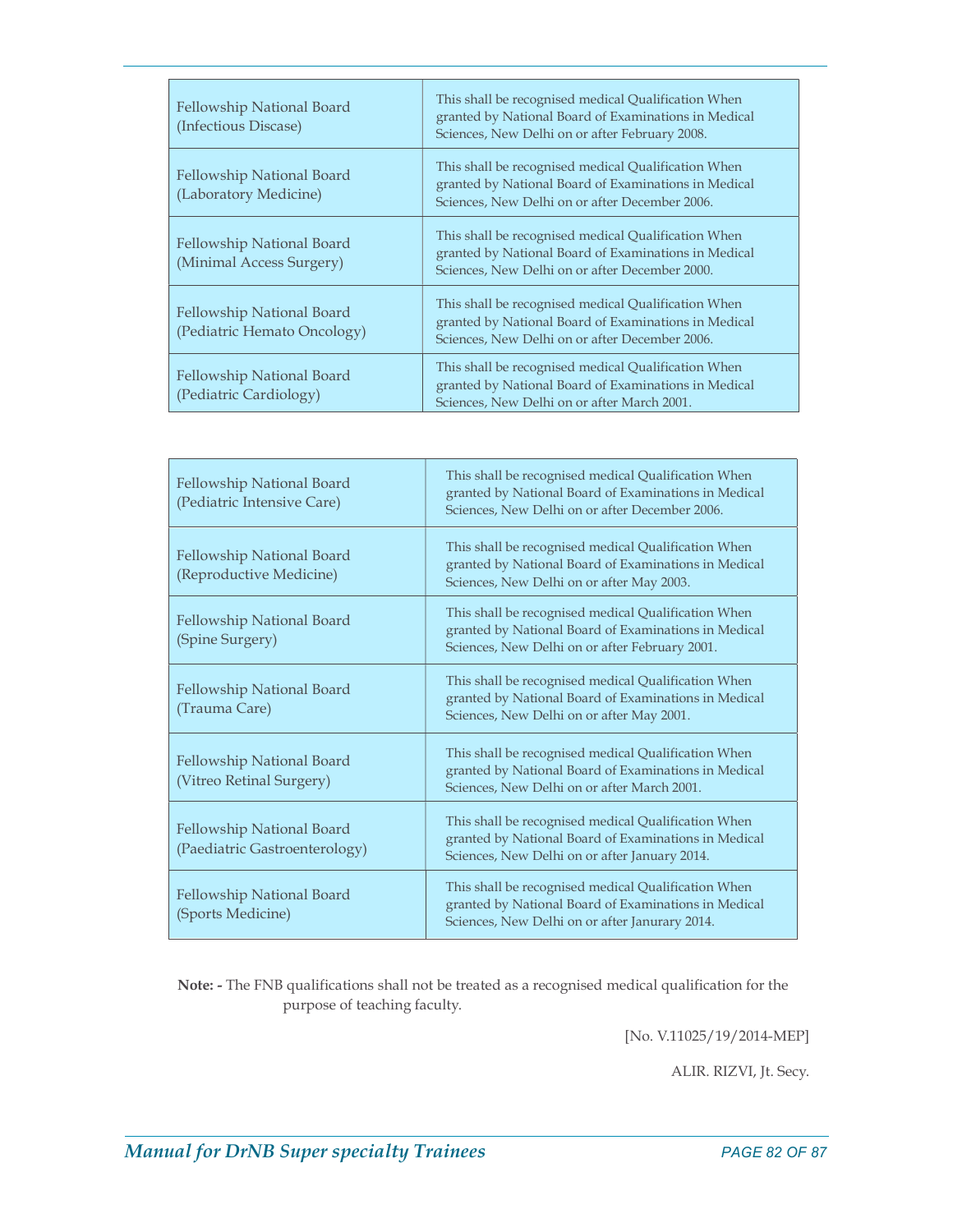| | |
|---|---|
| Fellowship National Board (Infectious Discase) | This shall be recognised medical Qualification When granted by National Board of Examinations in Medical Sciences, New Delhi on or after February 2008. |
| Fellowship National Board (Laboratory Medicine) | This shall be recognised medical Qualification When granted by National Board of Examinations in Medical Sciences, New Delhi on or after December 2006. |
| Fellowship National Board (Minimal Access Surgery) | This shall be recognised medical Qualification When granted by National Board of Examinations in Medical Sciences, New Delhi on or after December 2000. |
| Fellowship National Board (Pediatric Hemato Oncology) | This shall be recognised medical Qualification When granted by National Board of Examinations in Medical Sciences, New Delhi on or after December 2006. |
| Fellowship National Board (Pediatric Cardiology) | This shall be recognised medical Qualification When granted by National Board of Examinations in Medical Sciences, New Delhi on or after March 2001. |
| Fellowship National Board (Pediatric Intensive Care) | This shall be recognised medical Qualification When granted by National Board of Examinations in Medical Sciences, New Delhi on or after December 2006. |
| Fellowship National Board (Reproductive Medicine) | This shall be recognised medical Qualification When granted by National Board of Examinations in Medical Sciences, New Delhi on or after May 2003. |
| Fellowship National Board (Spine Surgery) | This shall be recognised medical Qualification When granted by National Board of Examinations in Medical Sciences, New Delhi on or after February 2001. |
| Fellowship National Board (Trauma Care) | This shall be recognised medical Qualification When granted by National Board of Examinations in Medical Sciences, New Delhi on or after May 2001. |
| Fellowship National Board (Vitreo Retinal Surgery) | This shall be recognised medical Qualification When granted by National Board of Examinations in Medical Sciences, New Delhi on or after March 2001. |
| Fellowship National Board (Paediatric Gastroenterology) | This shall be recognised medical Qualification When granted by National Board of Examinations in Medical Sciences, New Delhi on or after January 2014. |
| Fellowship National Board (Sports Medicine) | This shall be recognised medical Qualification When granted by National Board of Examinations in Medical Sciences, New Delhi on or after Janurary 2014. |

**Note: -** The FNB qualifications shall not be treated as a recognised medical qualification for the purpose of teaching faculty.

[No. V.11025/19/2014-MEP]

ALIR. RIZVI, Jt. Secy.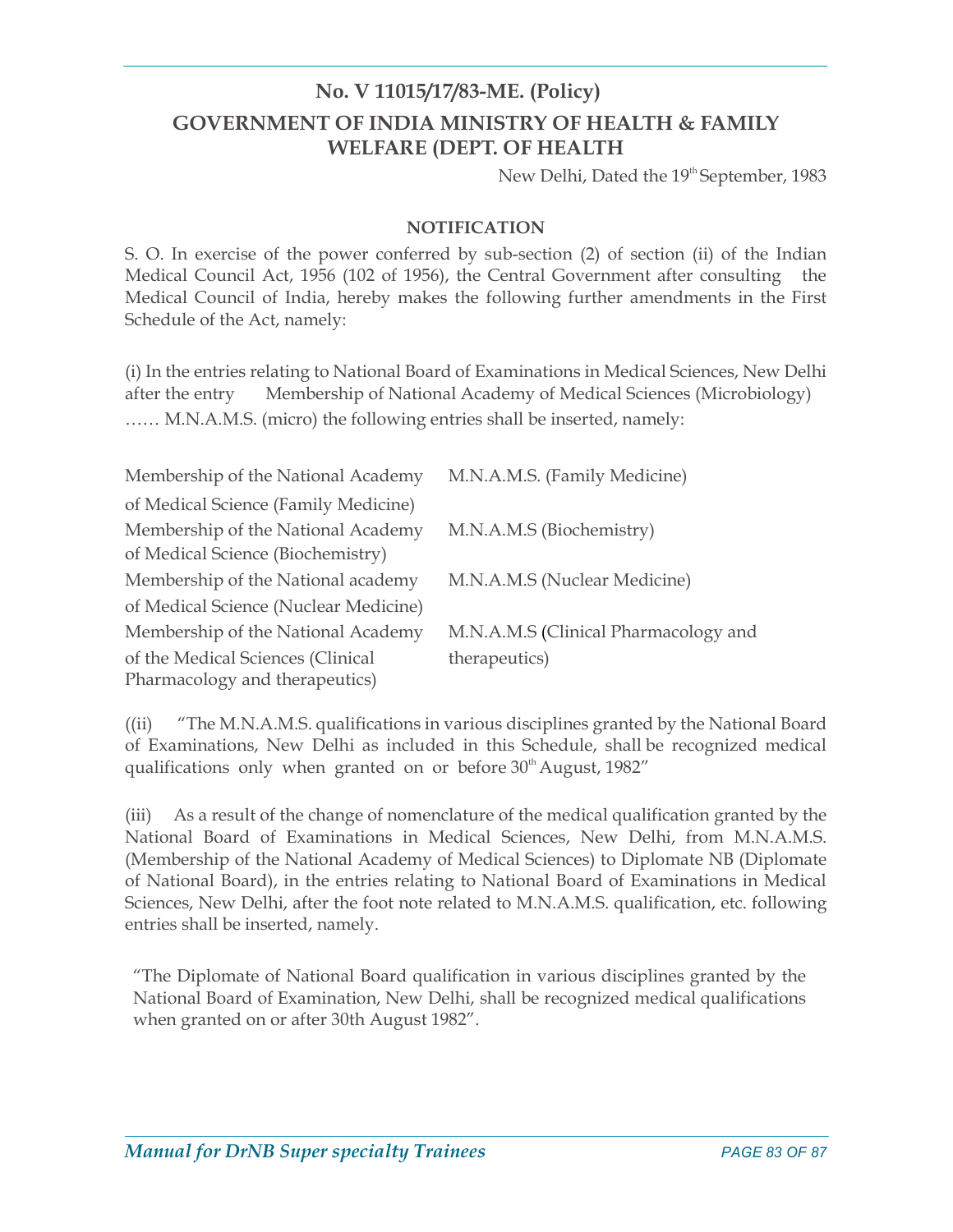# No. V 11015/17/83-ME. (Policy)

## GOVERNMENT OF INDIA MINISTRY OF HEALTH & FAMILY WELFARE (DEPT. OF HEALTH

New Delhi, Dated the 19th September, 1983

**NOTIFICATION**

S. O. In exercise of the power conferred by sub-section (2) of section (ii) of the Indian Medical Council Act, 1956 (102 of 1956), the Central Government after consulting the Medical Council of India, hereby makes the following further amendments in the First Schedule of the Act, namely:

(i) In the entries relating to National Board of Examinations in Medical Sciences, New Delhi after the entry Membership of National Academy of Medical Sciences (Microbiology) …… M.N.A.M.S. (micro) the following entries shall be inserted, namely:

| | |
|---|---|
| Membership of the National Academy of Medical Science (Family Medicine) | M.N.A.M.S. (Family Medicine) |
| Membership of the National Academy of Medical Science (Biochemistry) | M.N.A.M.S (Biochemistry) |
| Membership of the National academy of Medical Science (Nuclear Medicine) | M.N.A.M.S (Nuclear Medicine) |
| Membership of the National Academy of the Medical Sciences (Clinical Pharmacology and therapeutics) | M.N.A.M.S (Clinical Pharmacology and therapeutics) |

((ii) "The M.N.A.M.S. qualifications in various disciplines granted by the National Board of Examinations, New Delhi as included in this Schedule, shall be recognized medical qualifications only when granted on or before 30th August, 1982"

(iii) As a result of the change of nomenclature of the medical qualification granted by the National Board of Examinations in Medical Sciences, New Delhi, from M.N.A.M.S. (Membership of the National Academy of Medical Sciences) to Diplomate NB (Diplomate of National Board), in the entries relating to National Board of Examinations in Medical Sciences, New Delhi, after the foot note related to M.N.A.M.S. qualification, etc. following entries shall be inserted, namely.

"The Diplomate of National Board qualification in various disciplines granted by the National Board of Examination, New Delhi, shall be recognized medical qualifications when granted on or after 30th August 1982".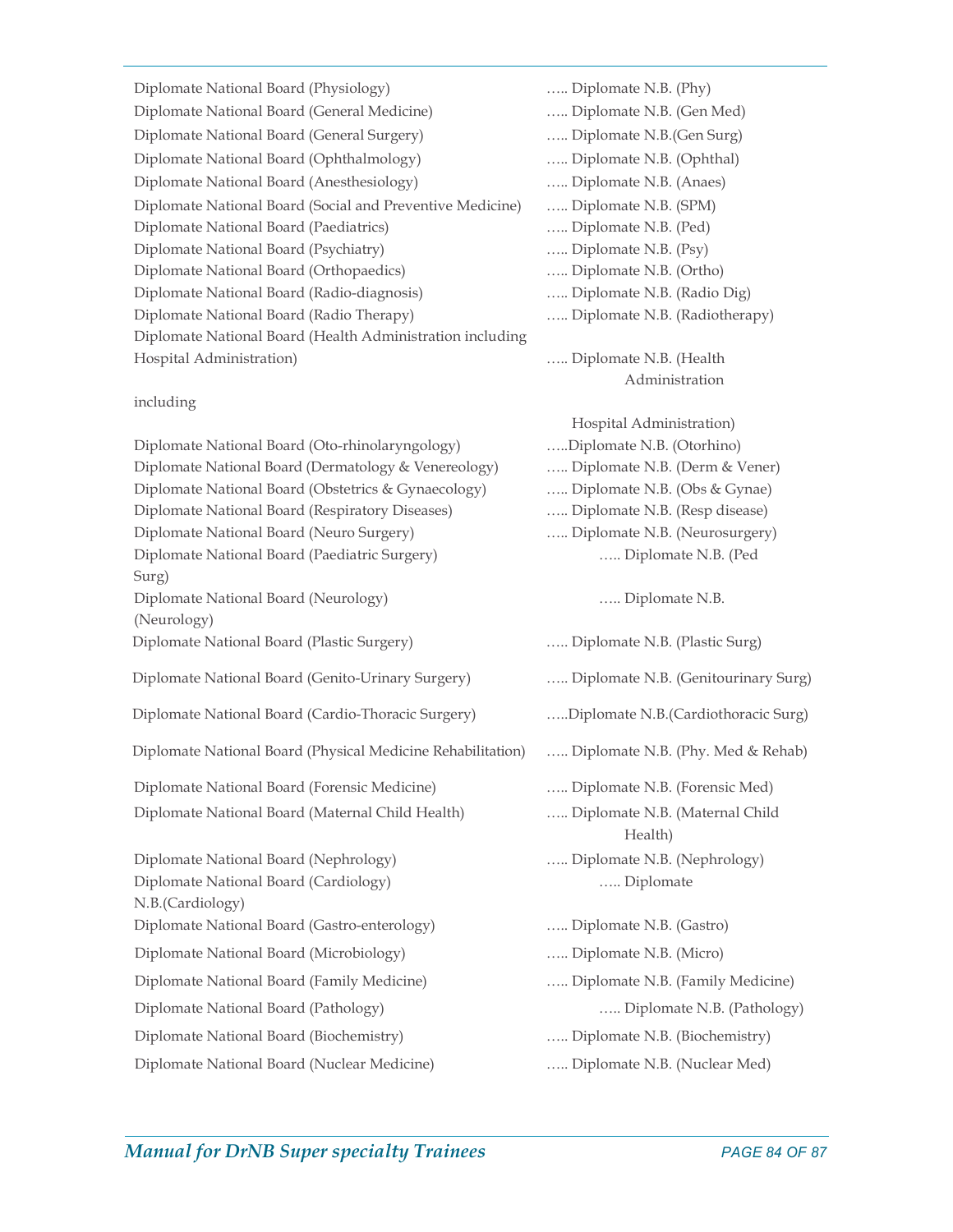Diplomate National Board (Physiology) ….. Diplomate N.B. (Phy)
Diplomate National Board (General Medicine) ….. Diplomate N.B. (Gen Med)
Diplomate National Board (General Surgery) ….. Diplomate N.B.(Gen Surg)
Diplomate National Board (Ophthalmology) ….. Diplomate N.B. (Ophthal)
Diplomate National Board (Anesthesiology) ….. Diplomate N.B. (Anaes)
Diplomate National Board (Social and Preventive Medicine) ….. Diplomate N.B. (SPM)
Diplomate National Board (Paediatrics) ….. Diplomate N.B. (Ped)
Diplomate National Board (Psychiatry) ….. Diplomate N.B. (Psy)
Diplomate National Board (Orthopaedics) ….. Diplomate N.B. (Ortho)
Diplomate National Board (Radio-diagnosis) ….. Diplomate N.B. (Radio Dig)
Diplomate National Board (Radio Therapy) ….. Diplomate N.B. (Radiotherapy)
Diplomate National Board (Health Administration including Hospital Administration) ….. Diplomate N.B. (Health Administration including Hospital Administration)
Diplomate National Board (Oto-rhinolaryngology) …..Diplomate N.B. (Otorhino)
Diplomate National Board (Dermatology & Venereology) ….. Diplomate N.B. (Derm & Vener)
Diplomate National Board (Obstetrics & Gynaecology) ….. Diplomate N.B. (Obs & Gynae)
Diplomate National Board (Respiratory Diseases) ….. Diplomate N.B. (Resp disease)
Diplomate National Board (Neuro Surgery) ….. Diplomate N.B. (Neurosurgery)
Diplomate National Board (Paediatric Surgery) ….. Diplomate N.B. (Ped Surg)
Diplomate National Board (Neurology) ….. Diplomate N.B. (Neurology)
Diplomate National Board (Plastic Surgery) ….. Diplomate N.B. (Plastic Surg)
Diplomate National Board (Genito-Urinary Surgery) ….. Diplomate N.B. (Genitourinary Surg)
Diplomate National Board (Cardio-Thoracic Surgery) …..Diplomate N.B.(Cardiothoracic Surg)
Diplomate National Board (Physical Medicine Rehabilitation) ….. Diplomate N.B. (Phy. Med & Rehab)
Diplomate National Board (Forensic Medicine) ….. Diplomate N.B. (Forensic Med)
Diplomate National Board (Maternal Child Health) ….. Diplomate N.B. (Maternal Child Health)
Diplomate National Board (Nephrology) ….. Diplomate N.B. (Nephrology)
Diplomate National Board (Cardiology) ….. Diplomate N.B.(Cardiology)
Diplomate National Board (Gastro-enterology) ….. Diplomate N.B. (Gastro)
Diplomate National Board (Microbiology) ….. Diplomate N.B. (Micro)
Diplomate National Board (Family Medicine) ….. Diplomate N.B. (Family Medicine)
Diplomate National Board (Pathology) ….. Diplomate N.B. (Pathology)
Diplomate National Board (Biochemistry) ….. Diplomate N.B. (Biochemistry)
Diplomate National Board (Nuclear Medicine) ….. Diplomate N.B. (Nuclear Med)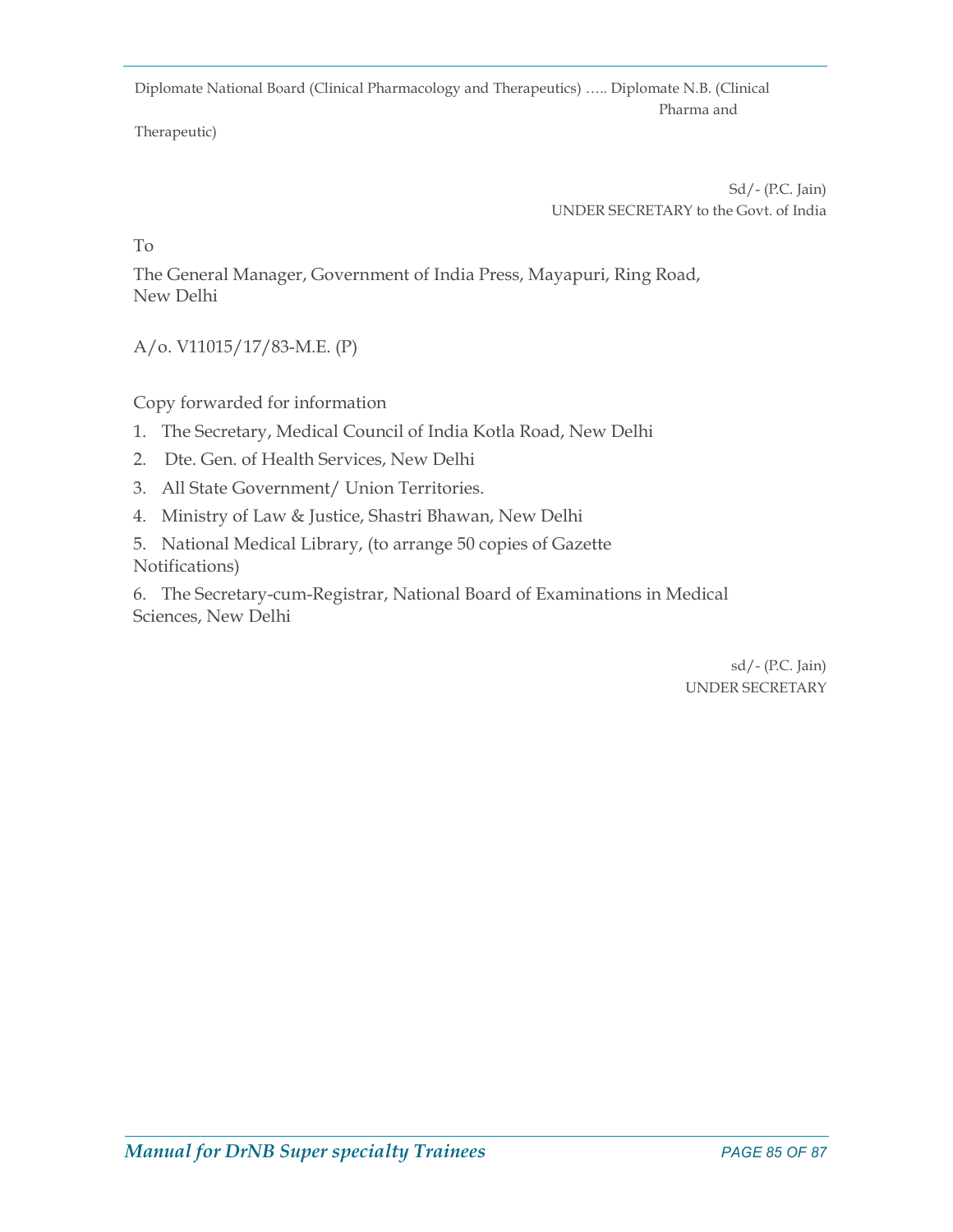Diplomate National Board (Clinical Pharmacology and Therapeutics) ….. Diplomate N.B. (Clinical Pharma and Therapeutic)

Sd/- (P.C. Jain)
UNDER SECRETARY to the Govt. of India

To

The General Manager, Government of India Press, Mayapuri, Ring Road, New Delhi

A/o. V11015/17/83-M.E. (P)

Copy forwarded for information

1. The Secretary, Medical Council of India Kotla Road, New Delhi
2. Dte. Gen. of Health Services, New Delhi
3. All State Government/ Union Territories.
4. Ministry of Law & Justice, Shastri Bhawan, New Delhi
5. National Medical Library, (to arrange 50 copies of Gazette Notifications)
6. The Secretary-cum-Registrar, National Board of Examinations in Medical Sciences, New Delhi

sd/- (P.C. Jain)
UNDER SECRETARY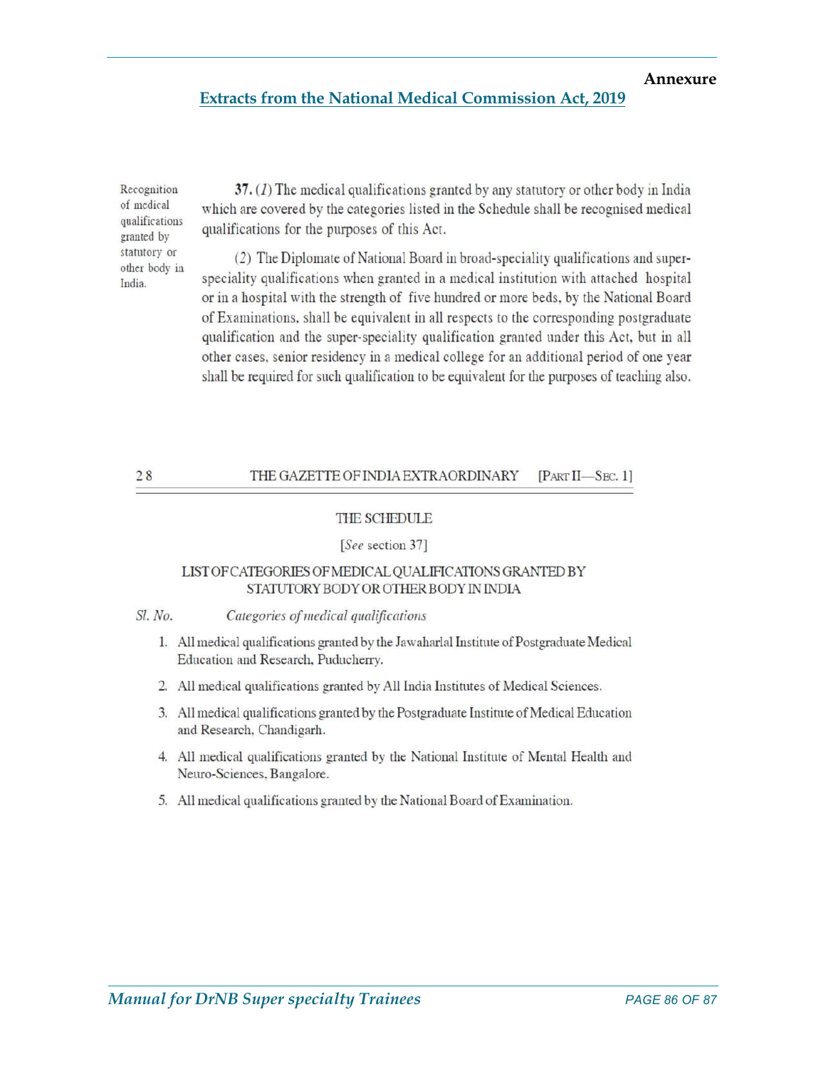**Annexure**

## Extracts from the National Medical Commission Act, 2019

Recognition of medical qualifications granted by statutory or other body in India.

**37.** (*1*) The medical qualifications granted by any statutory or other body in India which are covered by the categories listed in the Schedule shall be recognised medical qualifications for the purposes of this Act.

(*2*) The Diplomate of National Board in broad-speciality qualifications and super-speciality qualifications when granted in a medical institution with attached hospital or in a hospital with the strength of five hundred or more beds, by the National Board of Examinations, shall be equivalent in all respects to the corresponding postgraduate qualification and the super-speciality qualification granted under this Act, but in all other cases, senior residency in a medical college for an additional period of one year shall be required for such qualification to be equivalent for the purposes of teaching also.

28 THE GAZETTE OF INDIA EXTRAORDINARY [PART II—SEC. 1]

### THE SCHEDULE

[*See* section 37]

### LIST OF CATEGORIES OF MEDICAL QUALIFICATIONS GRANTED BY STATUTORY BODY OR OTHER BODY IN INDIA

| *Sl. No.* | *Categories of medical qualifications* |
|---|---|
| 1. | All medical qualifications granted by the Jawaharlal Institute of Postgraduate Medical Education and Research, Puducherry. |
| 2. | All medical qualifications granted by All India Institutes of Medical Sciences. |
| 3. | All medical qualifications granted by the Postgraduate Institute of Medical Education and Research, Chandigarh. |
| 4. | All medical qualifications granted by the National Institute of Mental Health and Neuro-Sciences, Bangalore. |
| 5. | All medical qualifications granted by the National Board of Examination. |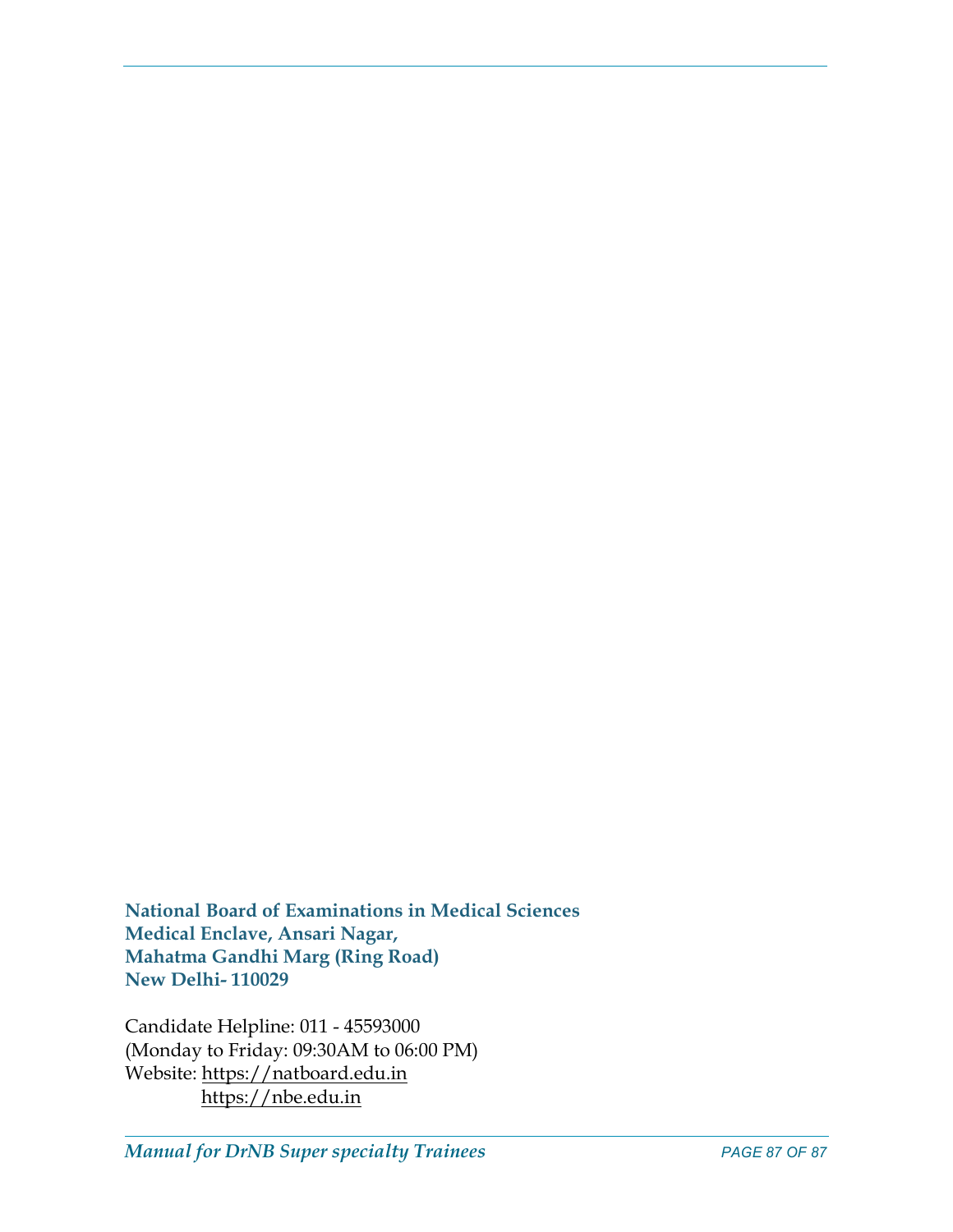**National Board of Examinations in Medical Sciences**
**Medical Enclave, Ansari Nagar,**
**Mahatma Gandhi Marg (Ring Road)**
**New Delhi- 110029**

Candidate Helpline: 011 - 45593000
(Monday to Friday: 09:30AM to 06:00 PM)
Website: https://natboard.edu.in
https://nbe.edu.in